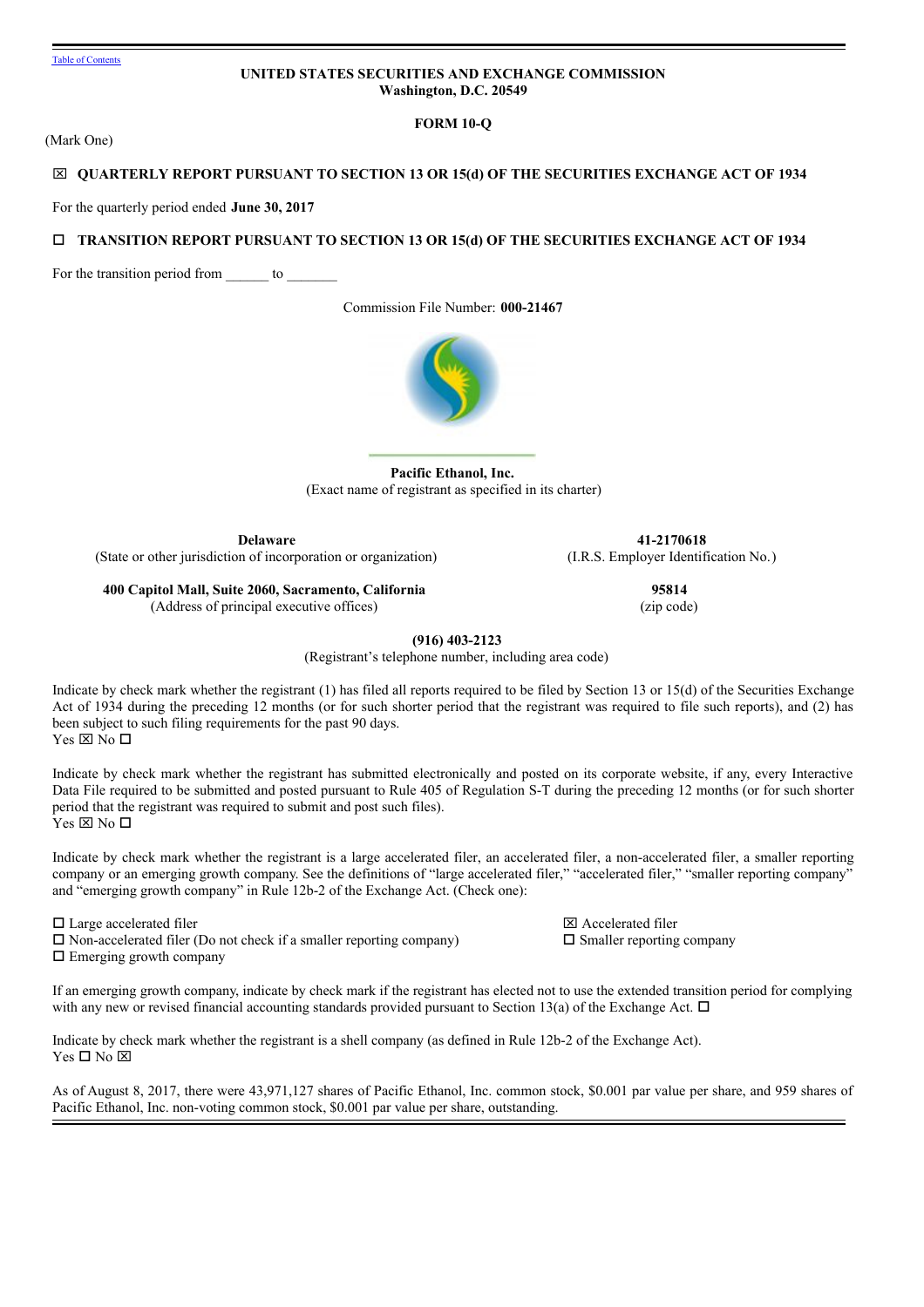Table of Contents

# UNITED STATES SECURITIES AND EXCHANGE COMMISSION
**Washington, D.C. 20549**

## FORM 10-Q

(Mark One)

☒ **QUARTERLY REPORT PURSUANT TO SECTION 13 OR 15(d) OF THE SECURITIES EXCHANGE ACT OF 1934**

For the quarterly period ended **June 30, 2017**

☐ **TRANSITION REPORT PURSUANT TO SECTION 13 OR 15(d) OF THE SECURITIES EXCHANGE ACT OF 1934**

For the transition period from ______ to _______

Commission File Number: **000-21467**

**Pacific Ethanol, Inc.**
(Exact name of registrant as specified in its charter)

| | |
|---|---|
| **Delaware** | **41-2170618** |
| (State or other jurisdiction of incorporation or organization) | (I.R.S. Employer Identification No.) |
| **400 Capitol Mall, Suite 2060, Sacramento, California** | **95814** |
| (Address of principal executive offices) | (zip code) |

**(916) 403-2123**
(Registrant's telephone number, including area code)

Indicate by check mark whether the registrant (1) has filed all reports required to be filed by Section 13 or 15(d) of the Securities Exchange Act of 1934 during the preceding 12 months (or for such shorter period that the registrant was required to file such reports), and (2) has been subject to such filing requirements for the past 90 days.
Yes ☒ No ☐

Indicate by check mark whether the registrant has submitted electronically and posted on its corporate website, if any, every Interactive Data File required to be submitted and posted pursuant to Rule 405 of Regulation S-T during the preceding 12 months (or for such shorter period that the registrant was required to submit and post such files).
Yes ☒ No ☐

Indicate by check mark whether the registrant is a large accelerated filer, an accelerated filer, a non-accelerated filer, a smaller reporting company or an emerging growth company. See the definitions of "large accelerated filer," "accelerated filer," "smaller reporting company" and "emerging growth company" in Rule 12b-2 of the Exchange Act. (Check one):

| | |
|---|---|
| ☐ Large accelerated filer | ☒ Accelerated filer |
| ☐ Non-accelerated filer (Do not check if a smaller reporting company) | ☐ Smaller reporting company |
| ☐ Emerging growth company | |

If an emerging growth company, indicate by check mark if the registrant has elected not to use the extended transition period for complying with any new or revised financial accounting standards provided pursuant to Section 13(a) of the Exchange Act. ☐

Indicate by check mark whether the registrant is a shell company (as defined in Rule 12b-2 of the Exchange Act).
Yes ☐ No ☒

As of August 8, 2017, there were 43,971,127 shares of Pacific Ethanol, Inc. common stock, $0.001 par value per share, and 959 shares of Pacific Ethanol, Inc. non-voting common stock, $0.001 par value per share, outstanding.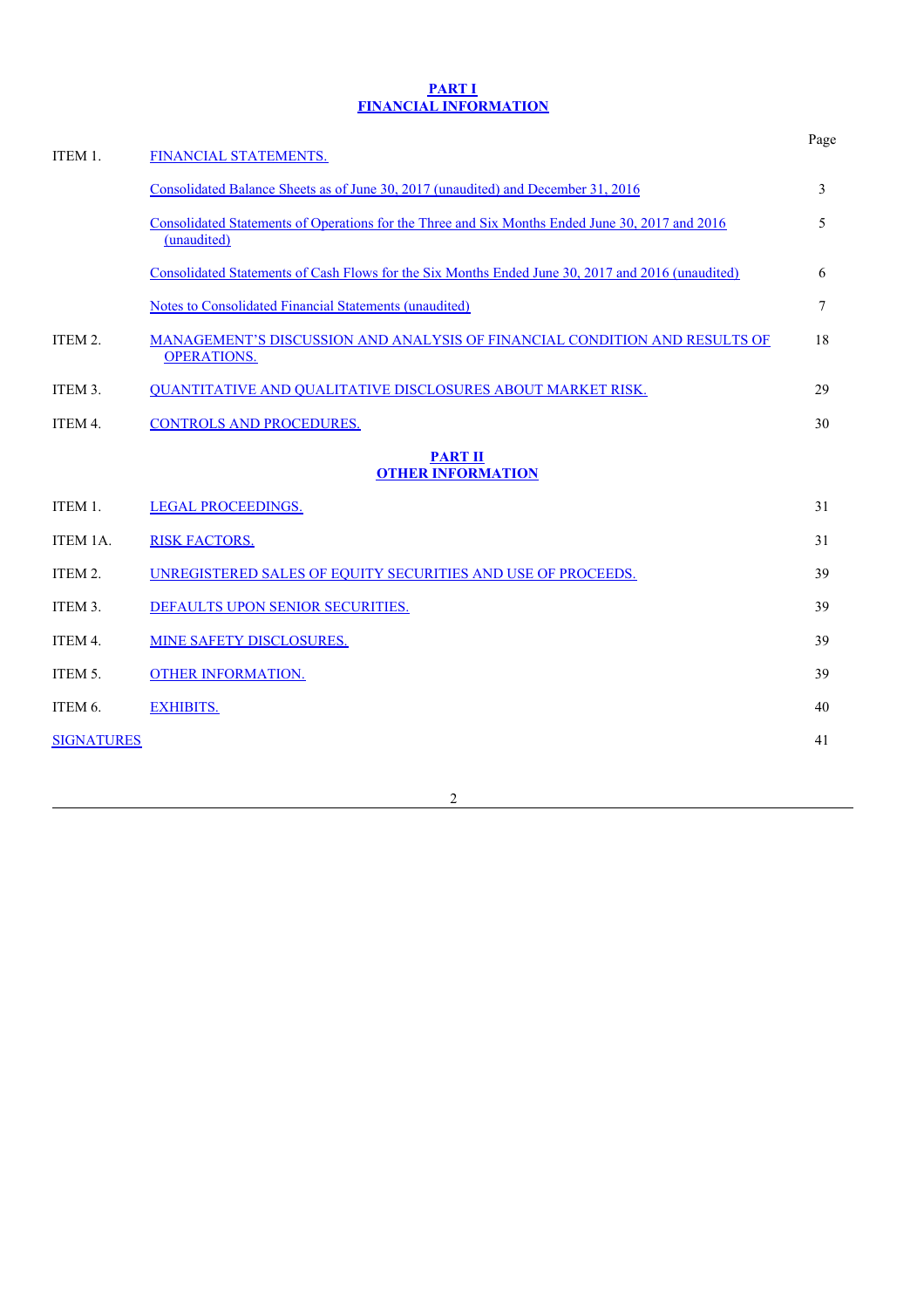## PART I
## FINANCIAL INFORMATION

| | | Page |
|---|---|---|
| ITEM 1. | FINANCIAL STATEMENTS. | |
| | Consolidated Balance Sheets as of June 30, 2017 (unaudited) and December 31, 2016 | 3 |
| | Consolidated Statements of Operations for the Three and Six Months Ended June 30, 2017 and 2016 (unaudited) | 5 |
| | Consolidated Statements of Cash Flows for the Six Months Ended June 30, 2017 and 2016 (unaudited) | 6 |
| | Notes to Consolidated Financial Statements (unaudited) | 7 |
| ITEM 2. | MANAGEMENT'S DISCUSSION AND ANALYSIS OF FINANCIAL CONDITION AND RESULTS OF OPERATIONS. | 18 |
| ITEM 3. | QUANTITATIVE AND QUALITATIVE DISCLOSURES ABOUT MARKET RISK. | 29 |
| ITEM 4. | CONTROLS AND PROCEDURES. | 30 |

## PART II
## OTHER INFORMATION

| | | |
|---|---|---|
| ITEM 1. | LEGAL PROCEEDINGS. | 31 |
| ITEM 1A. | RISK FACTORS. | 31 |
| ITEM 2. | UNREGISTERED SALES OF EQUITY SECURITIES AND USE OF PROCEEDS. | 39 |
| ITEM 3. | DEFAULTS UPON SENIOR SECURITIES. | 39 |
| ITEM 4. | MINE SAFETY DISCLOSURES. | 39 |
| ITEM 5. | OTHER INFORMATION. | 39 |
| ITEM 6. | EXHIBITS. | 40 |
| SIGNATURES | | 41 |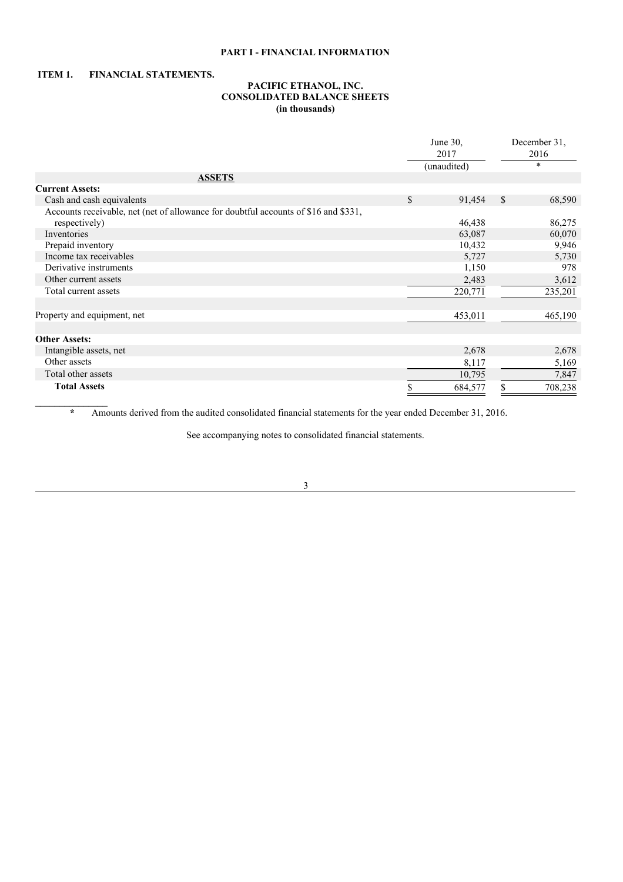**PART I - FINANCIAL INFORMATION**

**ITEM 1. FINANCIAL STATEMENTS.**

**PACIFIC ETHANOL, INC.**
**CONSOLIDATED BALANCE SHEETS**
**(in thousands)**

| | June 30, 2017 | December 31, 2016 |
|---|---|---|
| | (unaudited) | * |
| **ASSETS** | | |
| **Current Assets:** | | |
| Cash and cash equivalents | $ 91,454 | $ 68,590 |
| Accounts receivable, net (net of allowance for doubtful accounts of $16 and $331, respectively) | 46,438 | 86,275 |
| Inventories | 63,087 | 60,070 |
| Prepaid inventory | 10,432 | 9,946 |
| Income tax receivables | 5,727 | 5,730 |
| Derivative instruments | 1,150 | 978 |
| Other current assets | 2,483 | 3,612 |
| Total current assets | 220,771 | 235,201 |
| | | |
| Property and equipment, net | 453,011 | 465,190 |
| | | |
| **Other Assets:** | | |
| Intangible assets, net | 2,678 | 2,678 |
| Other assets | 8,117 | 5,169 |
| Total other assets | 10,795 | 7,847 |
| **Total Assets** | $ 684,577 | $ 708,238 |

\* Amounts derived from the audited consolidated financial statements for the year ended December 31, 2016.

See accompanying notes to consolidated financial statements.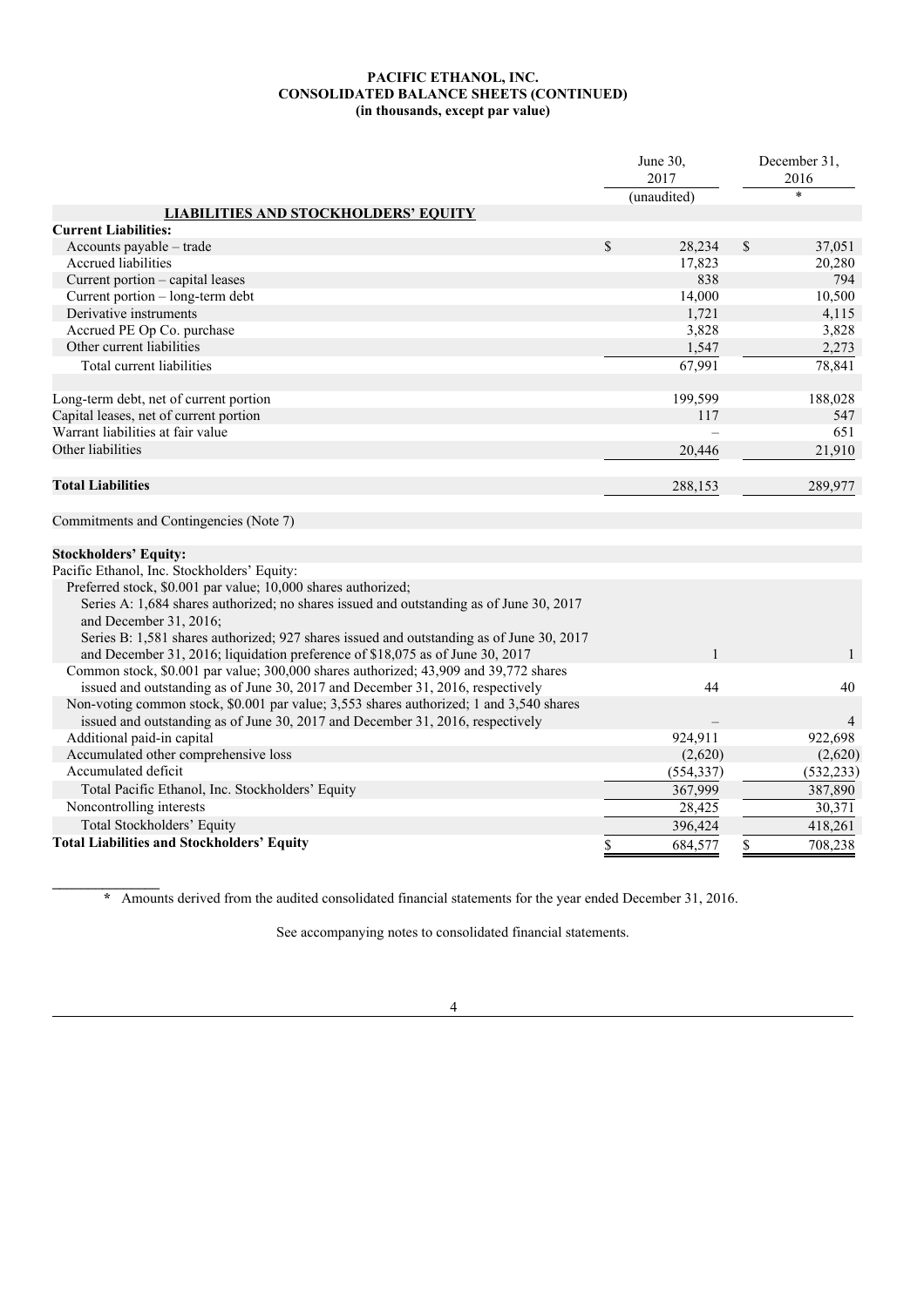**PACIFIC ETHANOL, INC.**
**CONSOLIDATED BALANCE SHEETS (CONTINUED)**
**(in thousands, except par value)**

| | June 30, 2017 | December 31, 2016 |
|---|---|---|
| | (unaudited) | * |
| **LIABILITIES AND STOCKHOLDERS' EQUITY** | | |
| **Current Liabilities:** | | |
| Accounts payable – trade | $ 28,234 | $ 37,051 |
| Accrued liabilities | 17,823 | 20,280 |
| Current portion – capital leases | 838 | 794 |
| Current portion – long-term debt | 14,000 | 10,500 |
| Derivative instruments | 1,721 | 4,115 |
| Accrued PE Op Co. purchase | 3,828 | 3,828 |
| Other current liabilities | 1,547 | 2,273 |
| Total current liabilities | 67,991 | 78,841 |
| | | |
| Long-term debt, net of current portion | 199,599 | 188,028 |
| Capital leases, net of current portion | 117 | 547 |
| Warrant liabilities at fair value | – | 651 |
| Other liabilities | 20,446 | 21,910 |
| | | |
| **Total Liabilities** | 288,153 | 289,977 |
| | | |
| Commitments and Contingencies (Note 7) | | |
| | | |
| **Stockholders' Equity:** | | |
| Pacific Ethanol, Inc. Stockholders' Equity: | | |
| Preferred stock, $0.001 par value; 10,000 shares authorized; | | |
| Series A: 1,684 shares authorized; no shares issued and outstanding as of June 30, 2017 and December 31, 2016; | | |
| Series B: 1,581 shares authorized; 927 shares issued and outstanding as of June 30, 2017 and December 31, 2016; liquidation preference of $18,075 as of June 30, 2017 | 1 | 1 |
| Common stock, $0.001 par value; 300,000 shares authorized; 43,909 and 39,772 shares issued and outstanding as of June 30, 2017 and December 31, 2016, respectively | 44 | 40 |
| Non-voting common stock, $0.001 par value; 3,553 shares authorized; 1 and 3,540 shares issued and outstanding as of June 30, 2017 and December 31, 2016, respectively | – | 4 |
| Additional paid-in capital | 924,911 | 922,698 |
| Accumulated other comprehensive loss | (2,620) | (2,620) |
| Accumulated deficit | (554,337) | (532,233) |
| Total Pacific Ethanol, Inc. Stockholders' Equity | 367,999 | 387,890 |
| Noncontrolling interests | 28,425 | 30,371 |
| Total Stockholders' Equity | 396,424 | 418,261 |
| **Total Liabilities and Stockholders' Equity** | $ 684,577 | $ 708,238 |

\* Amounts derived from the audited consolidated financial statements for the year ended December 31, 2016.

See accompanying notes to consolidated financial statements.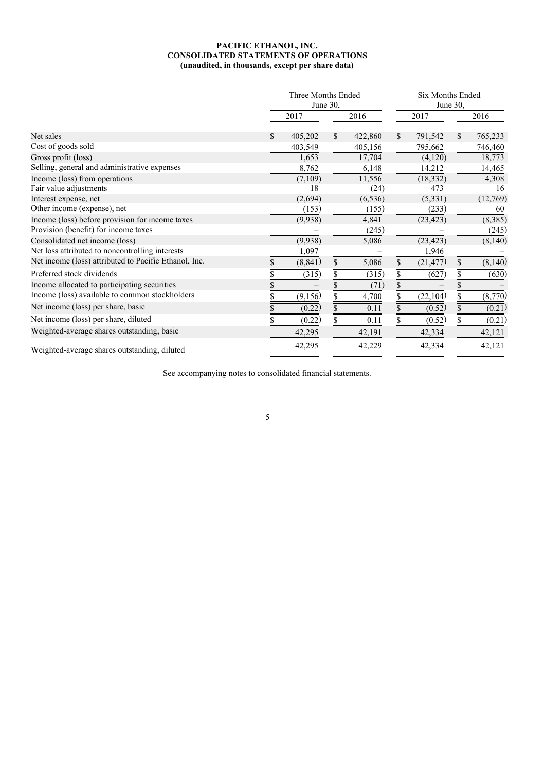**PACIFIC ETHANOL, INC.**
**CONSOLIDATED STATEMENTS OF OPERATIONS**
**(unaudited, in thousands, except per share data)**

| | Three Months Ended June 30, | | Six Months Ended June 30, | |
|---|---|---|---|---|
| | 2017 | 2016 | 2017 | 2016 |
| Net sales | $ 405,202 | $ 422,860 | $ 791,542 | $ 765,233 |
| Cost of goods sold | 403,549 | 405,156 | 795,662 | 746,460 |
| Gross profit (loss) | 1,653 | 17,704 | (4,120) | 18,773 |
| Selling, general and administrative expenses | 8,762 | 6,148 | 14,212 | 14,465 |
| Income (loss) from operations | (7,109) | 11,556 | (18,332) | 4,308 |
| Fair value adjustments | 18 | (24) | 473 | 16 |
| Interest expense, net | (2,694) | (6,536) | (5,331) | (12,769) |
| Other income (expense), net | (153) | (155) | (233) | 60 |
| Income (loss) before provision for income taxes | (9,938) | 4,841 | (23,423) | (8,385) |
| Provision (benefit) for income taxes | – | (245) | – | (245) |
| Consolidated net income (loss) | (9,938) | 5,086 | (23,423) | (8,140) |
| Net loss attributed to noncontrolling interests | 1,097 | – | 1,946 | – |
| Net income (loss) attributed to Pacific Ethanol, Inc. | $ (8,841) | $ 5,086 | $ (21,477) | $ (8,140) |
| Preferred stock dividends | $ (315) | $ (315) | $ (627) | $ (630) |
| Income allocated to participating securities | $ – | $ (71) | $ – | $ – |
| Income (loss) available to common stockholders | $ (9,156) | $ 4,700 | $ (22,104) | $ (8,770) |
| Net income (loss) per share, basic | $ (0.22) | $ 0.11 | $ (0.52) | $ (0.21) |
| Net income (loss) per share, diluted | $ (0.22) | $ 0.11 | $ (0.52) | $ (0.21) |
| Weighted-average shares outstanding, basic | 42,295 | 42,191 | 42,334 | 42,121 |
| Weighted-average shares outstanding, diluted | 42,295 | 42,229 | 42,334 | 42,121 |

See accompanying notes to consolidated financial statements.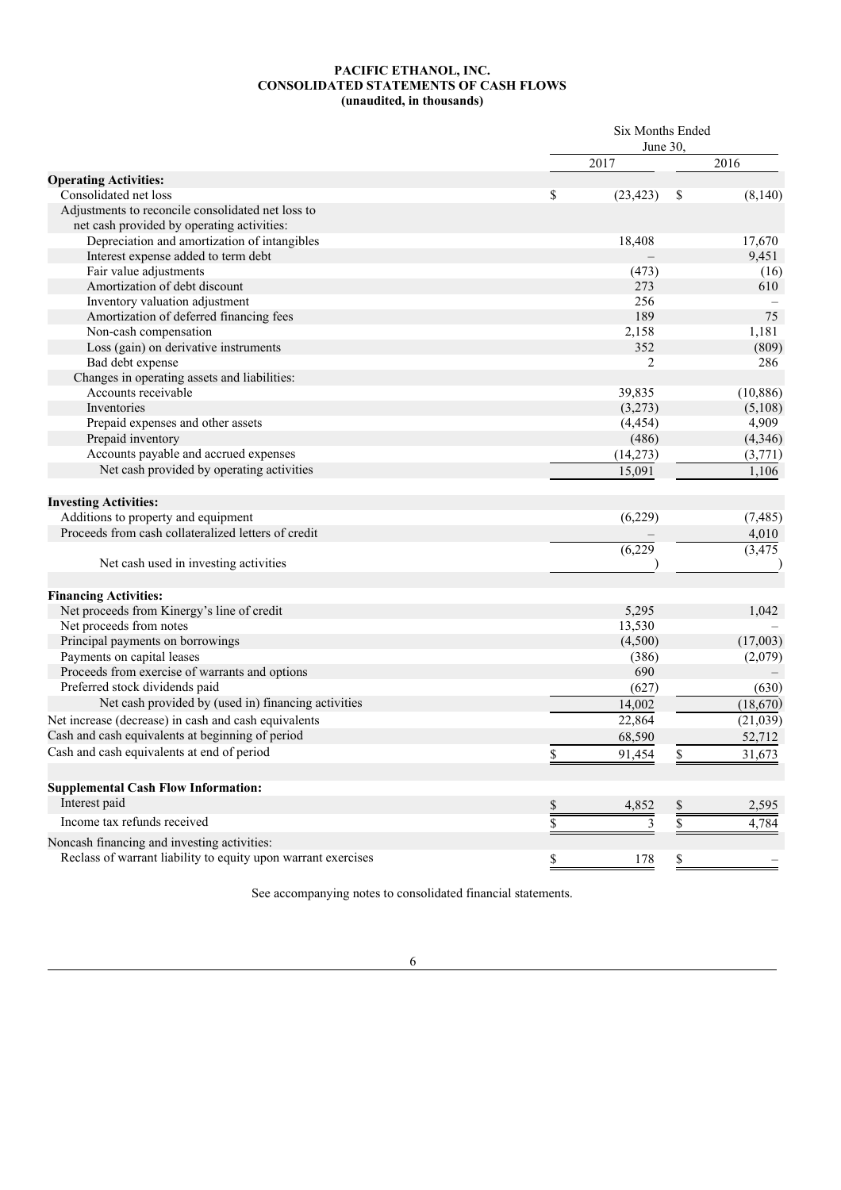**PACIFIC ETHANOL, INC.**
**CONSOLIDATED STATEMENTS OF CASH FLOWS**
**(unaudited, in thousands)**

| | Six Months Ended June 30, | |
|---|---|---|
| | 2017 | 2016 |
| **Operating Activities:** | | |
| Consolidated net loss | $ (23,423) | $ (8,140) |
| Adjustments to reconcile consolidated net loss to net cash provided by operating activities: | | |
| Depreciation and amortization of intangibles | 18,408 | 17,670 |
| Interest expense added to term debt | – | 9,451 |
| Fair value adjustments | (473) | (16) |
| Amortization of debt discount | 273 | 610 |
| Inventory valuation adjustment | 256 | – |
| Amortization of deferred financing fees | 189 | 75 |
| Non-cash compensation | 2,158 | 1,181 |
| Loss (gain) on derivative instruments | 352 | (809) |
| Bad debt expense | 2 | 286 |
| Changes in operating assets and liabilities: | | |
| Accounts receivable | 39,835 | (10,886) |
| Inventories | (3,273) | (5,108) |
| Prepaid expenses and other assets | (4,454) | 4,909 |
| Prepaid inventory | (486) | (4,346) |
| Accounts payable and accrued expenses | (14,273) | (3,771) |
| Net cash provided by operating activities | 15,091 | 1,106 |
| **Investing Activities:** | | |
| Additions to property and equipment | (6,229) | (7,485) |
| Proceeds from cash collateralized letters of credit | – | 4,010 |
| Net cash used in investing activities | (6,229) | (3,475) |
| **Financing Activities:** | | |
| Net proceeds from Kinergy's line of credit | 5,295 | 1,042 |
| Net proceeds from notes | 13,530 | – |
| Principal payments on borrowings | (4,500) | (17,003) |
| Payments on capital leases | (386) | (2,079) |
| Proceeds from exercise of warrants and options | 690 | – |
| Preferred stock dividends paid | (627) | (630) |
| Net cash provided by (used in) financing activities | 14,002 | (18,670) |
| Net increase (decrease) in cash and cash equivalents | 22,864 | (21,039) |
| Cash and cash equivalents at beginning of period | 68,590 | 52,712 |
| Cash and cash equivalents at end of period | $ 91,454 | $ 31,673 |
| **Supplemental Cash Flow Information:** | | |
| Interest paid | $ 4,852 | $ 2,595 |
| Income tax refunds received | $ 3 | $ 4,784 |
| Noncash financing and investing activities: | | |
| Reclass of warrant liability to equity upon warrant exercises | $ 178 | $ – |

See accompanying notes to consolidated financial statements.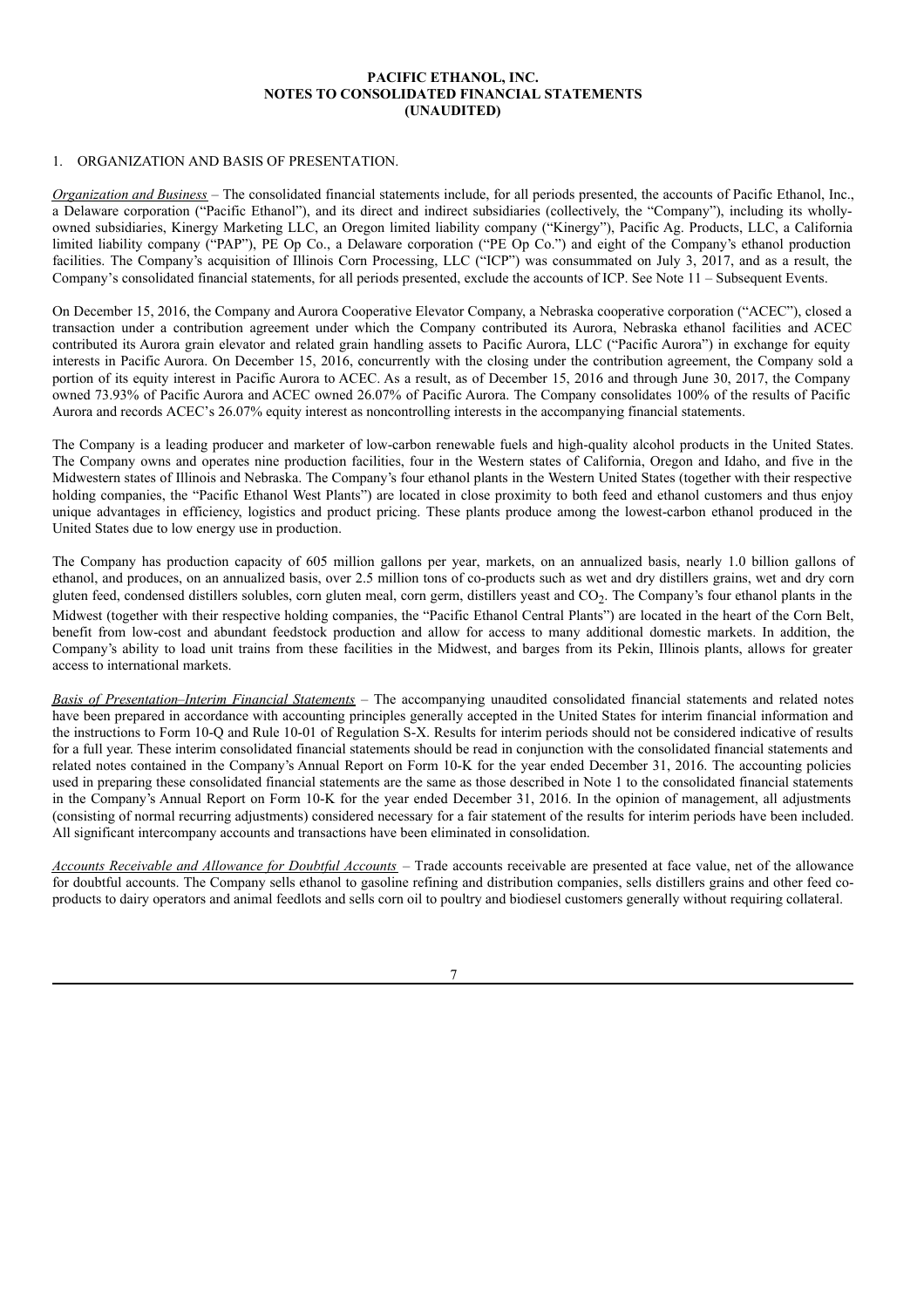**PACIFIC ETHANOL, INC.**
**NOTES TO CONSOLIDATED FINANCIAL STATEMENTS**
**(UNAUDITED)**

1. ORGANIZATION AND BASIS OF PRESENTATION.

*Organization and Business* – The consolidated financial statements include, for all periods presented, the accounts of Pacific Ethanol, Inc., a Delaware corporation ("Pacific Ethanol"), and its direct and indirect subsidiaries (collectively, the "Company"), including its wholly-owned subsidiaries, Kinergy Marketing LLC, an Oregon limited liability company ("Kinergy"), Pacific Ag. Products, LLC, a California limited liability company ("PAP"), PE Op Co., a Delaware corporation ("PE Op Co.") and eight of the Company's ethanol production facilities. The Company's acquisition of Illinois Corn Processing, LLC ("ICP") was consummated on July 3, 2017, and as a result, the Company's consolidated financial statements, for all periods presented, exclude the accounts of ICP. See Note 11 – Subsequent Events.

On December 15, 2016, the Company and Aurora Cooperative Elevator Company, a Nebraska cooperative corporation ("ACEC"), closed a transaction under a contribution agreement under which the Company contributed its Aurora, Nebraska ethanol facilities and ACEC contributed its Aurora grain elevator and related grain handling assets to Pacific Aurora, LLC ("Pacific Aurora") in exchange for equity interests in Pacific Aurora. On December 15, 2016, concurrently with the closing under the contribution agreement, the Company sold a portion of its equity interest in Pacific Aurora to ACEC. As a result, as of December 15, 2016 and through June 30, 2017, the Company owned 73.93% of Pacific Aurora and ACEC owned 26.07% of Pacific Aurora. The Company consolidates 100% of the results of Pacific Aurora and records ACEC's 26.07% equity interest as noncontrolling interests in the accompanying financial statements.

The Company is a leading producer and marketer of low-carbon renewable fuels and high-quality alcohol products in the United States. The Company owns and operates nine production facilities, four in the Western states of California, Oregon and Idaho, and five in the Midwestern states of Illinois and Nebraska. The Company's four ethanol plants in the Western United States (together with their respective holding companies, the "Pacific Ethanol West Plants") are located in close proximity to both feed and ethanol customers and thus enjoy unique advantages in efficiency, logistics and product pricing. These plants produce among the lowest-carbon ethanol produced in the United States due to low energy use in production.

The Company has production capacity of 605 million gallons per year, markets, on an annualized basis, nearly 1.0 billion gallons of ethanol, and produces, on an annualized basis, over 2.5 million tons of co-products such as wet and dry distillers grains, wet and dry corn gluten feed, condensed distillers solubles, corn gluten meal, corn germ, distillers yeast and $CO_2$. The Company's four ethanol plants in the Midwest (together with their respective holding companies, the "Pacific Ethanol Central Plants") are located in the heart of the Corn Belt, benefit from low-cost and abundant feedstock production and allow for access to many additional domestic markets. In addition, the Company's ability to load unit trains from these facilities in the Midwest, and barges from its Pekin, Illinois plants, allows for greater access to international markets.

*Basis of Presentation–Interim Financial Statements* – The accompanying unaudited consolidated financial statements and related notes have been prepared in accordance with accounting principles generally accepted in the United States for interim financial information and the instructions to Form 10-Q and Rule 10-01 of Regulation S-X. Results for interim periods should not be considered indicative of results for a full year. These interim consolidated financial statements should be read in conjunction with the consolidated financial statements and related notes contained in the Company's Annual Report on Form 10-K for the year ended December 31, 2016. The accounting policies used in preparing these consolidated financial statements are the same as those described in Note 1 to the consolidated financial statements in the Company's Annual Report on Form 10-K for the year ended December 31, 2016. In the opinion of management, all adjustments (consisting of normal recurring adjustments) considered necessary for a fair statement of the results for interim periods have been included. All significant intercompany accounts and transactions have been eliminated in consolidation.

*Accounts Receivable and Allowance for Doubtful Accounts* – Trade accounts receivable are presented at face value, net of the allowance for doubtful accounts. The Company sells ethanol to gasoline refining and distribution companies, sells distillers grains and other feed co-products to dairy operators and animal feedlots and sells corn oil to poultry and biodiesel customers generally without requiring collateral.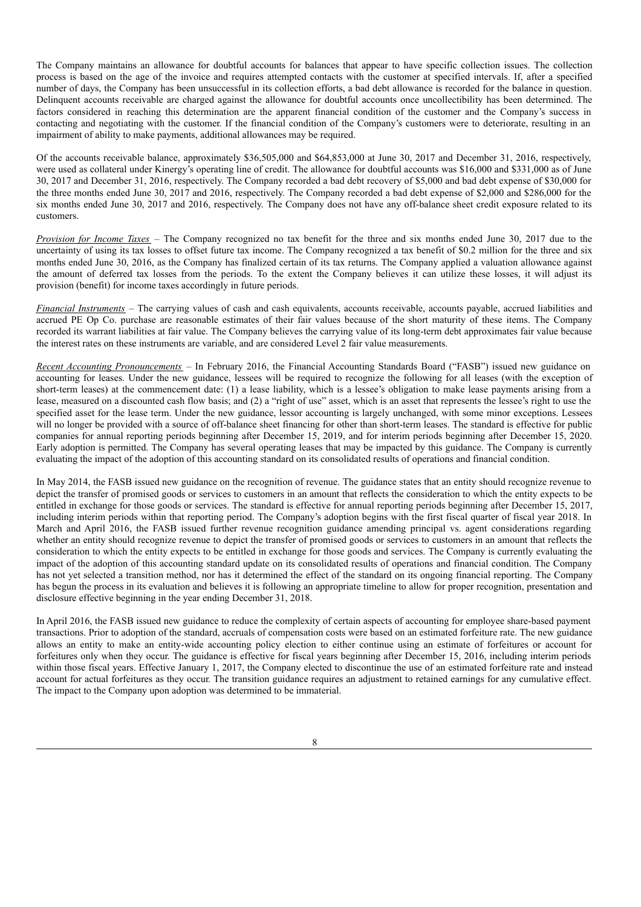The Company maintains an allowance for doubtful accounts for balances that appear to have specific collection issues. The collection process is based on the age of the invoice and requires attempted contacts with the customer at specified intervals. If, after a specified number of days, the Company has been unsuccessful in its collection efforts, a bad debt allowance is recorded for the balance in question. Delinquent accounts receivable are charged against the allowance for doubtful accounts once uncollectibility has been determined. The factors considered in reaching this determination are the apparent financial condition of the customer and the Company's success in contacting and negotiating with the customer. If the financial condition of the Company's customers were to deteriorate, resulting in an impairment of ability to make payments, additional allowances may be required.

Of the accounts receivable balance, approximately $36,505,000 and $64,853,000 at June 30, 2017 and December 31, 2016, respectively, were used as collateral under Kinergy's operating line of credit. The allowance for doubtful accounts was $16,000 and $331,000 as of June 30, 2017 and December 31, 2016, respectively. The Company recorded a bad debt recovery of $5,000 and bad debt expense of $30,000 for the three months ended June 30, 2017 and 2016, respectively. The Company recorded a bad debt expense of $2,000 and $286,000 for the six months ended June 30, 2017 and 2016, respectively. The Company does not have any off-balance sheet credit exposure related to its customers.

*Provision for Income Taxes* – The Company recognized no tax benefit for the three and six months ended June 30, 2017 due to the uncertainty of using its tax losses to offset future tax income. The Company recognized a tax benefit of $0.2 million for the three and six months ended June 30, 2016, as the Company has finalized certain of its tax returns. The Company applied a valuation allowance against the amount of deferred tax losses from the periods. To the extent the Company believes it can utilize these losses, it will adjust its provision (benefit) for income taxes accordingly in future periods.

*Financial Instruments* – The carrying values of cash and cash equivalents, accounts receivable, accounts payable, accrued liabilities and accrued PE Op Co. purchase are reasonable estimates of their fair values because of the short maturity of these items. The Company recorded its warrant liabilities at fair value. The Company believes the carrying value of its long-term debt approximates fair value because the interest rates on these instruments are variable, and are considered Level 2 fair value measurements.

*Recent Accounting Pronouncements* – In February 2016, the Financial Accounting Standards Board ("FASB") issued new guidance on accounting for leases. Under the new guidance, lessees will be required to recognize the following for all leases (with the exception of short-term leases) at the commencement date: (1) a lease liability, which is a lessee's obligation to make lease payments arising from a lease, measured on a discounted cash flow basis; and (2) a "right of use" asset, which is an asset that represents the lessee's right to use the specified asset for the lease term. Under the new guidance, lessor accounting is largely unchanged, with some minor exceptions. Lessees will no longer be provided with a source of off-balance sheet financing for other than short-term leases. The standard is effective for public companies for annual reporting periods beginning after December 15, 2019, and for interim periods beginning after December 15, 2020. Early adoption is permitted. The Company has several operating leases that may be impacted by this guidance. The Company is currently evaluating the impact of the adoption of this accounting standard on its consolidated results of operations and financial condition.

In May 2014, the FASB issued new guidance on the recognition of revenue. The guidance states that an entity should recognize revenue to depict the transfer of promised goods or services to customers in an amount that reflects the consideration to which the entity expects to be entitled in exchange for those goods or services. The standard is effective for annual reporting periods beginning after December 15, 2017, including interim periods within that reporting period. The Company's adoption begins with the first fiscal quarter of fiscal year 2018. In March and April 2016, the FASB issued further revenue recognition guidance amending principal vs. agent considerations regarding whether an entity should recognize revenue to depict the transfer of promised goods or services to customers in an amount that reflects the consideration to which the entity expects to be entitled in exchange for those goods and services. The Company is currently evaluating the impact of the adoption of this accounting standard update on its consolidated results of operations and financial condition. The Company has not yet selected a transition method, nor has it determined the effect of the standard on its ongoing financial reporting. The Company has begun the process in its evaluation and believes it is following an appropriate timeline to allow for proper recognition, presentation and disclosure effective beginning in the year ending December 31, 2018.

In April 2016, the FASB issued new guidance to reduce the complexity of certain aspects of accounting for employee share-based payment transactions. Prior to adoption of the standard, accruals of compensation costs were based on an estimated forfeiture rate. The new guidance allows an entity to make an entity-wide accounting policy election to either continue using an estimate of forfeitures or account for forfeitures only when they occur. The guidance is effective for fiscal years beginning after December 15, 2016, including interim periods within those fiscal years. Effective January 1, 2017, the Company elected to discontinue the use of an estimated forfeiture rate and instead account for actual forfeitures as they occur. The transition guidance requires an adjustment to retained earnings for any cumulative effect. The impact to the Company upon adoption was determined to be immaterial.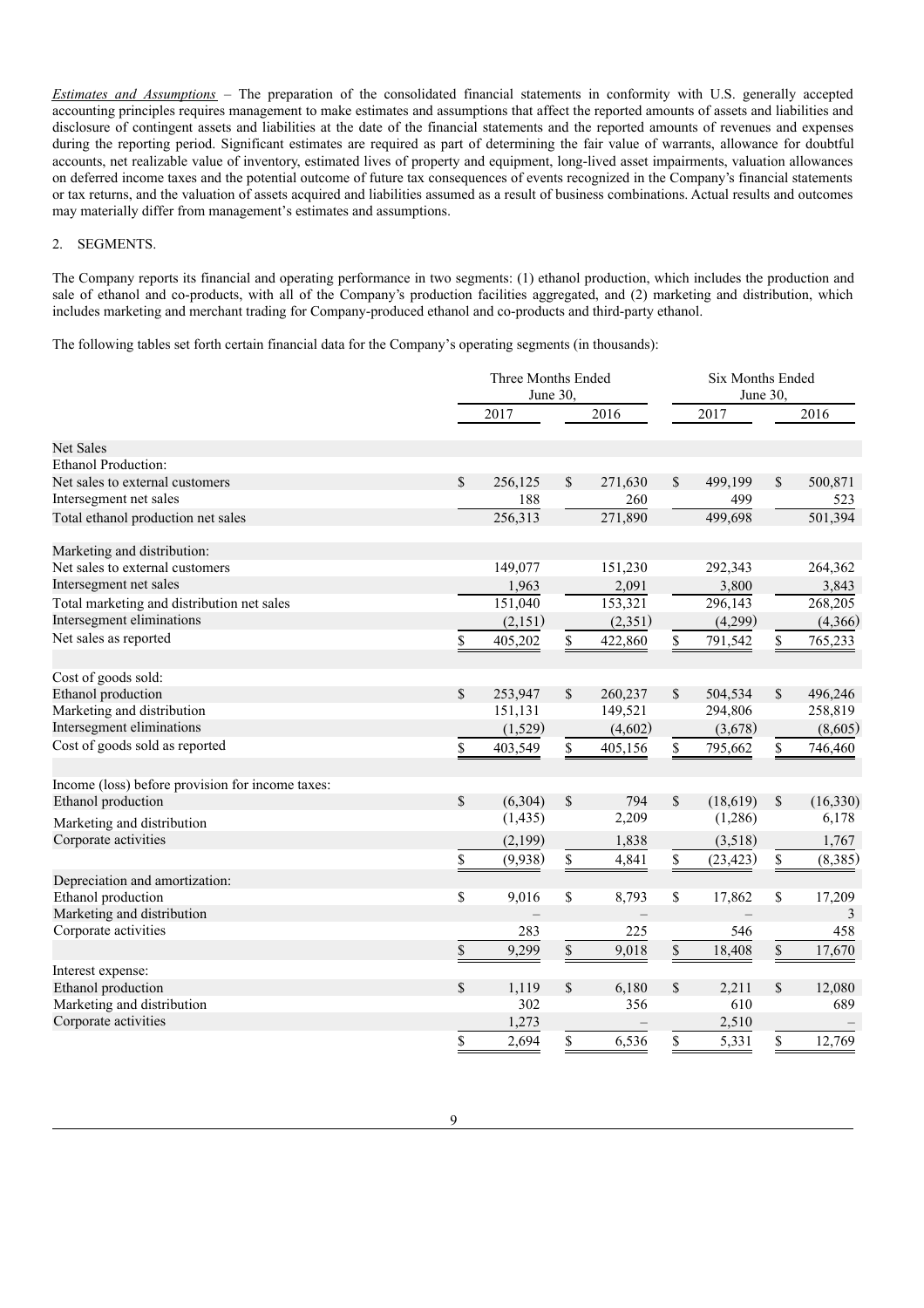*Estimates and Assumptions* – The preparation of the consolidated financial statements in conformity with U.S. generally accepted accounting principles requires management to make estimates and assumptions that affect the reported amounts of assets and liabilities and disclosure of contingent assets and liabilities at the date of the financial statements and the reported amounts of revenues and expenses during the reporting period. Significant estimates are required as part of determining the fair value of warrants, allowance for doubtful accounts, net realizable value of inventory, estimated lives of property and equipment, long-lived asset impairments, valuation allowances on deferred income taxes and the potential outcome of future tax consequences of events recognized in the Company's financial statements or tax returns, and the valuation of assets acquired and liabilities assumed as a result of business combinations. Actual results and outcomes may materially differ from management's estimates and assumptions.

2. SEGMENTS.

The Company reports its financial and operating performance in two segments: (1) ethanol production, which includes the production and sale of ethanol and co-products, with all of the Company's production facilities aggregated, and (2) marketing and distribution, which includes marketing and merchant trading for Company-produced ethanol and co-products and third-party ethanol.

The following tables set forth certain financial data for the Company's operating segments (in thousands):

| | Three Months Ended June 30, | | Six Months Ended June 30, | |
|---|---|---|---|---|
| | 2017 | 2016 | 2017 | 2016 |
| **Net Sales** | | | | |
| Ethanol Production: | | | | |
| Net sales to external customers | $ 256,125 | $ 271,630 | $ 499,199 | $ 500,871 |
| Intersegment net sales | 188 | 260 | 499 | 523 |
| Total ethanol production net sales | 256,313 | 271,890 | 499,698 | 501,394 |
| Marketing and distribution: | | | | |
| Net sales to external customers | 149,077 | 151,230 | 292,343 | 264,362 |
| Intersegment net sales | 1,963 | 2,091 | 3,800 | 3,843 |
| Total marketing and distribution net sales | 151,040 | 153,321 | 296,143 | 268,205 |
| Intersegment eliminations | (2,151) | (2,351) | (4,299) | (4,366) |
| Net sales as reported | $ 405,202 | $ 422,860 | $ 791,542 | $ 765,233 |
| Cost of goods sold: | | | | |
| Ethanol production | $ 253,947 | $ 260,237 | $ 504,534 | $ 496,246 |
| Marketing and distribution | 151,131 | 149,521 | 294,806 | 258,819 |
| Intersegment eliminations | (1,529) | (4,602) | (3,678) | (8,605) |
| Cost of goods sold as reported | $ 403,549 | $ 405,156 | $ 795,662 | $ 746,460 |
| Income (loss) before provision for income taxes: | | | | |
| Ethanol production | $ (6,304) | $ 794 | $ (18,619) | $ (16,330) |
| Marketing and distribution | (1,435) | 2,209 | (1,286) | 6,178 |
| Corporate activities | (2,199) | 1,838 | (3,518) | 1,767 |
| | $ (9,938) | $ 4,841 | $ (23,423) | $ (8,385) |
| Depreciation and amortization: | | | | |
| Ethanol production | $ 9,016 | $ 8,793 | $ 17,862 | $ 17,209 |
| Marketing and distribution | – | – | – | 3 |
| Corporate activities | 283 | 225 | 546 | 458 |
| | $ 9,299 | $ 9,018 | $ 18,408 | $ 17,670 |
| Interest expense: | | | | |
| Ethanol production | $ 1,119 | $ 6,180 | $ 2,211 | $ 12,080 |
| Marketing and distribution | 302 | 356 | 610 | 689 |
| Corporate activities | 1,273 | – | 2,510 | – |
| | $ 2,694 | $ 6,536 | $ 5,331 | $ 12,769 |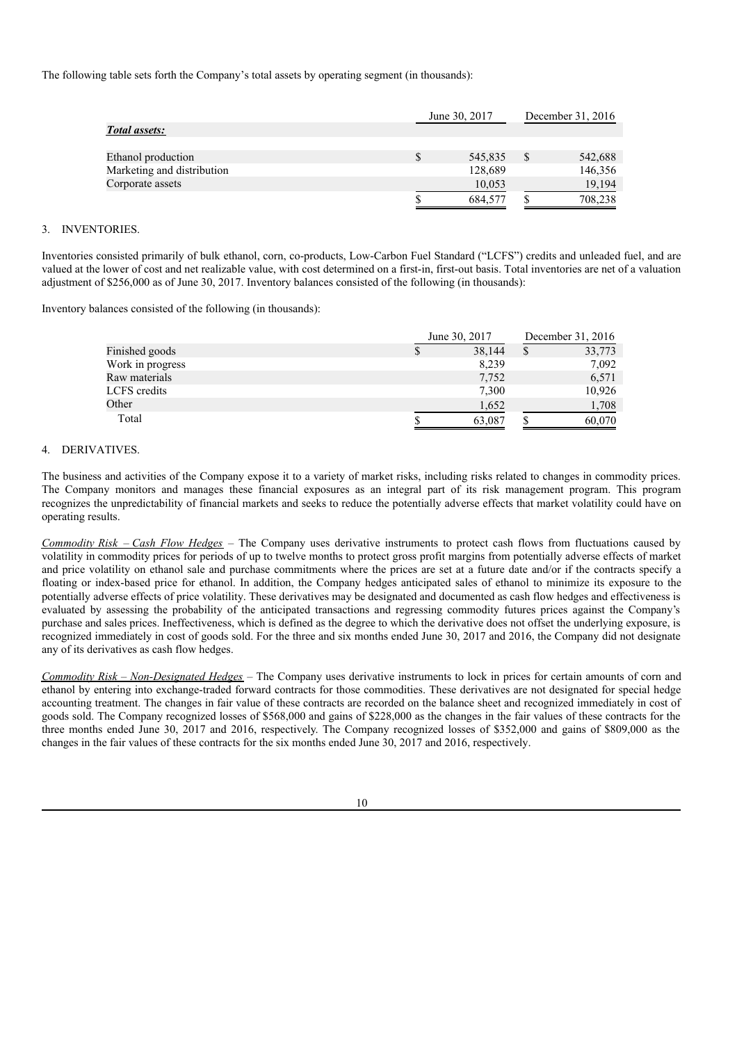The following table sets forth the Company's total assets by operating segment (in thousands):

| | June 30, 2017 | December 31, 2016 |
|---|---|---|
| ***Total assets:*** | | |
| Ethanol production | $ 545,835 | $ 542,688 |
| Marketing and distribution | 128,689 | 146,356 |
| Corporate assets | 10,053 | 19,194 |
| | $ 684,577 | $ 708,238 |

3. INVENTORIES.

Inventories consisted primarily of bulk ethanol, corn, co-products, Low-Carbon Fuel Standard ("LCFS") credits and unleaded fuel, and are valued at the lower of cost and net realizable value, with cost determined on a first-in, first-out basis. Total inventories are net of a valuation adjustment of $256,000 as of June 30, 2017. Inventory balances consisted of the following (in thousands):

Inventory balances consisted of the following (in thousands):

| | June 30, 2017 | December 31, 2016 |
|---|---|---|
| Finished goods | $ 38,144 | $ 33,773 |
| Work in progress | 8,239 | 7,092 |
| Raw materials | 7,752 | 6,571 |
| LCFS credits | 7,300 | 10,926 |
| Other | 1,652 | 1,708 |
| Total | $ 63,087 | $ 60,070 |

4. DERIVATIVES.

The business and activities of the Company expose it to a variety of market risks, including risks related to changes in commodity prices. The Company monitors and manages these financial exposures as an integral part of its risk management program. This program recognizes the unpredictability of financial markets and seeks to reduce the potentially adverse effects that market volatility could have on operating results.

*Commodity Risk – Cash Flow Hedges* – The Company uses derivative instruments to protect cash flows from fluctuations caused by volatility in commodity prices for periods of up to twelve months to protect gross profit margins from potentially adverse effects of market and price volatility on ethanol sale and purchase commitments where the prices are set at a future date and/or if the contracts specify a floating or index-based price for ethanol. In addition, the Company hedges anticipated sales of ethanol to minimize its exposure to the potentially adverse effects of price volatility. These derivatives may be designated and documented as cash flow hedges and effectiveness is evaluated by assessing the probability of the anticipated transactions and regressing commodity futures prices against the Company's purchase and sales prices. Ineffectiveness, which is defined as the degree to which the derivative does not offset the underlying exposure, is recognized immediately in cost of goods sold. For the three and six months ended June 30, 2017 and 2016, the Company did not designate any of its derivatives as cash flow hedges.

*Commodity Risk – Non-Designated Hedges* – The Company uses derivative instruments to lock in prices for certain amounts of corn and ethanol by entering into exchange-traded forward contracts for those commodities. These derivatives are not designated for special hedge accounting treatment. The changes in fair value of these contracts are recorded on the balance sheet and recognized immediately in cost of goods sold. The Company recognized losses of $568,000 and gains of $228,000 as the changes in the fair values of these contracts for the three months ended June 30, 2017 and 2016, respectively. The Company recognized losses of $352,000 and gains of $809,000 as the changes in the fair values of these contracts for the six months ended June 30, 2017 and 2016, respectively.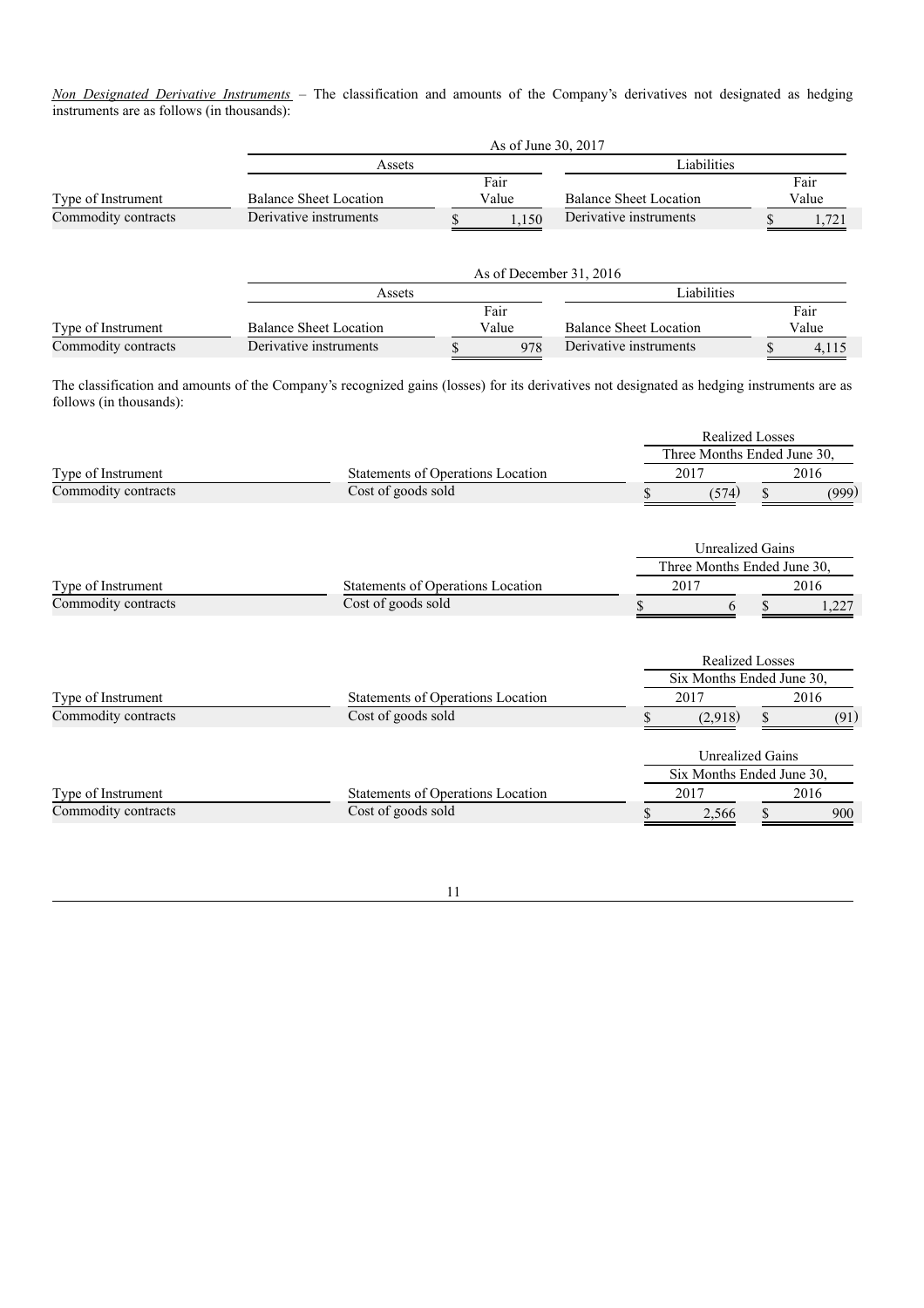*Non Designated Derivative Instruments* – The classification and amounts of the Company's derivatives not designated as hedging instruments are as follows (in thousands):

| | As of June 30, 2017 | | | |
|---|---|---|---|---|
| | Assets | | Liabilities | |
| Type of Instrument | Balance Sheet Location | Fair Value | Balance Sheet Location | Fair Value |
| Commodity contracts | Derivative instruments | $ 1,150 | Derivative instruments | $ 1,721 |

| | As of December 31, 2016 | | | |
|---|---|---|---|---|
| | Assets | | Liabilities | |
| Type of Instrument | Balance Sheet Location | Fair Value | Balance Sheet Location | Fair Value |
| Commodity contracts | Derivative instruments | $ 978 | Derivative instruments | $ 4,115 |

The classification and amounts of the Company's recognized gains (losses) for its derivatives not designated as hedging instruments are as follows (in thousands):

| | | Realized Losses | |
|---|---|---|---|
| | | Three Months Ended June 30, | |
| Type of Instrument | Statements of Operations Location | 2017 | 2016 |
| Commodity contracts | Cost of goods sold | $ (574) | $ (999) |

| | | Unrealized Gains | |
|---|---|---|---|
| | | Three Months Ended June 30, | |
| Type of Instrument | Statements of Operations Location | 2017 | 2016 |
| Commodity contracts | Cost of goods sold | $ 6 | $ 1,227 |

| | | Realized Losses | |
|---|---|---|---|
| | | Six Months Ended June 30, | |
| Type of Instrument | Statements of Operations Location | 2017 | 2016 |
| Commodity contracts | Cost of goods sold | $ (2,918) | $ (91) |

| | | Unrealized Gains | |
|---|---|---|---|
| | | Six Months Ended June 30, | |
| Type of Instrument | Statements of Operations Location | 2017 | 2016 |
| Commodity contracts | Cost of goods sold | $ 2,566 | $ 900 |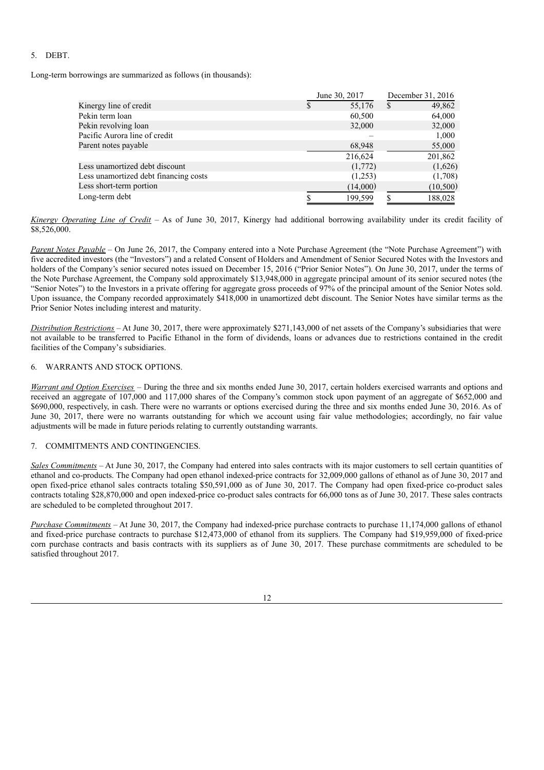5. DEBT.

Long-term borrowings are summarized as follows (in thousands):

| | June 30, 2017 | December 31, 2016 |
|---|---|---|
| Kinergy line of credit | $ 55,176 | $ 49,862 |
| Pekin term loan | 60,500 | 64,000 |
| Pekin revolving loan | 32,000 | 32,000 |
| Pacific Aurora line of credit | – | 1,000 |
| Parent notes payable | 68,948 | 55,000 |
| | 216,624 | 201,862 |
| Less unamortized debt discount | (1,772) | (1,626) |
| Less unamortized debt financing costs | (1,253) | (1,708) |
| Less short-term portion | (14,000) | (10,500) |
| Long-term debt | $ 199,599 | $ 188,028 |

*Kinergy Operating Line of Credit* – As of June 30, 2017, Kinergy had additional borrowing availability under its credit facility of $8,526,000.

*Parent Notes Payable* – On June 26, 2017, the Company entered into a Note Purchase Agreement (the "Note Purchase Agreement") with five accredited investors (the "Investors") and a related Consent of Holders and Amendment of Senior Secured Notes with the Investors and holders of the Company's senior secured notes issued on December 15, 2016 ("Prior Senior Notes"). On June 30, 2017, under the terms of the Note Purchase Agreement, the Company sold approximately $13,948,000 in aggregate principal amount of its senior secured notes (the "Senior Notes") to the Investors in a private offering for aggregate gross proceeds of 97% of the principal amount of the Senior Notes sold. Upon issuance, the Company recorded approximately $418,000 in unamortized debt discount. The Senior Notes have similar terms as the Prior Senior Notes including interest and maturity.

*Distribution Restrictions* – At June 30, 2017, there were approximately $271,143,000 of net assets of the Company's subsidiaries that were not available to be transferred to Pacific Ethanol in the form of dividends, loans or advances due to restrictions contained in the credit facilities of the Company's subsidiaries.

6. WARRANTS AND STOCK OPTIONS.

*Warrant and Option Exercises* – During the three and six months ended June 30, 2017, certain holders exercised warrants and options and received an aggregate of 107,000 and 117,000 shares of the Company's common stock upon payment of an aggregate of $652,000 and $690,000, respectively, in cash. There were no warrants or options exercised during the three and six months ended June 30, 2016. As of June 30, 2017, there were no warrants outstanding for which we account using fair value methodologies; accordingly, no fair value adjustments will be made in future periods relating to currently outstanding warrants.

7. COMMITMENTS AND CONTINGENCIES.

*Sales Commitments* – At June 30, 2017, the Company had entered into sales contracts with its major customers to sell certain quantities of ethanol and co-products. The Company had open ethanol indexed-price contracts for 32,009,000 gallons of ethanol as of June 30, 2017 and open fixed-price ethanol sales contracts totaling $50,591,000 as of June 30, 2017. The Company had open fixed-price co-product sales contracts totaling $28,870,000 and open indexed-price co-product sales contracts for 66,000 tons as of June 30, 2017. These sales contracts are scheduled to be completed throughout 2017.

*Purchase Commitments* – At June 30, 2017, the Company had indexed-price purchase contracts to purchase 11,174,000 gallons of ethanol and fixed-price purchase contracts to purchase $12,473,000 of ethanol from its suppliers. The Company had $19,959,000 of fixed-price corn purchase contracts and basis contracts with its suppliers as of June 30, 2017. These purchase commitments are scheduled to be satisfied throughout 2017.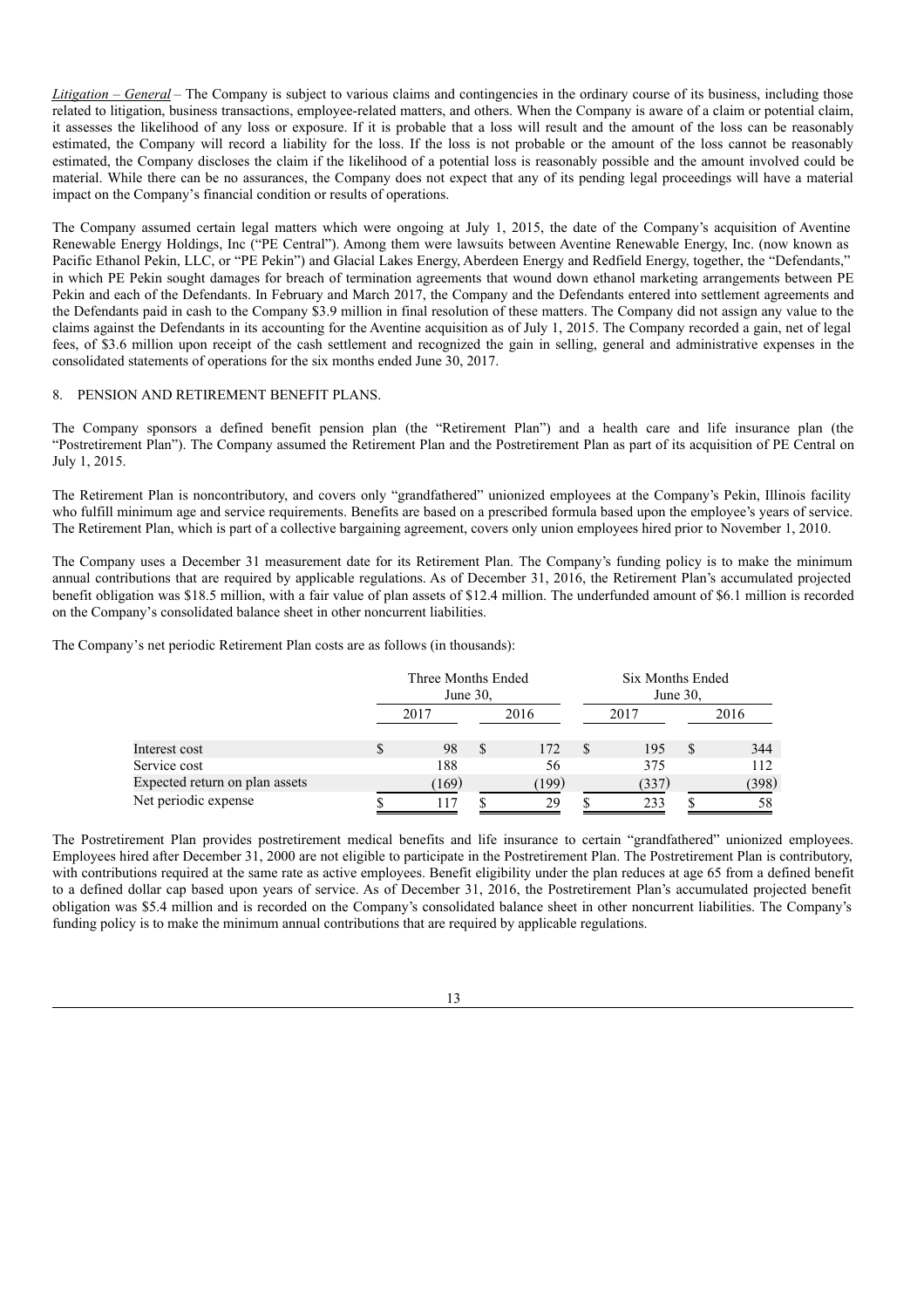*Litigation – General* – The Company is subject to various claims and contingencies in the ordinary course of its business, including those related to litigation, business transactions, employee-related matters, and others. When the Company is aware of a claim or potential claim, it assesses the likelihood of any loss or exposure. If it is probable that a loss will result and the amount of the loss can be reasonably estimated, the Company will record a liability for the loss. If the loss is not probable or the amount of the loss cannot be reasonably estimated, the Company discloses the claim if the likelihood of a potential loss is reasonably possible and the amount involved could be material. While there can be no assurances, the Company does not expect that any of its pending legal proceedings will have a material impact on the Company's financial condition or results of operations.

The Company assumed certain legal matters which were ongoing at July 1, 2015, the date of the Company's acquisition of Aventine Renewable Energy Holdings, Inc ("PE Central"). Among them were lawsuits between Aventine Renewable Energy, Inc. (now known as Pacific Ethanol Pekin, LLC, or "PE Pekin") and Glacial Lakes Energy, Aberdeen Energy and Redfield Energy, together, the "Defendants," in which PE Pekin sought damages for breach of termination agreements that wound down ethanol marketing arrangements between PE Pekin and each of the Defendants. In February and March 2017, the Company and the Defendants entered into settlement agreements and the Defendants paid in cash to the Company $3.9 million in final resolution of these matters. The Company did not assign any value to the claims against the Defendants in its accounting for the Aventine acquisition as of July 1, 2015. The Company recorded a gain, net of legal fees, of $3.6 million upon receipt of the cash settlement and recognized the gain in selling, general and administrative expenses in the consolidated statements of operations for the six months ended June 30, 2017.

## 8. PENSION AND RETIREMENT BENEFIT PLANS.

The Company sponsors a defined benefit pension plan (the "Retirement Plan") and a health care and life insurance plan (the "Postretirement Plan"). The Company assumed the Retirement Plan and the Postretirement Plan as part of its acquisition of PE Central on July 1, 2015.

The Retirement Plan is noncontributory, and covers only "grandfathered" unionized employees at the Company's Pekin, Illinois facility who fulfill minimum age and service requirements. Benefits are based on a prescribed formula based upon the employee's years of service. The Retirement Plan, which is part of a collective bargaining agreement, covers only union employees hired prior to November 1, 2010.

The Company uses a December 31 measurement date for its Retirement Plan. The Company's funding policy is to make the minimum annual contributions that are required by applicable regulations. As of December 31, 2016, the Retirement Plan's accumulated projected benefit obligation was $18.5 million, with a fair value of plan assets of $12.4 million. The underfunded amount of $6.1 million is recorded on the Company's consolidated balance sheet in other noncurrent liabilities.

The Company's net periodic Retirement Plan costs are as follows (in thousands):

| | Three Months Ended June 30, | | Six Months Ended June 30, | |
|---|---|---|---|---|
| | 2017 | 2016 | 2017 | 2016 |
| Interest cost | $ 98 | $ 172 | $ 195 | $ 344 |
| Service cost | 188 | 56 | 375 | 112 |
| Expected return on plan assets | (169) | (199) | (337) | (398) |
| Net periodic expense | $ 117 | $ 29 | $ 233 | $ 58 |

The Postretirement Plan provides postretirement medical benefits and life insurance to certain "grandfathered" unionized employees. Employees hired after December 31, 2000 are not eligible to participate in the Postretirement Plan. The Postretirement Plan is contributory, with contributions required at the same rate as active employees. Benefit eligibility under the plan reduces at age 65 from a defined benefit to a defined dollar cap based upon years of service. As of December 31, 2016, the Postretirement Plan's accumulated projected benefit obligation was $5.4 million and is recorded on the Company's consolidated balance sheet in other noncurrent liabilities. The Company's funding policy is to make the minimum annual contributions that are required by applicable regulations.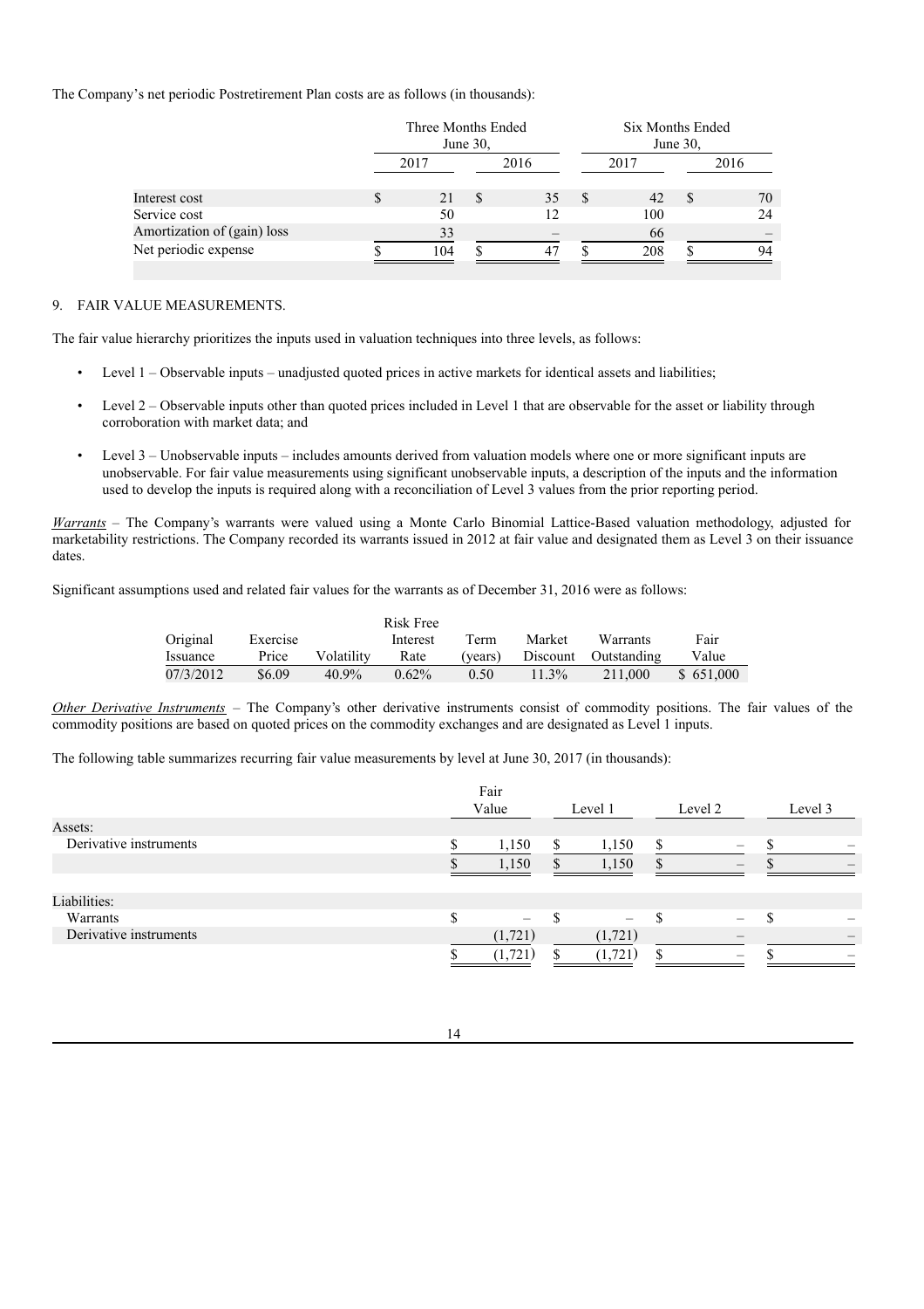The Company's net periodic Postretirement Plan costs are as follows (in thousands):

| | Three Months Ended June 30, | | Six Months Ended June 30, | |
|---|---|---|---|---|
| | 2017 | 2016 | 2017 | 2016 |
| Interest cost | $ 21 | $ 35 | $ 42 | $ 70 |
| Service cost | 50 | 12 | 100 | 24 |
| Amortization of (gain) loss | 33 | – | 66 | – |
| Net periodic expense | $ 104 | $ 47 | $ 208 | $ 94 |

9. FAIR VALUE MEASUREMENTS.

The fair value hierarchy prioritizes the inputs used in valuation techniques into three levels, as follows:

- Level 1 – Observable inputs – unadjusted quoted prices in active markets for identical assets and liabilities;
- Level 2 – Observable inputs other than quoted prices included in Level 1 that are observable for the asset or liability through corroboration with market data; and
- Level 3 – Unobservable inputs – includes amounts derived from valuation models where one or more significant inputs are unobservable. For fair value measurements using significant unobservable inputs, a description of the inputs and the information used to develop the inputs is required along with a reconciliation of Level 3 values from the prior reporting period.

*Warrants* – The Company's warrants were valued using a Monte Carlo Binomial Lattice-Based valuation methodology, adjusted for marketability restrictions. The Company recorded its warrants issued in 2012 at fair value and designated them as Level 3 on their issuance dates.

Significant assumptions used and related fair values for the warrants as of December 31, 2016 were as follows:

| Original Issuance | Exercise Price | Volatility | Risk Free Interest Rate | Term (years) | Market Discount | Warrants Outstanding | Fair Value |
|---|---|---|---|---|---|---|---|
| 07/3/2012 | $6.09 | 40.9% | 0.62% | 0.50 | 11.3% | 211,000 | $ 651,000 |

*Other Derivative Instruments* – The Company's other derivative instruments consist of commodity positions. The fair values of the commodity positions are based on quoted prices on the commodity exchanges and are designated as Level 1 inputs.

The following table summarizes recurring fair value measurements by level at June 30, 2017 (in thousands):

| | Fair Value | Level 1 | Level 2 | Level 3 |
|---|---|---|---|---|
| Assets: | | | | |
| Derivative instruments | $ 1,150 | $ 1,150 | $ – | $ – |
| | $ 1,150 | $ 1,150 | $ – | $ – |
| Liabilities: | | | | |
| Warrants | $ – | $ – | $ – | $ – |
| Derivative instruments | (1,721) | (1,721) | – | – |
| | $ (1,721) | $ (1,721) | $ – | $ – |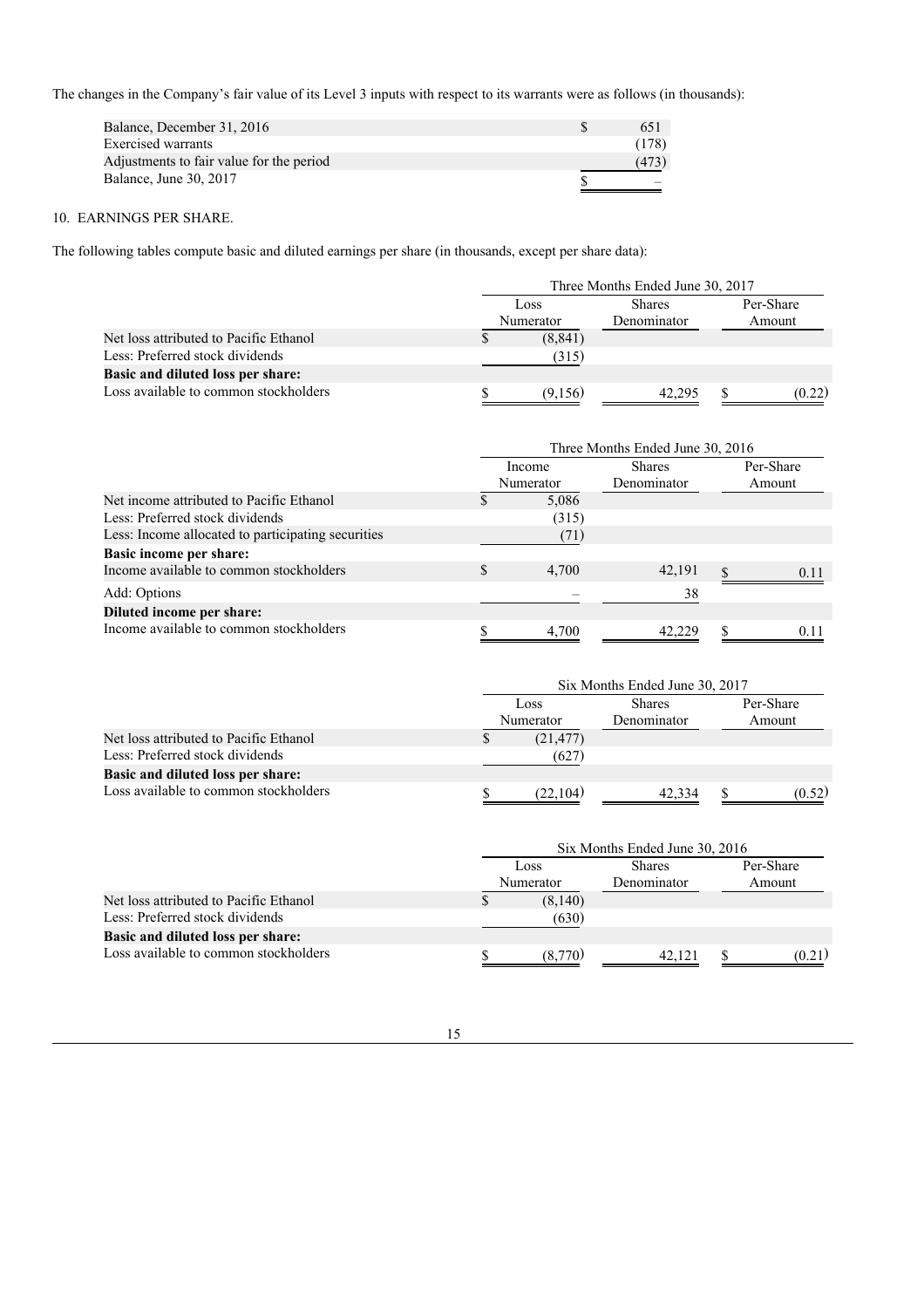The changes in the Company's fair value of its Level 3 inputs with respect to its warrants were as follows (in thousands):

| | |
|---|---|
| Balance, December 31, 2016 | $ 651 |
| Exercised warrants | (178) |
| Adjustments to fair value for the period | (473) |
| Balance, June 30, 2017 | $ – |

10. EARNINGS PER SHARE.

The following tables compute basic and diluted earnings per share (in thousands, except per share data):

| | Three Months Ended June 30, 2017 | | |
|---|---|---|---|
| | Loss Numerator | Shares Denominator | Per-Share Amount |
| Net loss attributed to Pacific Ethanol | $ (8,841) | | |
| Less: Preferred stock dividends | (315) | | |
| **Basic and diluted loss per share:** | | | |
| Loss available to common stockholders | $ (9,156) | 42,295 | $ (0.22) |

| | Three Months Ended June 30, 2016 | | |
|---|---|---|---|
| | Income Numerator | Shares Denominator | Per-Share Amount |
| Net income attributed to Pacific Ethanol | $ 5,086 | | |
| Less: Preferred stock dividends | (315) | | |
| Less: Income allocated to participating securities | (71) | | |
| **Basic income per share:** | | | |
| Income available to common stockholders | $ 4,700 | 42,191 | $ 0.11 |
| Add: Options | – | 38 | |
| **Diluted income per share:** | | | |
| Income available to common stockholders | $ 4,700 | 42,229 | $ 0.11 |

| | Six Months Ended June 30, 2017 | | |
|---|---|---|---|
| | Loss Numerator | Shares Denominator | Per-Share Amount |
| Net loss attributed to Pacific Ethanol | $ (21,477) | | |
| Less: Preferred stock dividends | (627) | | |
| **Basic and diluted loss per share:** | | | |
| Loss available to common stockholders | $ (22,104) | 42,334 | $ (0.52) |

| | Six Months Ended June 30, 2016 | | |
|---|---|---|---|
| | Loss Numerator | Shares Denominator | Per-Share Amount |
| Net loss attributed to Pacific Ethanol | $ (8,140) | | |
| Less: Preferred stock dividends | (630) | | |
| **Basic and diluted loss per share:** | | | |
| Loss available to common stockholders | $ (8,770) | 42,121 | $ (0.21) |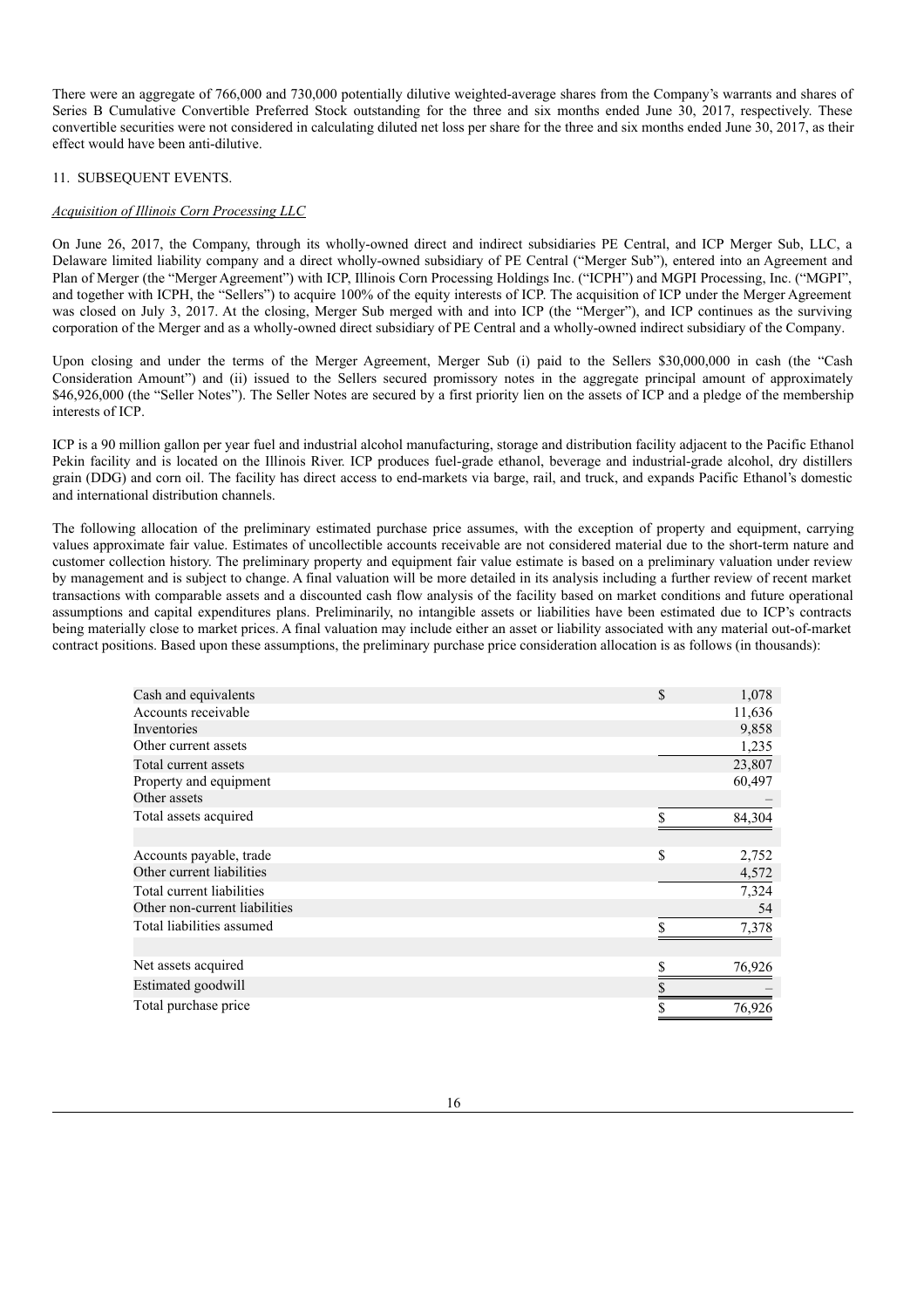There were an aggregate of 766,000 and 730,000 potentially dilutive weighted-average shares from the Company's warrants and shares of Series B Cumulative Convertible Preferred Stock outstanding for the three and six months ended June 30, 2017, respectively. These convertible securities were not considered in calculating diluted net loss per share for the three and six months ended June 30, 2017, as their effect would have been anti-dilutive.

11. SUBSEQUENT EVENTS.

*Acquisition of Illinois Corn Processing LLC*

On June 26, 2017, the Company, through its wholly-owned direct and indirect subsidiaries PE Central, and ICP Merger Sub, LLC, a Delaware limited liability company and a direct wholly-owned subsidiary of PE Central ("Merger Sub"), entered into an Agreement and Plan of Merger (the "Merger Agreement") with ICP, Illinois Corn Processing Holdings Inc. ("ICPH") and MGPI Processing, Inc. ("MGPI", and together with ICPH, the "Sellers") to acquire 100% of the equity interests of ICP. The acquisition of ICP under the Merger Agreement was closed on July 3, 2017. At the closing, Merger Sub merged with and into ICP (the "Merger"), and ICP continues as the surviving corporation of the Merger and as a wholly-owned direct subsidiary of PE Central and a wholly-owned indirect subsidiary of the Company.

Upon closing and under the terms of the Merger Agreement, Merger Sub (i) paid to the Sellers $30,000,000 in cash (the "Cash Consideration Amount") and (ii) issued to the Sellers secured promissory notes in the aggregate principal amount of approximately $46,926,000 (the "Seller Notes"). The Seller Notes are secured by a first priority lien on the assets of ICP and a pledge of the membership interests of ICP.

ICP is a 90 million gallon per year fuel and industrial alcohol manufacturing, storage and distribution facility adjacent to the Pacific Ethanol Pekin facility and is located on the Illinois River. ICP produces fuel-grade ethanol, beverage and industrial-grade alcohol, dry distillers grain (DDG) and corn oil. The facility has direct access to end-markets via barge, rail, and truck, and expands Pacific Ethanol's domestic and international distribution channels.

The following allocation of the preliminary estimated purchase price assumes, with the exception of property and equipment, carrying values approximate fair value. Estimates of uncollectible accounts receivable are not considered material due to the short-term nature and customer collection history. The preliminary property and equipment fair value estimate is based on a preliminary valuation under review by management and is subject to change. A final valuation will be more detailed in its analysis including a further review of recent market transactions with comparable assets and a discounted cash flow analysis of the facility based on market conditions and future operational assumptions and capital expenditures plans. Preliminarily, no intangible assets or liabilities have been estimated due to ICP's contracts being materially close to market prices. A final valuation may include either an asset or liability associated with any material out-of-market contract positions. Based upon these assumptions, the preliminary purchase price consideration allocation is as follows (in thousands):

| | |
|---|---|
| Cash and equivalents | $ 1,078 |
| Accounts receivable | 11,636 |
| Inventories | 9,858 |
| Other current assets | 1,235 |
| Total current assets | 23,807 |
| Property and equipment | 60,497 |
| Other assets | – |
| Total assets acquired | $ 84,304 |
| | |
| Accounts payable, trade | $ 2,752 |
| Other current liabilities | 4,572 |
| Total current liabilities | 7,324 |
| Other non-current liabilities | 54 |
| Total liabilities assumed | $ 7,378 |
| | |
| Net assets acquired | $ 76,926 |
| Estimated goodwill | $ – |
| Total purchase price | $ 76,926 |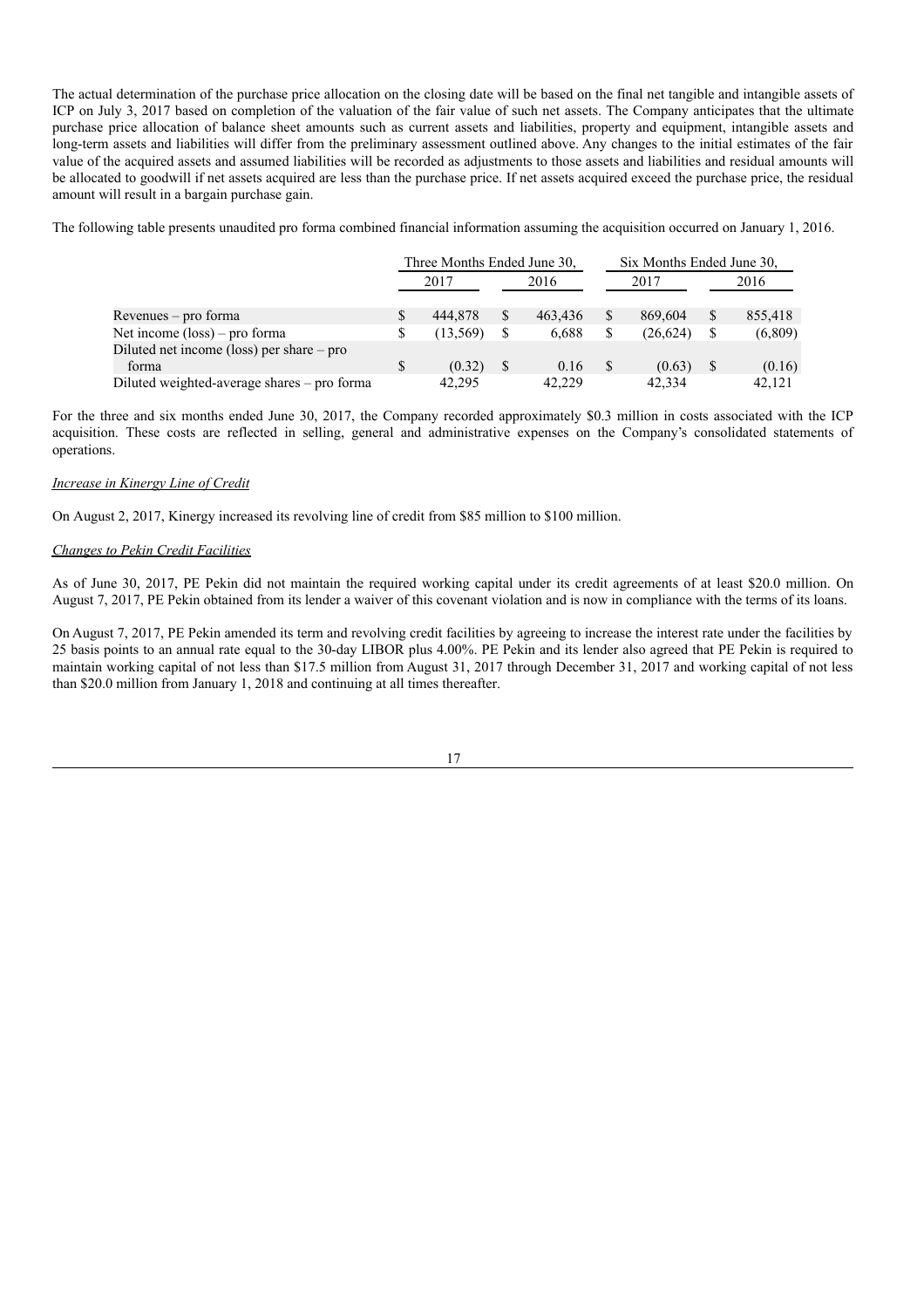The actual determination of the purchase price allocation on the closing date will be based on the final net tangible and intangible assets of ICP on July 3, 2017 based on completion of the valuation of the fair value of such net assets. The Company anticipates that the ultimate purchase price allocation of balance sheet amounts such as current assets and liabilities, property and equipment, intangible assets and long-term assets and liabilities will differ from the preliminary assessment outlined above. Any changes to the initial estimates of the fair value of the acquired assets and assumed liabilities will be recorded as adjustments to those assets and liabilities and residual amounts will be allocated to goodwill if net assets acquired are less than the purchase price. If net assets acquired exceed the purchase price, the residual amount will result in a bargain purchase gain.

The following table presents unaudited pro forma combined financial information assuming the acquisition occurred on January 1, 2016.

| | Three Months Ended June 30, | | Six Months Ended June 30, | |
|---|---|---|---|---|
| | 2017 | 2016 | 2017 | 2016 |
| Revenues – pro forma | $ 444,878 | $ 463,436 | $ 869,604 | $ 855,418 |
| Net income (loss) – pro forma | $ (13,569) | $ 6,688 | $ (26,624) | $ (6,809) |
| Diluted net income (loss) per share – pro forma | $ (0.32) | $ 0.16 | $ (0.63) | $ (0.16) |
| Diluted weighted-average shares – pro forma | 42,295 | 42,229 | 42,334 | 42,121 |

For the three and six months ended June 30, 2017, the Company recorded approximately $0.3 million in costs associated with the ICP acquisition. These costs are reflected in selling, general and administrative expenses on the Company's consolidated statements of operations.

*Increase in Kinergy Line of Credit*

On August 2, 2017, Kinergy increased its revolving line of credit from $85 million to $100 million.

*Changes to Pekin Credit Facilities*

As of June 30, 2017, PE Pekin did not maintain the required working capital under its credit agreements of at least $20.0 million. On August 7, 2017, PE Pekin obtained from its lender a waiver of this covenant violation and is now in compliance with the terms of its loans.

On August 7, 2017, PE Pekin amended its term and revolving credit facilities by agreeing to increase the interest rate under the facilities by 25 basis points to an annual rate equal to the 30-day LIBOR plus 4.00%. PE Pekin and its lender also agreed that PE Pekin is required to maintain working capital of not less than $17.5 million from August 31, 2017 through December 31, 2017 and working capital of not less than $20.0 million from January 1, 2018 and continuing at all times thereafter.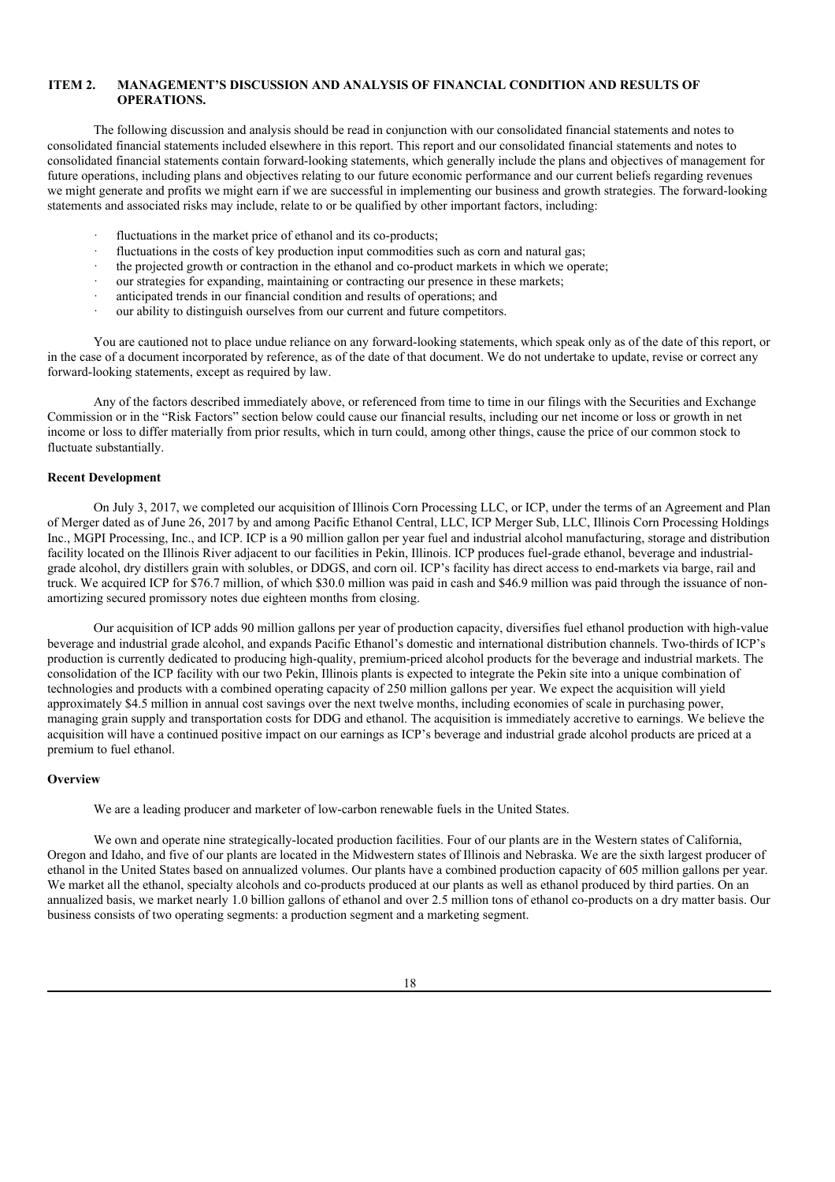## ITEM 2. MANAGEMENT'S DISCUSSION AND ANALYSIS OF FINANCIAL CONDITION AND RESULTS OF OPERATIONS.

The following discussion and analysis should be read in conjunction with our consolidated financial statements and notes to consolidated financial statements included elsewhere in this report. This report and our consolidated financial statements and notes to consolidated financial statements contain forward-looking statements, which generally include the plans and objectives of management for future operations, including plans and objectives relating to our future economic performance and our current beliefs regarding revenues we might generate and profits we might earn if we are successful in implementing our business and growth strategies. The forward-looking statements and associated risks may include, relate to or be qualified by other important factors, including:

- fluctuations in the market price of ethanol and its co-products;
- fluctuations in the costs of key production input commodities such as corn and natural gas;
- the projected growth or contraction in the ethanol and co-product markets in which we operate;
- our strategies for expanding, maintaining or contracting our presence in these markets;
- anticipated trends in our financial condition and results of operations; and
- our ability to distinguish ourselves from our current and future competitors.

You are cautioned not to place undue reliance on any forward-looking statements, which speak only as of the date of this report, or in the case of a document incorporated by reference, as of the date of that document. We do not undertake to update, revise or correct any forward-looking statements, except as required by law.

Any of the factors described immediately above, or referenced from time to time in our filings with the Securities and Exchange Commission or in the "Risk Factors" section below could cause our financial results, including our net income or loss or growth in net income or loss to differ materially from prior results, which in turn could, among other things, cause the price of our common stock to fluctuate substantially.

### Recent Development

On July 3, 2017, we completed our acquisition of Illinois Corn Processing LLC, or ICP, under the terms of an Agreement and Plan of Merger dated as of June 26, 2017 by and among Pacific Ethanol Central, LLC, ICP Merger Sub, LLC, Illinois Corn Processing Holdings Inc., MGPI Processing, Inc., and ICP. ICP is a 90 million gallon per year fuel and industrial alcohol manufacturing, storage and distribution facility located on the Illinois River adjacent to our facilities in Pekin, Illinois. ICP produces fuel-grade ethanol, beverage and industrial-grade alcohol, dry distillers grain with solubles, or DDGS, and corn oil. ICP's facility has direct access to end-markets via barge, rail and truck. We acquired ICP for $76.7 million, of which $30.0 million was paid in cash and $46.9 million was paid through the issuance of non-amortizing secured promissory notes due eighteen months from closing.

Our acquisition of ICP adds 90 million gallons per year of production capacity, diversifies fuel ethanol production with high-value beverage and industrial grade alcohol, and expands Pacific Ethanol's domestic and international distribution channels. Two-thirds of ICP's production is currently dedicated to producing high-quality, premium-priced alcohol products for the beverage and industrial markets. The consolidation of the ICP facility with our two Pekin, Illinois plants is expected to integrate the Pekin site into a unique combination of technologies and products with a combined operating capacity of 250 million gallons per year. We expect the acquisition will yield approximately $4.5 million in annual cost savings over the next twelve months, including economies of scale in purchasing power, managing grain supply and transportation costs for DDG and ethanol. The acquisition is immediately accretive to earnings. We believe the acquisition will have a continued positive impact on our earnings as ICP's beverage and industrial grade alcohol products are priced at a premium to fuel ethanol.

### Overview

We are a leading producer and marketer of low-carbon renewable fuels in the United States.

We own and operate nine strategically-located production facilities. Four of our plants are in the Western states of California, Oregon and Idaho, and five of our plants are located in the Midwestern states of Illinois and Nebraska. We are the sixth largest producer of ethanol in the United States based on annualized volumes. Our plants have a combined production capacity of 605 million gallons per year. We market all the ethanol, specialty alcohols and co-products produced at our plants as well as ethanol produced by third parties. On an annualized basis, we market nearly 1.0 billion gallons of ethanol and over 2.5 million tons of ethanol co-products on a dry matter basis. Our business consists of two operating segments: a production segment and a marketing segment.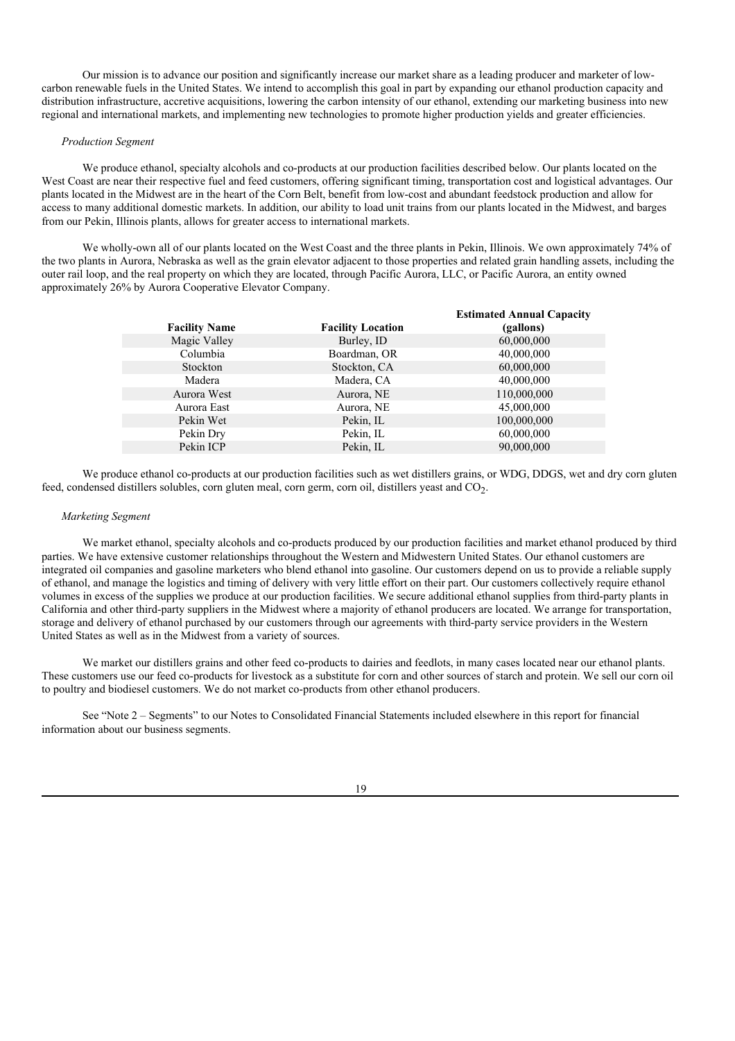Our mission is to advance our position and significantly increase our market share as a leading producer and marketer of low-carbon renewable fuels in the United States. We intend to accomplish this goal in part by expanding our ethanol production capacity and distribution infrastructure, accretive acquisitions, lowering the carbon intensity of our ethanol, extending our marketing business into new regional and international markets, and implementing new technologies to promote higher production yields and greater efficiencies.

*Production Segment*

We produce ethanol, specialty alcohols and co-products at our production facilities described below. Our plants located on the West Coast are near their respective fuel and feed customers, offering significant timing, transportation cost and logistical advantages. Our plants located in the Midwest are in the heart of the Corn Belt, benefit from low-cost and abundant feedstock production and allow for access to many additional domestic markets. In addition, our ability to load unit trains from our plants located in the Midwest, and barges from our Pekin, Illinois plants, allows for greater access to international markets.

We wholly-own all of our plants located on the West Coast and the three plants in Pekin, Illinois. We own approximately 74% of the two plants in Aurora, Nebraska as well as the grain elevator adjacent to those properties and related grain handling assets, including the outer rail loop, and the real property on which they are located, through Pacific Aurora, LLC, or Pacific Aurora, an entity owned approximately 26% by Aurora Cooperative Elevator Company.

| Facility Name | Facility Location | Estimated Annual Capacity (gallons) |
|---|---|---|
| Magic Valley | Burley, ID | 60,000,000 |
| Columbia | Boardman, OR | 40,000,000 |
| Stockton | Stockton, CA | 60,000,000 |
| Madera | Madera, CA | 40,000,000 |
| Aurora West | Aurora, NE | 110,000,000 |
| Aurora East | Aurora, NE | 45,000,000 |
| Pekin Wet | Pekin, IL | 100,000,000 |
| Pekin Dry | Pekin, IL | 60,000,000 |
| Pekin ICP | Pekin, IL | 90,000,000 |

We produce ethanol co-products at our production facilities such as wet distillers grains, or WDG, DDGS, wet and dry corn gluten feed, condensed distillers solubles, corn gluten meal, corn germ, corn oil, distillers yeast and $CO_2$.

*Marketing Segment*

We market ethanol, specialty alcohols and co-products produced by our production facilities and market ethanol produced by third parties. We have extensive customer relationships throughout the Western and Midwestern United States. Our ethanol customers are integrated oil companies and gasoline marketers who blend ethanol into gasoline. Our customers depend on us to provide a reliable supply of ethanol, and manage the logistics and timing of delivery with very little effort on their part. Our customers collectively require ethanol volumes in excess of the supplies we produce at our production facilities. We secure additional ethanol supplies from third-party plants in California and other third-party suppliers in the Midwest where a majority of ethanol producers are located. We arrange for transportation, storage and delivery of ethanol purchased by our customers through our agreements with third-party service providers in the Western United States as well as in the Midwest from a variety of sources.

We market our distillers grains and other feed co-products to dairies and feedlots, in many cases located near our ethanol plants. These customers use our feed co-products for livestock as a substitute for corn and other sources of starch and protein. We sell our corn oil to poultry and biodiesel customers. We do not market co-products from other ethanol producers.

See "Note 2 – Segments" to our Notes to Consolidated Financial Statements included elsewhere in this report for financial information about our business segments.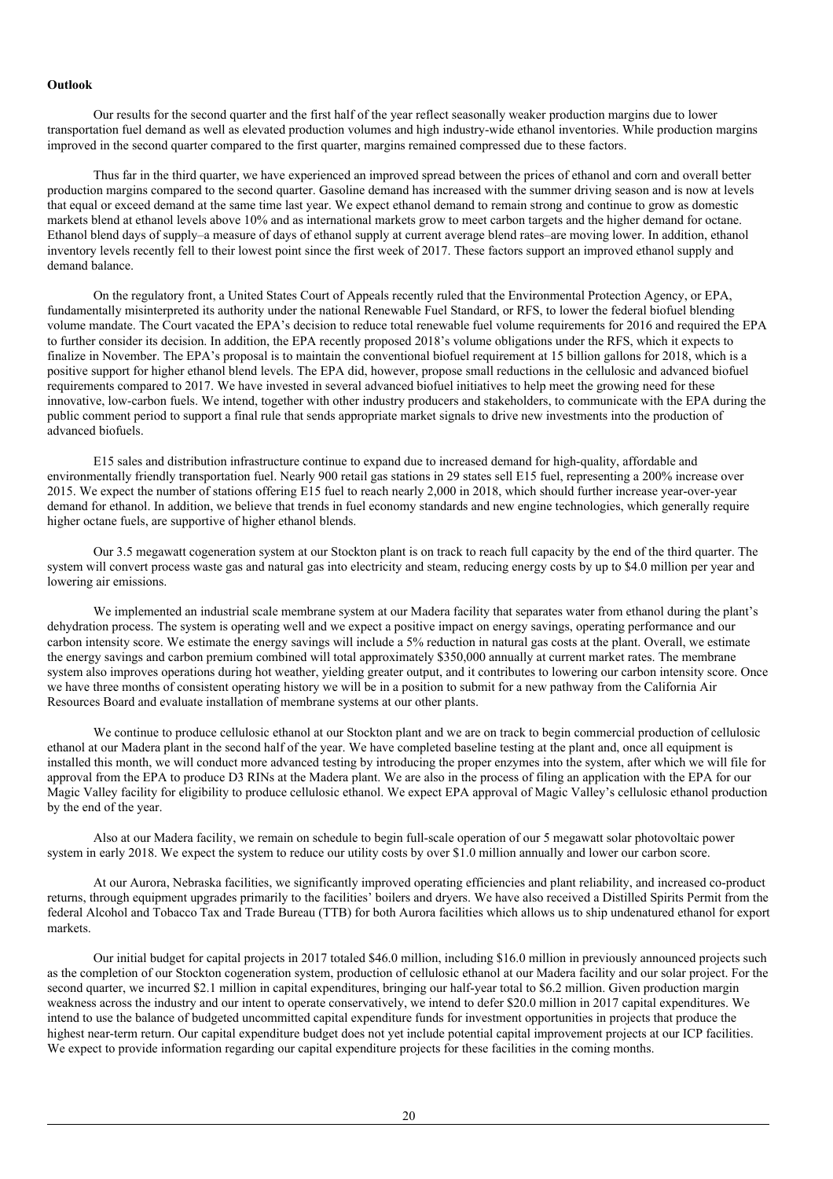**Outlook**

Our results for the second quarter and the first half of the year reflect seasonally weaker production margins due to lower transportation fuel demand as well as elevated production volumes and high industry-wide ethanol inventories. While production margins improved in the second quarter compared to the first quarter, margins remained compressed due to these factors.

Thus far in the third quarter, we have experienced an improved spread between the prices of ethanol and corn and overall better production margins compared to the second quarter. Gasoline demand has increased with the summer driving season and is now at levels that equal or exceed demand at the same time last year. We expect ethanol demand to remain strong and continue to grow as domestic markets blend at ethanol levels above 10% and as international markets grow to meet carbon targets and the higher demand for octane. Ethanol blend days of supply–a measure of days of ethanol supply at current average blend rates–are moving lower. In addition, ethanol inventory levels recently fell to their lowest point since the first week of 2017. These factors support an improved ethanol supply and demand balance.

On the regulatory front, a United States Court of Appeals recently ruled that the Environmental Protection Agency, or EPA, fundamentally misinterpreted its authority under the national Renewable Fuel Standard, or RFS, to lower the federal biofuel blending volume mandate. The Court vacated the EPA's decision to reduce total renewable fuel volume requirements for 2016 and required the EPA to further consider its decision. In addition, the EPA recently proposed 2018's volume obligations under the RFS, which it expects to finalize in November. The EPA's proposal is to maintain the conventional biofuel requirement at 15 billion gallons for 2018, which is a positive support for higher ethanol blend levels. The EPA did, however, propose small reductions in the cellulosic and advanced biofuel requirements compared to 2017. We have invested in several advanced biofuel initiatives to help meet the growing need for these innovative, low-carbon fuels. We intend, together with other industry producers and stakeholders, to communicate with the EPA during the public comment period to support a final rule that sends appropriate market signals to drive new investments into the production of advanced biofuels.

E15 sales and distribution infrastructure continue to expand due to increased demand for high-quality, affordable and environmentally friendly transportation fuel. Nearly 900 retail gas stations in 29 states sell E15 fuel, representing a 200% increase over 2015. We expect the number of stations offering E15 fuel to reach nearly 2,000 in 2018, which should further increase year-over-year demand for ethanol. In addition, we believe that trends in fuel economy standards and new engine technologies, which generally require higher octane fuels, are supportive of higher ethanol blends.

Our 3.5 megawatt cogeneration system at our Stockton plant is on track to reach full capacity by the end of the third quarter. The system will convert process waste gas and natural gas into electricity and steam, reducing energy costs by up to $4.0 million per year and lowering air emissions.

We implemented an industrial scale membrane system at our Madera facility that separates water from ethanol during the plant's dehydration process. The system is operating well and we expect a positive impact on energy savings, operating performance and our carbon intensity score. We estimate the energy savings will include a 5% reduction in natural gas costs at the plant. Overall, we estimate the energy savings and carbon premium combined will total approximately $350,000 annually at current market rates. The membrane system also improves operations during hot weather, yielding greater output, and it contributes to lowering our carbon intensity score. Once we have three months of consistent operating history we will be in a position to submit for a new pathway from the California Air Resources Board and evaluate installation of membrane systems at our other plants.

We continue to produce cellulosic ethanol at our Stockton plant and we are on track to begin commercial production of cellulosic ethanol at our Madera plant in the second half of the year. We have completed baseline testing at the plant and, once all equipment is installed this month, we will conduct more advanced testing by introducing the proper enzymes into the system, after which we will file for approval from the EPA to produce D3 RINs at the Madera plant. We are also in the process of filing an application with the EPA for our Magic Valley facility for eligibility to produce cellulosic ethanol. We expect EPA approval of Magic Valley's cellulosic ethanol production by the end of the year.

Also at our Madera facility, we remain on schedule to begin full-scale operation of our 5 megawatt solar photovoltaic power system in early 2018. We expect the system to reduce our utility costs by over $1.0 million annually and lower our carbon score.

At our Aurora, Nebraska facilities, we significantly improved operating efficiencies and plant reliability, and increased co-product returns, through equipment upgrades primarily to the facilities' boilers and dryers. We have also received a Distilled Spirits Permit from the federal Alcohol and Tobacco Tax and Trade Bureau (TTB) for both Aurora facilities which allows us to ship undenatured ethanol for export markets.

Our initial budget for capital projects in 2017 totaled $46.0 million, including $16.0 million in previously announced projects such as the completion of our Stockton cogeneration system, production of cellulosic ethanol at our Madera facility and our solar project. For the second quarter, we incurred $2.1 million in capital expenditures, bringing our half-year total to $6.2 million. Given production margin weakness across the industry and our intent to operate conservatively, we intend to defer $20.0 million in 2017 capital expenditures. We intend to use the balance of budgeted uncommitted capital expenditure funds for investment opportunities in projects that produce the highest near-term return. Our capital expenditure budget does not yet include potential capital improvement projects at our ICP facilities. We expect to provide information regarding our capital expenditure projects for these facilities in the coming months.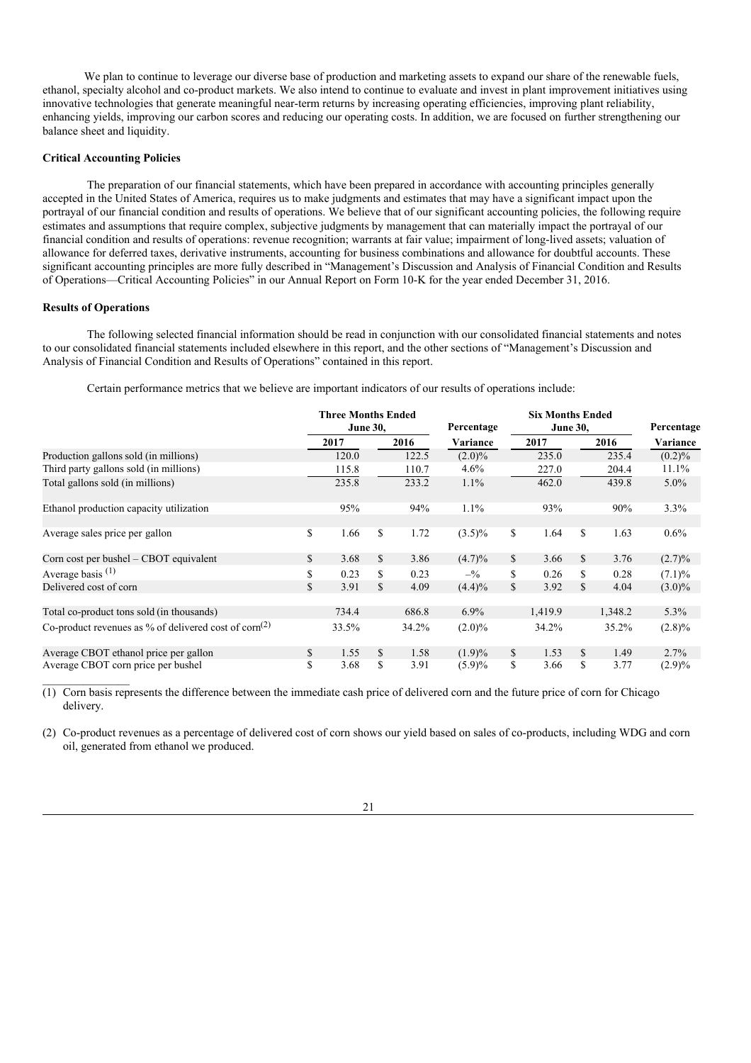We plan to continue to leverage our diverse base of production and marketing assets to expand our share of the renewable fuels, ethanol, specialty alcohol and co-product markets. We also intend to continue to evaluate and invest in plant improvement initiatives using innovative technologies that generate meaningful near-term returns by increasing operating efficiencies, improving plant reliability, enhancing yields, improving our carbon scores and reducing our operating costs. In addition, we are focused on further strengthening our balance sheet and liquidity.

**Critical Accounting Policies**

The preparation of our financial statements, which have been prepared in accordance with accounting principles generally accepted in the United States of America, requires us to make judgments and estimates that may have a significant impact upon the portrayal of our financial condition and results of operations. We believe that of our significant accounting policies, the following require estimates and assumptions that require complex, subjective judgments by management that can materially impact the portrayal of our financial condition and results of operations: revenue recognition; warrants at fair value; impairment of long-lived assets; valuation of allowance for deferred taxes, derivative instruments, accounting for business combinations and allowance for doubtful accounts. These significant accounting principles are more fully described in "Management's Discussion and Analysis of Financial Condition and Results of Operations—Critical Accounting Policies" in our Annual Report on Form 10-K for the year ended December 31, 2016.

**Results of Operations**

The following selected financial information should be read in conjunction with our consolidated financial statements and notes to our consolidated financial statements included elsewhere in this report, and the other sections of "Management's Discussion and Analysis of Financial Condition and Results of Operations" contained in this report.

Certain performance metrics that we believe are important indicators of our results of operations include:

| | Three Months Ended June 30, | | Percentage | Six Months Ended June 30, | | Percentage |
|---|---|---|---|---|---|---|
| | 2017 | 2016 | Variance | 2017 | 2016 | Variance |
| Production gallons sold (in millions) | 120.0 | 122.5 | (2.0)% | 235.0 | 235.4 | (0.2)% |
| Third party gallons sold (in millions) | 115.8 | 110.7 | 4.6% | 227.0 | 204.4 | 11.1% |
| Total gallons sold (in millions) | 235.8 | 233.2 | 1.1% | 462.0 | 439.8 | 5.0% |
| Ethanol production capacity utilization | 95% | 94% | 1.1% | 93% | 90% | 3.3% |
| Average sales price per gallon | $ 1.66 | $ 1.72 | (3.5)% | $ 1.64 | $ 1.63 | 0.6% |
| Corn cost per bushel – CBOT equivalent | $ 3.68 | $ 3.86 | (4.7)% | $ 3.66 | $ 3.76 | (2.7)% |
| Average basis [(1)] | $ 0.23 | $ 0.23 | –% | $ 0.26 | $ 0.28 | (7.1)% |
| Delivered cost of corn | $ 3.91 | $ 4.09 | (4.4)% | $ 3.92 | $ 4.04 | (3.0)% |
| Total co-product tons sold (in thousands) | 734.4 | 686.8 | 6.9% | 1,419.9 | 1,348.2 | 5.3% |
| Co-product revenues as % of delivered cost of corn[(2)] | 33.5% | 34.2% | (2.0)% | 34.2% | 35.2% | (2.8)% |
| Average CBOT ethanol price per gallon | $ 1.55 | $ 1.58 | (1.9)% | $ 1.53 | $ 1.49 | 2.7% |
| Average CBOT corn price per bushel | $ 3.68 | $ 3.91 | (5.9)% | $ 3.66 | $ 3.77 | (2.9)% |

(1) Corn basis represents the difference between the immediate cash price of delivered corn and the future price of corn for Chicago delivery.

(2) Co-product revenues as a percentage of delivered cost of corn shows our yield based on sales of co-products, including WDG and corn oil, generated from ethanol we produced.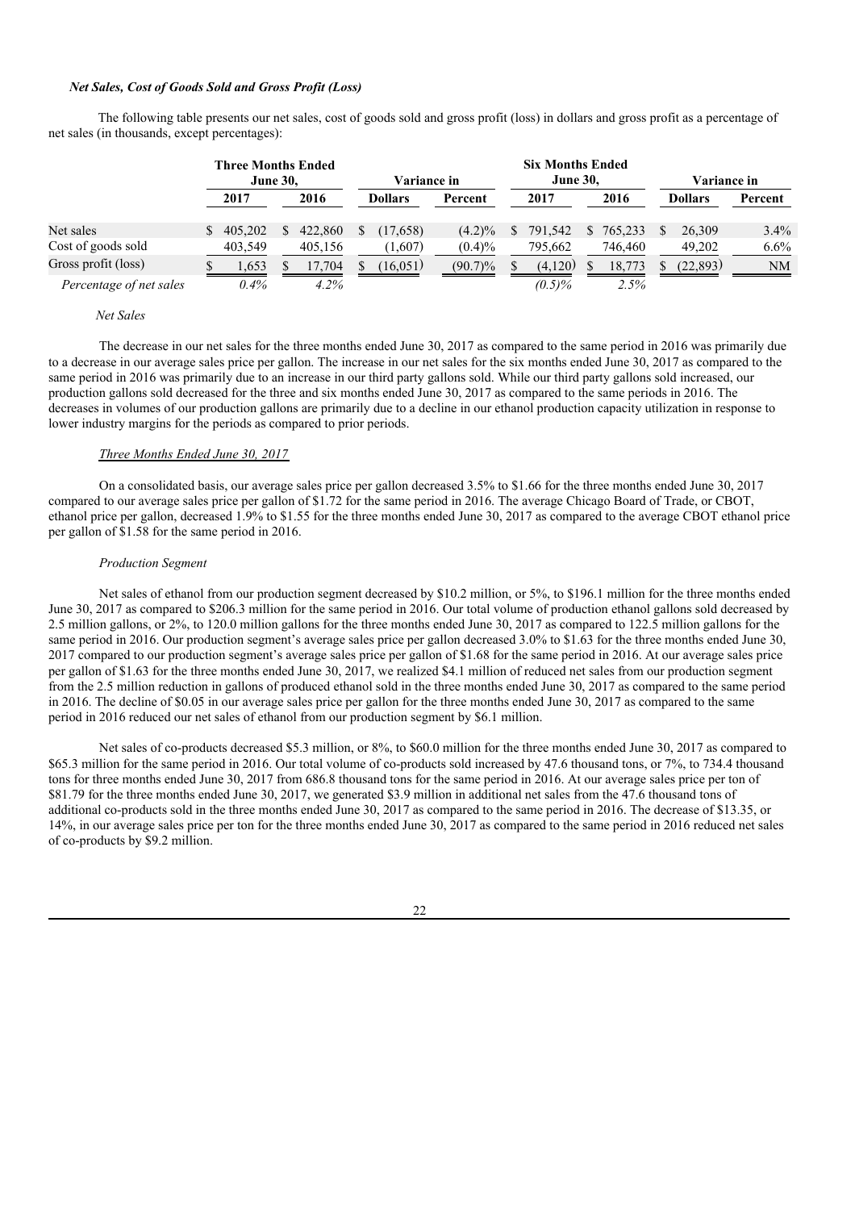*Net Sales, Cost of Goods Sold and Gross Profit (Loss)*

The following table presents our net sales, cost of goods sold and gross profit (loss) in dollars and gross profit as a percentage of net sales (in thousands, except percentages):

| | Three Months Ended June 30, | | Variance in | | Six Months Ended June 30, | | Variance in | |
|---|---|---|---|---|---|---|---|---|
| | 2017 | 2016 | Dollars | Percent | 2017 | 2016 | Dollars | Percent |
| Net sales | $ 405,202 | $ 422,860 | $ (17,658) | (4.2)% | $ 791,542 | $ 765,233 | $ 26,309 | 3.4% |
| Cost of goods sold | 403,549 | 405,156 | (1,607) | (0.4)% | 795,662 | 746,460 | 49,202 | 6.6% |
| Gross profit (loss) | $ 1,653 | $ 17,704 | $ (16,051) | (90.7)% | $ (4,120) | $ 18,773 | $ (22,893) | NM |
| *Percentage of net sales* | *0.4%* | *4.2%* | | | *(0.5)%* | *2.5%* | | |

*Net Sales*

The decrease in our net sales for the three months ended June 30, 2017 as compared to the same period in 2016 was primarily due to a decrease in our average sales price per gallon. The increase in our net sales for the six months ended June 30, 2017 as compared to the same period in 2016 was primarily due to an increase in our third party gallons sold. While our third party gallons sold increased, our production gallons sold decreased for the three and six months ended June 30, 2017 as compared to the same periods in 2016. The decreases in volumes of our production gallons are primarily due to a decline in our ethanol production capacity utilization in response to lower industry margins for the periods as compared to prior periods.

*Three Months Ended June 30, 2017*

On a consolidated basis, our average sales price per gallon decreased 3.5% to $1.66 for the three months ended June 30, 2017 compared to our average sales price per gallon of $1.72 for the same period in 2016. The average Chicago Board of Trade, or CBOT, ethanol price per gallon, decreased 1.9% to $1.55 for the three months ended June 30, 2017 as compared to the average CBOT ethanol price per gallon of $1.58 for the same period in 2016.

*Production Segment*

Net sales of ethanol from our production segment decreased by $10.2 million, or 5%, to $196.1 million for the three months ended June 30, 2017 as compared to $206.3 million for the same period in 2016. Our total volume of production ethanol gallons sold decreased by 2.5 million gallons, or 2%, to 120.0 million gallons for the three months ended June 30, 2017 as compared to 122.5 million gallons for the same period in 2016. Our production segment's average sales price per gallon decreased 3.0% to $1.63 for the three months ended June 30, 2017 compared to our production segment's average sales price per gallon of $1.68 for the same period in 2016. At our average sales price per gallon of $1.63 for the three months ended June 30, 2017, we realized $4.1 million of reduced net sales from our production segment from the 2.5 million reduction in gallons of produced ethanol sold in the three months ended June 30, 2017 as compared to the same period in 2016. The decline of $0.05 in our average sales price per gallon for the three months ended June 30, 2017 as compared to the same period in 2016 reduced our net sales of ethanol from our production segment by $6.1 million.

Net sales of co-products decreased $5.3 million, or 8%, to $60.0 million for the three months ended June 30, 2017 as compared to $65.3 million for the same period in 2016. Our total volume of co-products sold increased by 47.6 thousand tons, or 7%, to 734.4 thousand tons for three months ended June 30, 2017 from 686.8 thousand tons for the same period in 2016. At our average sales price per ton of $81.79 for the three months ended June 30, 2017, we generated $3.9 million in additional net sales from the 47.6 thousand tons of additional co-products sold in the three months ended June 30, 2017 as compared to the same period in 2016. The decrease of $13.35, or 14%, in our average sales price per ton for the three months ended June 30, 2017 as compared to the same period in 2016 reduced net sales of co-products by $9.2 million.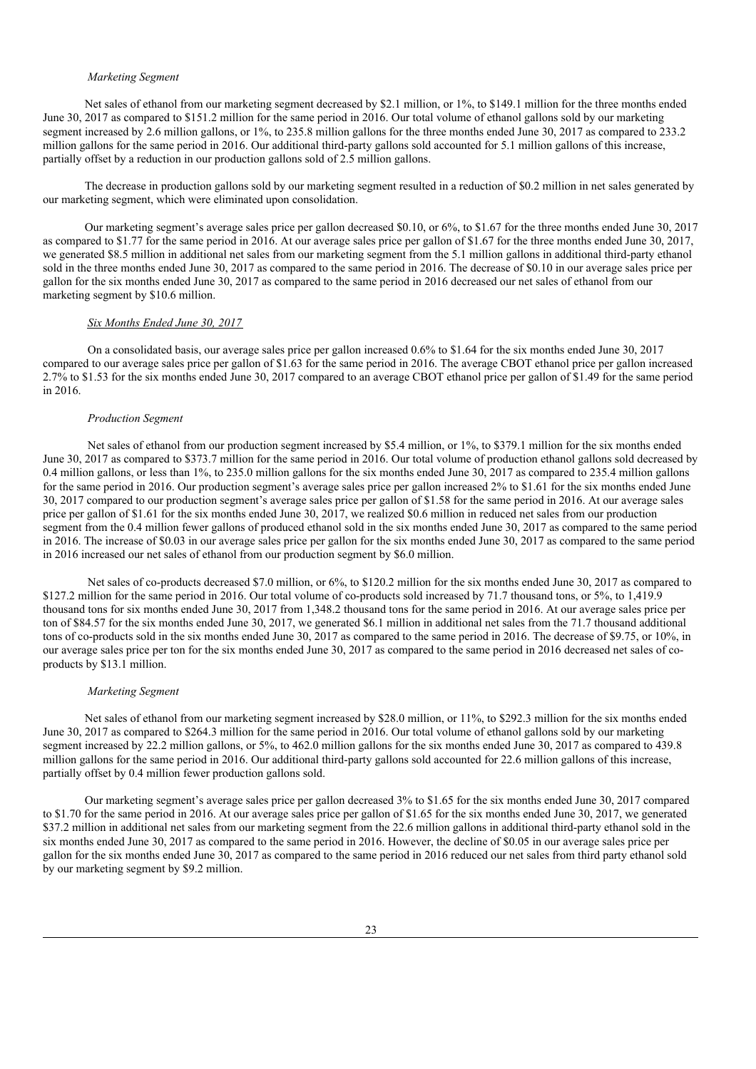*Marketing Segment*

Net sales of ethanol from our marketing segment decreased by $2.1 million, or 1%, to $149.1 million for the three months ended June 30, 2017 as compared to $151.2 million for the same period in 2016. Our total volume of ethanol gallons sold by our marketing segment increased by 2.6 million gallons, or 1%, to 235.8 million gallons for the three months ended June 30, 2017 as compared to 233.2 million gallons for the same period in 2016. Our additional third-party gallons sold accounted for 5.1 million gallons of this increase, partially offset by a reduction in our production gallons sold of 2.5 million gallons.

The decrease in production gallons sold by our marketing segment resulted in a reduction of $0.2 million in net sales generated by our marketing segment, which were eliminated upon consolidation.

Our marketing segment's average sales price per gallon decreased $0.10, or 6%, to $1.67 for the three months ended June 30, 2017 as compared to $1.77 for the same period in 2016. At our average sales price per gallon of $1.67 for the three months ended June 30, 2017, we generated $8.5 million in additional net sales from our marketing segment from the 5.1 million gallons in additional third-party ethanol sold in the three months ended June 30, 2017 as compared to the same period in 2016. The decrease of $0.10 in our average sales price per gallon for the six months ended June 30, 2017 as compared to the same period in 2016 decreased our net sales of ethanol from our marketing segment by $10.6 million.

*Six Months Ended June 30, 2017*

On a consolidated basis, our average sales price per gallon increased 0.6% to $1.64 for the six months ended June 30, 2017 compared to our average sales price per gallon of $1.63 for the same period in 2016. The average CBOT ethanol price per gallon increased 2.7% to $1.53 for the six months ended June 30, 2017 compared to an average CBOT ethanol price per gallon of $1.49 for the same period in 2016.

*Production Segment*

Net sales of ethanol from our production segment increased by $5.4 million, or 1%, to $379.1 million for the six months ended June 30, 2017 as compared to $373.7 million for the same period in 2016. Our total volume of production ethanol gallons sold decreased by 0.4 million gallons, or less than 1%, to 235.0 million gallons for the six months ended June 30, 2017 as compared to 235.4 million gallons for the same period in 2016. Our production segment's average sales price per gallon increased 2% to $1.61 for the six months ended June 30, 2017 compared to our production segment's average sales price per gallon of $1.58 for the same period in 2016. At our average sales price per gallon of $1.61 for the six months ended June 30, 2017, we realized $0.6 million in reduced net sales from our production segment from the 0.4 million fewer gallons of produced ethanol sold in the six months ended June 30, 2017 as compared to the same period in 2016. The increase of $0.03 in our average sales price per gallon for the six months ended June 30, 2017 as compared to the same period in 2016 increased our net sales of ethanol from our production segment by $6.0 million.

Net sales of co-products decreased $7.0 million, or 6%, to $120.2 million for the six months ended June 30, 2017 as compared to $127.2 million for the same period in 2016. Our total volume of co-products sold increased by 71.7 thousand tons, or 5%, to 1,419.9 thousand tons for six months ended June 30, 2017 from 1,348.2 thousand tons for the same period in 2016. At our average sales price per ton of $84.57 for the six months ended June 30, 2017, we generated $6.1 million in additional net sales from the 71.7 thousand additional tons of co-products sold in the six months ended June 30, 2017 as compared to the same period in 2016. The decrease of $9.75, or 10%, in our average sales price per ton for the six months ended June 30, 2017 as compared to the same period in 2016 decreased net sales of co-products by $13.1 million.

*Marketing Segment*

Net sales of ethanol from our marketing segment increased by $28.0 million, or 11%, to $292.3 million for the six months ended June 30, 2017 as compared to $264.3 million for the same period in 2016. Our total volume of ethanol gallons sold by our marketing segment increased by 22.2 million gallons, or 5%, to 462.0 million gallons for the six months ended June 30, 2017 as compared to 439.8 million gallons for the same period in 2016. Our additional third-party gallons sold accounted for 22.6 million gallons of this increase, partially offset by 0.4 million fewer production gallons sold.

Our marketing segment's average sales price per gallon decreased 3% to $1.65 for the six months ended June 30, 2017 compared to $1.70 for the same period in 2016. At our average sales price per gallon of $1.65 for the six months ended June 30, 2017, we generated $37.2 million in additional net sales from our marketing segment from the 22.6 million gallons in additional third-party ethanol sold in the six months ended June 30, 2017 as compared to the same period in 2016. However, the decline of $0.05 in our average sales price per gallon for the six months ended June 30, 2017 as compared to the same period in 2016 reduced our net sales from third party ethanol sold by our marketing segment by $9.2 million.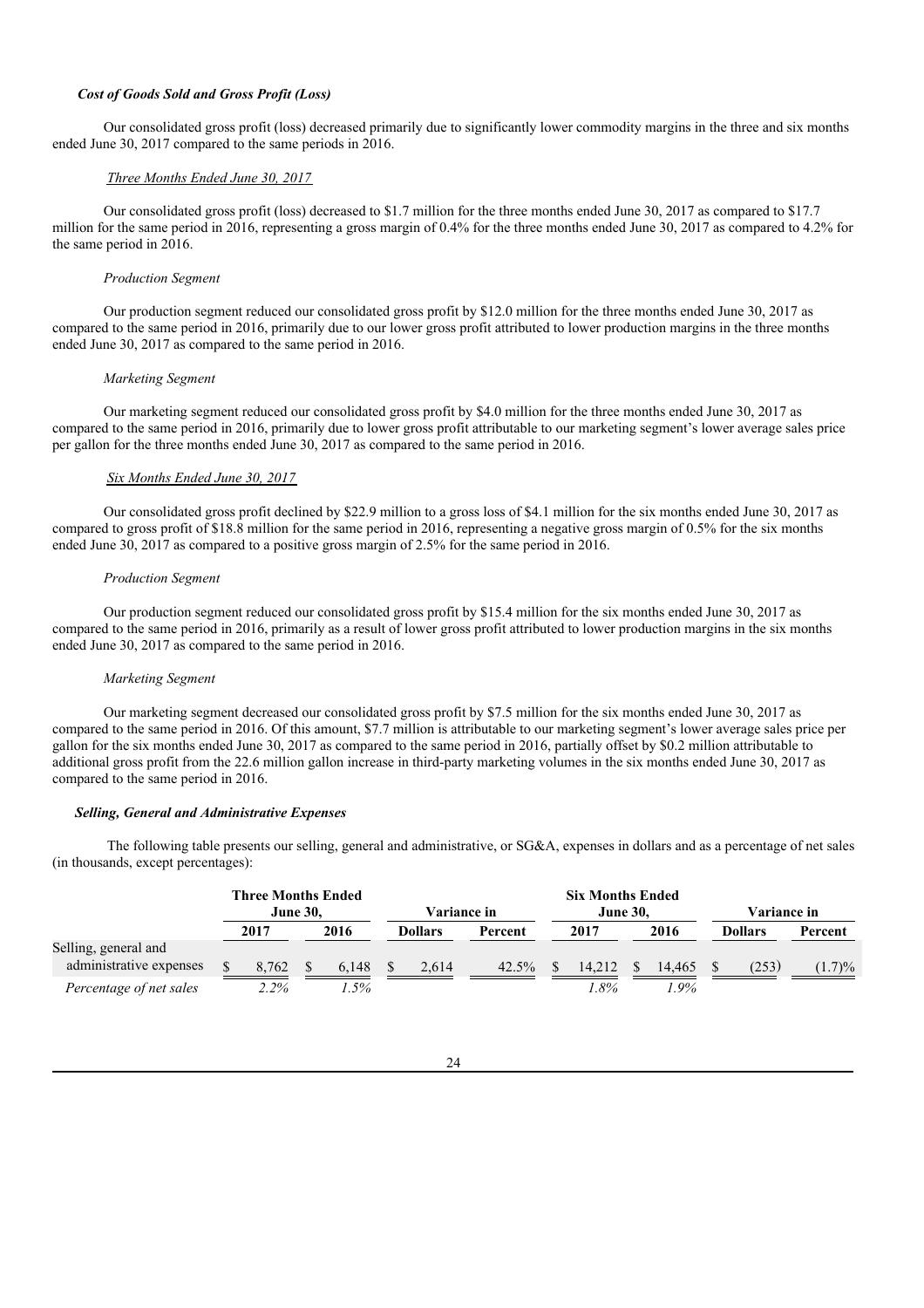### *Cost of Goods Sold and Gross Profit (Loss)*

Our consolidated gross profit (loss) decreased primarily due to significantly lower commodity margins in the three and six months ended June 30, 2017 compared to the same periods in 2016.

*Three Months Ended June 30, 2017*

Our consolidated gross profit (loss) decreased to \$1.7 million for the three months ended June 30, 2017 as compared to \$17.7 million for the same period in 2016, representing a gross margin of 0.4% for the three months ended June 30, 2017 as compared to 4.2% for the same period in 2016.

*Production Segment*

Our production segment reduced our consolidated gross profit by \$12.0 million for the three months ended June 30, 2017 as compared to the same period in 2016, primarily due to our lower gross profit attributed to lower production margins in the three months ended June 30, 2017 as compared to the same period in 2016.

*Marketing Segment*

Our marketing segment reduced our consolidated gross profit by \$4.0 million for the three months ended June 30, 2017 as compared to the same period in 2016, primarily due to lower gross profit attributable to our marketing segment's lower average sales price per gallon for the three months ended June 30, 2017 as compared to the same period in 2016.

*Six Months Ended June 30, 2017*

Our consolidated gross profit declined by \$22.9 million to a gross loss of \$4.1 million for the six months ended June 30, 2017 as compared to gross profit of \$18.8 million for the same period in 2016, representing a negative gross margin of 0.5% for the six months ended June 30, 2017 as compared to a positive gross margin of 2.5% for the same period in 2016.

*Production Segment*

Our production segment reduced our consolidated gross profit by \$15.4 million for the six months ended June 30, 2017 as compared to the same period in 2016, primarily as a result of lower gross profit attributed to lower production margins in the six months ended June 30, 2017 as compared to the same period in 2016.

*Marketing Segment*

Our marketing segment decreased our consolidated gross profit by \$7.5 million for the six months ended June 30, 2017 as compared to the same period in 2016. Of this amount, \$7.7 million is attributable to our marketing segment's lower average sales price per gallon for the six months ended June 30, 2017 as compared to the same period in 2016, partially offset by \$0.2 million attributable to additional gross profit from the 22.6 million gallon increase in third-party marketing volumes in the six months ended June 30, 2017 as compared to the same period in 2016.

### *Selling, General and Administrative Expenses*

The following table presents our selling, general and administrative, or SG&A, expenses in dollars and as a percentage of net sales (in thousands, except percentages):

| | Three Months Ended June 30, | | Variance in | | Six Months Ended June 30, | | Variance in | |
|---|---|---|---|---|---|---|---|---|
| | 2017 | 2016 | Dollars | Percent | 2017 | 2016 | Dollars | Percent |
| Selling, general and administrative expenses | \$ 8,762 | \$ 6,148 | \$ 2,614 | 42.5% | \$ 14,212 | \$ 14,465 | \$ (253) | (1.7)% |
| *Percentage of net sales* | *2.2%* | *1.5%* | | | *1.8%* | *1.9%* | | |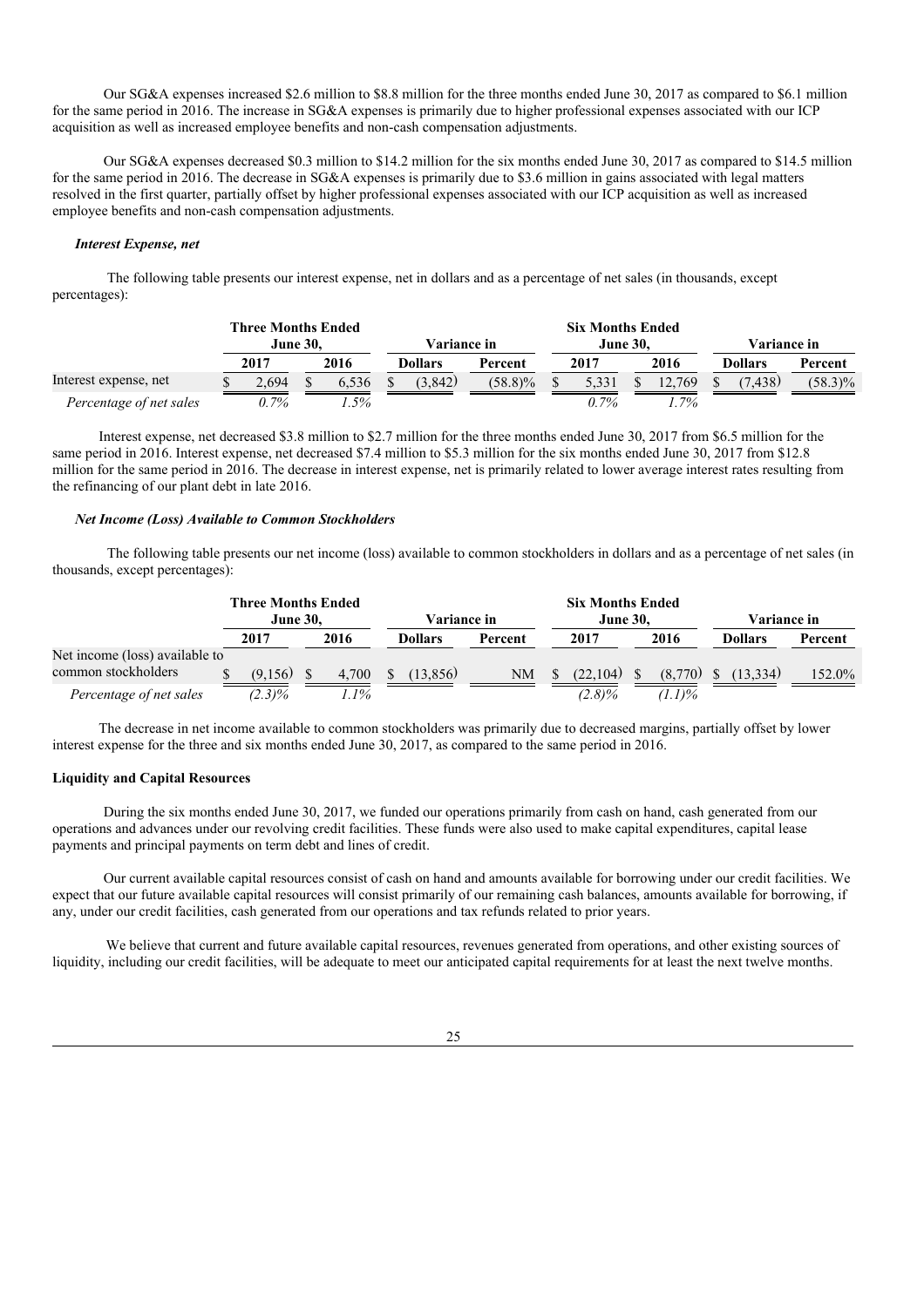Our SG&A expenses increased $2.6 million to $8.8 million for the three months ended June 30, 2017 as compared to $6.1 million for the same period in 2016. The increase in SG&A expenses is primarily due to higher professional expenses associated with our ICP acquisition as well as increased employee benefits and non-cash compensation adjustments.

Our SG&A expenses decreased $0.3 million to $14.2 million for the six months ended June 30, 2017 as compared to $14.5 million for the same period in 2016. The decrease in SG&A expenses is primarily due to $3.6 million in gains associated with legal matters resolved in the first quarter, partially offset by higher professional expenses associated with our ICP acquisition as well as increased employee benefits and non-cash compensation adjustments.

### *Interest Expense, net*

The following table presents our interest expense, net in dollars and as a percentage of net sales (in thousands, except percentages):

| | Three Months Ended June 30, | | Variance in | | Six Months Ended June 30, | | Variance in | |
|---|---|---|---|---|---|---|---|---|
| | 2017 | 2016 | Dollars | Percent | 2017 | 2016 | Dollars | Percent |
| Interest expense, net | $ 2,694 | $ 6,536 | $ (3,842) | (58.8)% | $ 5,331 | $ 12,769 | $ (7,438) | (58.3)% |
| *Percentage of net sales* | *0.7%* | *1.5%* | | | *0.7%* | *1.7%* | | |

Interest expense, net decreased $3.8 million to $2.7 million for the three months ended June 30, 2017 from $6.5 million for the same period in 2016. Interest expense, net decreased $7.4 million to $5.3 million for the six months ended June 30, 2017 from $12.8 million for the same period in 2016. The decrease in interest expense, net is primarily related to lower average interest rates resulting from the refinancing of our plant debt in late 2016.

### *Net Income (Loss) Available to Common Stockholders*

The following table presents our net income (loss) available to common stockholders in dollars and as a percentage of net sales (in thousands, except percentages):

| | Three Months Ended June 30, | | Variance in | | Six Months Ended June 30, | | Variance in | |
|---|---|---|---|---|---|---|---|---|
| | 2017 | 2016 | Dollars | Percent | 2017 | 2016 | Dollars | Percent |
| Net income (loss) available to common stockholders | $ (9,156) | $ 4,700 | $ (13,856) | NM | $ (22,104) | $ (8,770) | $ (13,334) | 152.0% |
| *Percentage of net sales* | *(2.3)%* | *1.1%* | | | *(2.8)%* | *(1.1)%* | | |

The decrease in net income available to common stockholders was primarily due to decreased margins, partially offset by lower interest expense for the three and six months ended June 30, 2017, as compared to the same period in 2016.

## Liquidity and Capital Resources

During the six months ended June 30, 2017, we funded our operations primarily from cash on hand, cash generated from our operations and advances under our revolving credit facilities. These funds were also used to make capital expenditures, capital lease payments and principal payments on term debt and lines of credit.

Our current available capital resources consist of cash on hand and amounts available for borrowing under our credit facilities. We expect that our future available capital resources will consist primarily of our remaining cash balances, amounts available for borrowing, if any, under our credit facilities, cash generated from our operations and tax refunds related to prior years.

We believe that current and future available capital resources, revenues generated from operations, and other existing sources of liquidity, including our credit facilities, will be adequate to meet our anticipated capital requirements for at least the next twelve months.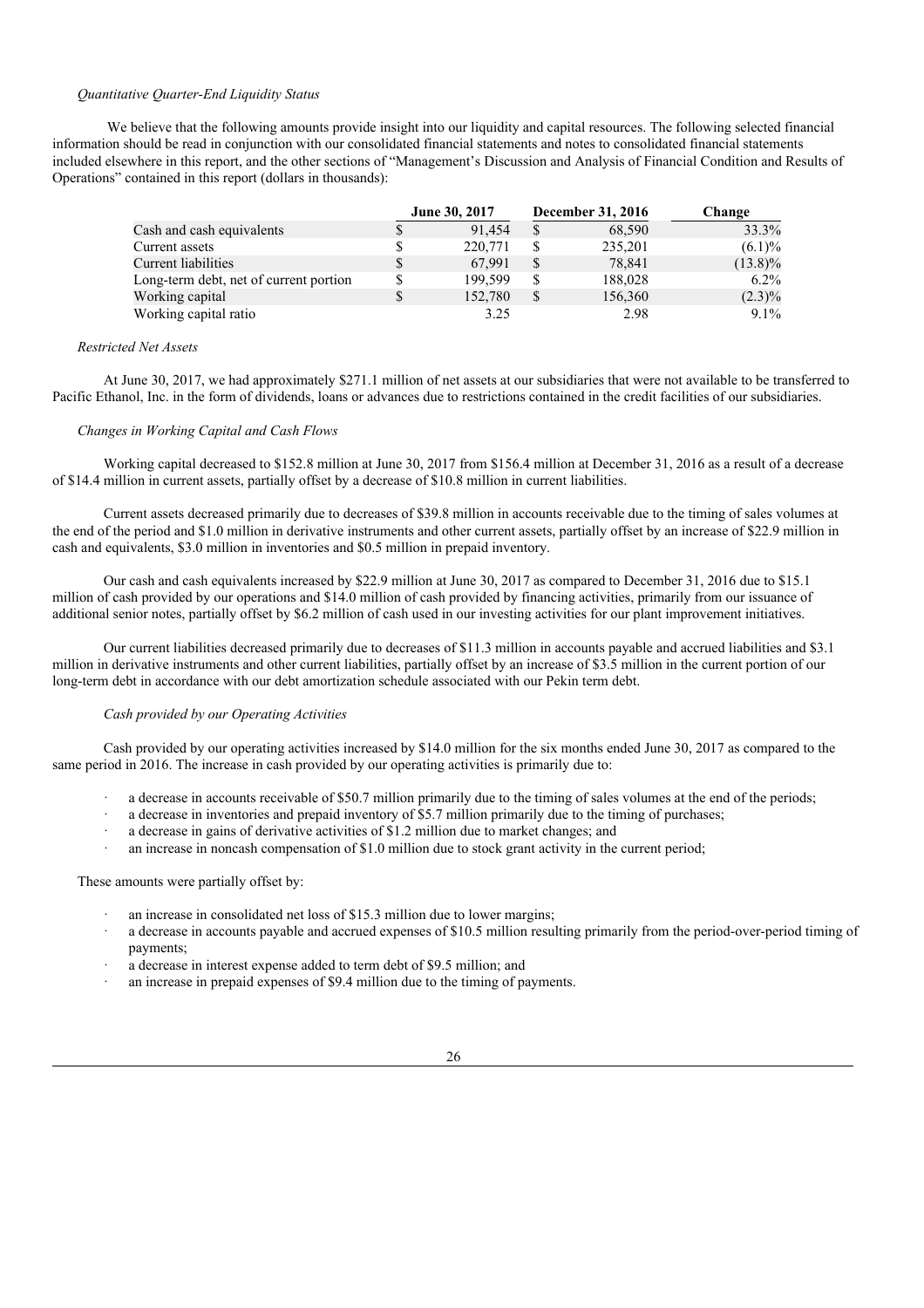*Quantitative Quarter-End Liquidity Status*

We believe that the following amounts provide insight into our liquidity and capital resources. The following selected financial information should be read in conjunction with our consolidated financial statements and notes to consolidated financial statements included elsewhere in this report, and the other sections of "Management's Discussion and Analysis of Financial Condition and Results of Operations" contained in this report (dollars in thousands):

| | June 30, 2017 | December 31, 2016 | Change |
|---|---|---|---|
| Cash and cash equivalents | $ 91,454 | $ 68,590 | 33.3% |
| Current assets | $ 220,771 | $ 235,201 | (6.1)% |
| Current liabilities | $ 67,991 | $ 78,841 | (13.8)% |
| Long-term debt, net of current portion | $ 199,599 | $ 188,028 | 6.2% |
| Working capital | $ 152,780 | $ 156,360 | (2.3)% |
| Working capital ratio | 3.25 | 2.98 | 9.1% |

*Restricted Net Assets*

At June 30, 2017, we had approximately $271.1 million of net assets at our subsidiaries that were not available to be transferred to Pacific Ethanol, Inc. in the form of dividends, loans or advances due to restrictions contained in the credit facilities of our subsidiaries.

*Changes in Working Capital and Cash Flows*

Working capital decreased to $152.8 million at June 30, 2017 from $156.4 million at December 31, 2016 as a result of a decrease of $14.4 million in current assets, partially offset by a decrease of $10.8 million in current liabilities.

Current assets decreased primarily due to decreases of $39.8 million in accounts receivable due to the timing of sales volumes at the end of the period and $1.0 million in derivative instruments and other current assets, partially offset by an increase of $22.9 million in cash and equivalents, $3.0 million in inventories and $0.5 million in prepaid inventory.

Our cash and cash equivalents increased by $22.9 million at June 30, 2017 as compared to December 31, 2016 due to $15.1 million of cash provided by our operations and $14.0 million of cash provided by financing activities, primarily from our issuance of additional senior notes, partially offset by $6.2 million of cash used in our investing activities for our plant improvement initiatives.

Our current liabilities decreased primarily due to decreases of $11.3 million in accounts payable and accrued liabilities and $3.1 million in derivative instruments and other current liabilities, partially offset by an increase of $3.5 million in the current portion of our long-term debt in accordance with our debt amortization schedule associated with our Pekin term debt.

*Cash provided by our Operating Activities*

Cash provided by our operating activities increased by $14.0 million for the six months ended June 30, 2017 as compared to the same period in 2016. The increase in cash provided by our operating activities is primarily due to:

- a decrease in accounts receivable of $50.7 million primarily due to the timing of sales volumes at the end of the periods;
- a decrease in inventories and prepaid inventory of $5.7 million primarily due to the timing of purchases;
- a decrease in gains of derivative activities of $1.2 million due to market changes; and
- an increase in noncash compensation of $1.0 million due to stock grant activity in the current period;

These amounts were partially offset by:

- an increase in consolidated net loss of $15.3 million due to lower margins;
- a decrease in accounts payable and accrued expenses of $10.5 million resulting primarily from the period-over-period timing of payments;
- a decrease in interest expense added to term debt of $9.5 million; and
- an increase in prepaid expenses of $9.4 million due to the timing of payments.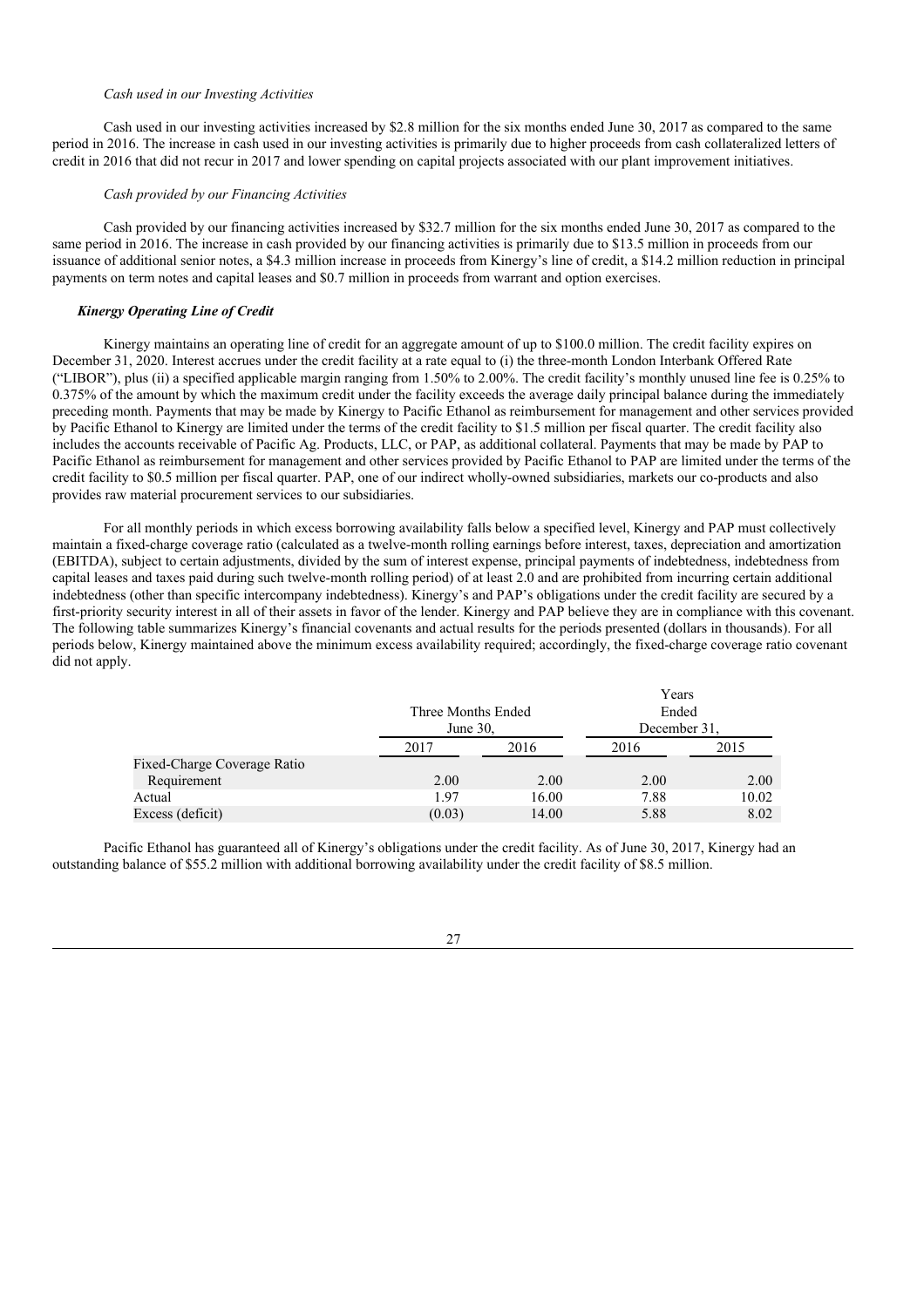*Cash used in our Investing Activities*

Cash used in our investing activities increased by $2.8 million for the six months ended June 30, 2017 as compared to the same period in 2016. The increase in cash used in our investing activities is primarily due to higher proceeds from cash collateralized letters of credit in 2016 that did not recur in 2017 and lower spending on capital projects associated with our plant improvement initiatives.

*Cash provided by our Financing Activities*

Cash provided by our financing activities increased by $32.7 million for the six months ended June 30, 2017 as compared to the same period in 2016. The increase in cash provided by our financing activities is primarily due to $13.5 million in proceeds from our issuance of additional senior notes, a $4.3 million increase in proceeds from Kinergy's line of credit, a $14.2 million reduction in principal payments on term notes and capital leases and $0.7 million in proceeds from warrant and option exercises.

***Kinergy Operating Line of Credit***

Kinergy maintains an operating line of credit for an aggregate amount of up to $100.0 million. The credit facility expires on December 31, 2020. Interest accrues under the credit facility at a rate equal to (i) the three-month London Interbank Offered Rate ("LIBOR"), plus (ii) a specified applicable margin ranging from 1.50% to 2.00%. The credit facility's monthly unused line fee is 0.25% to 0.375% of the amount by which the maximum credit under the facility exceeds the average daily principal balance during the immediately preceding month. Payments that may be made by Kinergy to Pacific Ethanol as reimbursement for management and other services provided by Pacific Ethanol to Kinergy are limited under the terms of the credit facility to $1.5 million per fiscal quarter. The credit facility also includes the accounts receivable of Pacific Ag. Products, LLC, or PAP, as additional collateral. Payments that may be made by PAP to Pacific Ethanol as reimbursement for management and other services provided by Pacific Ethanol to PAP are limited under the terms of the credit facility to $0.5 million per fiscal quarter. PAP, one of our indirect wholly-owned subsidiaries, markets our co-products and also provides raw material procurement services to our subsidiaries.

For all monthly periods in which excess borrowing availability falls below a specified level, Kinergy and PAP must collectively maintain a fixed-charge coverage ratio (calculated as a twelve-month rolling earnings before interest, taxes, depreciation and amortization (EBITDA), subject to certain adjustments, divided by the sum of interest expense, principal payments of indebtedness, indebtedness from capital leases and taxes paid during such twelve-month rolling period) of at least 2.0 and are prohibited from incurring certain additional indebtedness (other than specific intercompany indebtedness). Kinergy's and PAP's obligations under the credit facility are secured by a first-priority security interest in all of their assets in favor of the lender. Kinergy and PAP believe they are in compliance with this covenant. The following table summarizes Kinergy's financial covenants and actual results for the periods presented (dollars in thousands). For all periods below, Kinergy maintained above the minimum excess availability required; accordingly, the fixed-charge coverage ratio covenant did not apply.

| | Three Months Ended June 30, | | Years Ended December 31, | |
|---|---|---|---|---|
| | 2017 | 2016 | 2016 | 2015 |
| Fixed-Charge Coverage Ratio Requirement | 2.00 | 2.00 | 2.00 | 2.00 |
| Actual | 1.97 | 16.00 | 7.88 | 10.02 |
| Excess (deficit) | (0.03) | 14.00 | 5.88 | 8.02 |

Pacific Ethanol has guaranteed all of Kinergy's obligations under the credit facility. As of June 30, 2017, Kinergy had an outstanding balance of $55.2 million with additional borrowing availability under the credit facility of $8.5 million.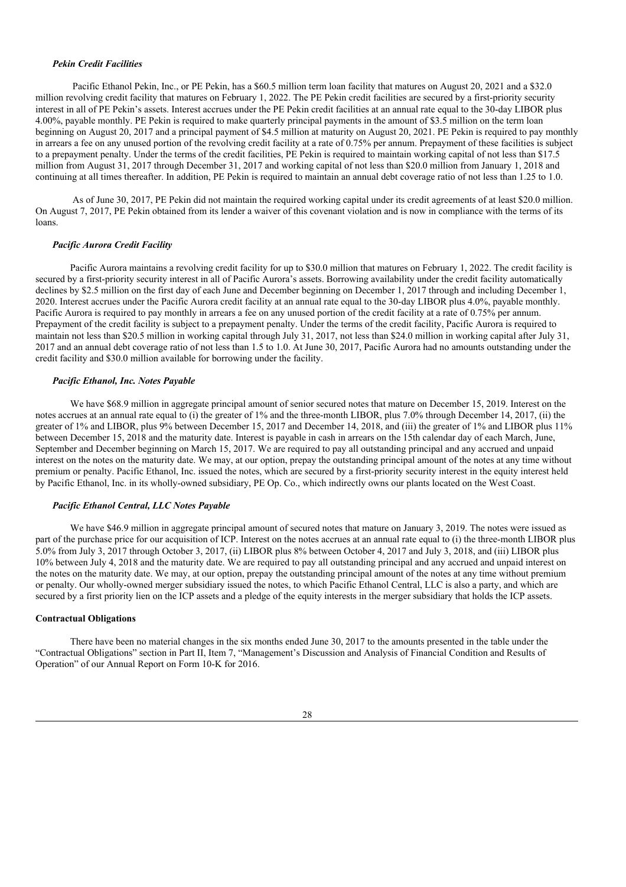### *Pekin Credit Facilities*

Pacific Ethanol Pekin, Inc., or PE Pekin, has a $60.5 million term loan facility that matures on August 20, 2021 and a $32.0 million revolving credit facility that matures on February 1, 2022. The PE Pekin credit facilities are secured by a first-priority security interest in all of PE Pekin's assets. Interest accrues under the PE Pekin credit facilities at an annual rate equal to the 30-day LIBOR plus 4.00%, payable monthly. PE Pekin is required to make quarterly principal payments in the amount of $3.5 million on the term loan beginning on August 20, 2017 and a principal payment of $4.5 million at maturity on August 20, 2021. PE Pekin is required to pay monthly in arrears a fee on any unused portion of the revolving credit facility at a rate of 0.75% per annum. Prepayment of these facilities is subject to a prepayment penalty. Under the terms of the credit facilities, PE Pekin is required to maintain working capital of not less than $17.5 million from August 31, 2017 through December 31, 2017 and working capital of not less than $20.0 million from January 1, 2018 and continuing at all times thereafter. In addition, PE Pekin is required to maintain an annual debt coverage ratio of not less than 1.25 to 1.0.

As of June 30, 2017, PE Pekin did not maintain the required working capital under its credit agreements of at least $20.0 million. On August 7, 2017, PE Pekin obtained from its lender a waiver of this covenant violation and is now in compliance with the terms of its loans.

### *Pacific Aurora Credit Facility*

Pacific Aurora maintains a revolving credit facility for up to $30.0 million that matures on February 1, 2022. The credit facility is secured by a first-priority security interest in all of Pacific Aurora's assets. Borrowing availability under the credit facility automatically declines by $2.5 million on the first day of each June and December beginning on December 1, 2017 through and including December 1, 2020. Interest accrues under the Pacific Aurora credit facility at an annual rate equal to the 30-day LIBOR plus 4.0%, payable monthly. Pacific Aurora is required to pay monthly in arrears a fee on any unused portion of the credit facility at a rate of 0.75% per annum. Prepayment of the credit facility is subject to a prepayment penalty. Under the terms of the credit facility, Pacific Aurora is required to maintain not less than $20.5 million in working capital through July 31, 2017, not less than $24.0 million in working capital after July 31, 2017 and an annual debt coverage ratio of not less than 1.5 to 1.0. At June 30, 2017, Pacific Aurora had no amounts outstanding under the credit facility and $30.0 million available for borrowing under the facility.

### *Pacific Ethanol, Inc. Notes Payable*

We have $68.9 million in aggregate principal amount of senior secured notes that mature on December 15, 2019. Interest on the notes accrues at an annual rate equal to (i) the greater of 1% and the three-month LIBOR, plus 7.0% through December 14, 2017, (ii) the greater of 1% and LIBOR, plus 9% between December 15, 2017 and December 14, 2018, and (iii) the greater of 1% and LIBOR plus 11% between December 15, 2018 and the maturity date. Interest is payable in cash in arrears on the 15th calendar day of each March, June, September and December beginning on March 15, 2017. We are required to pay all outstanding principal and any accrued and unpaid interest on the notes on the maturity date. We may, at our option, prepay the outstanding principal amount of the notes at any time without premium or penalty. Pacific Ethanol, Inc. issued the notes, which are secured by a first-priority security interest in the equity interest held by Pacific Ethanol, Inc. in its wholly-owned subsidiary, PE Op. Co., which indirectly owns our plants located on the West Coast.

### *Pacific Ethanol Central, LLC Notes Payable*

We have $46.9 million in aggregate principal amount of secured notes that mature on January 3, 2019. The notes were issued as part of the purchase price for our acquisition of ICP. Interest on the notes accrues at an annual rate equal to (i) the three-month LIBOR plus 5.0% from July 3, 2017 through October 3, 2017, (ii) LIBOR plus 8% between October 4, 2017 and July 3, 2018, and (iii) LIBOR plus 10% between July 4, 2018 and the maturity date. We are required to pay all outstanding principal and any accrued and unpaid interest on the notes on the maturity date. We may, at our option, prepay the outstanding principal amount of the notes at any time without premium or penalty. Our wholly-owned merger subsidiary issued the notes, to which Pacific Ethanol Central, LLC is also a party, and which are secured by a first priority lien on the ICP assets and a pledge of the equity interests in the merger subsidiary that holds the ICP assets.

### **Contractual Obligations**

There have been no material changes in the six months ended June 30, 2017 to the amounts presented in the table under the "Contractual Obligations" section in Part II, Item 7, "Management's Discussion and Analysis of Financial Condition and Results of Operation" of our Annual Report on Form 10-K for 2016.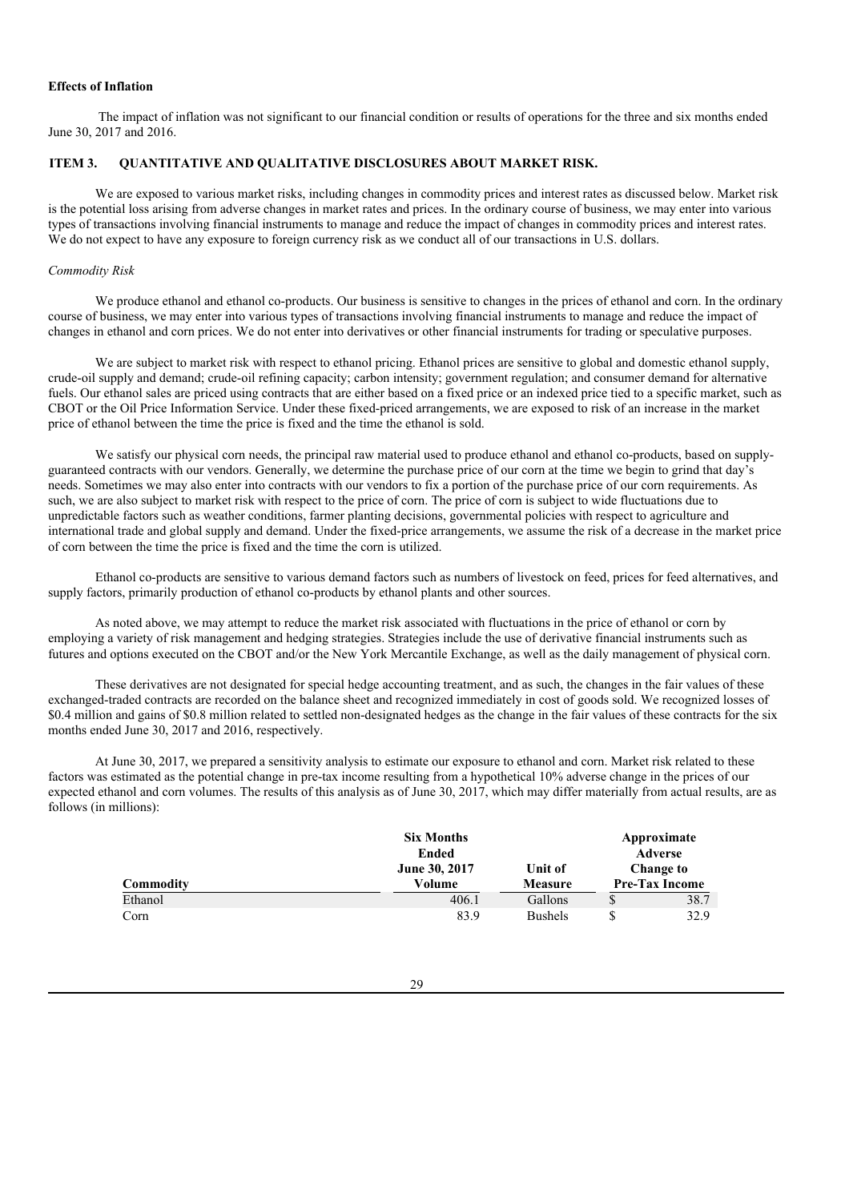**Effects of Inflation**

The impact of inflation was not significant to our financial condition or results of operations for the three and six months ended June 30, 2017 and 2016.

## ITEM 3. QUANTITATIVE AND QUALITATIVE DISCLOSURES ABOUT MARKET RISK.

We are exposed to various market risks, including changes in commodity prices and interest rates as discussed below. Market risk is the potential loss arising from adverse changes in market rates and prices. In the ordinary course of business, we may enter into various types of transactions involving financial instruments to manage and reduce the impact of changes in commodity prices and interest rates. We do not expect to have any exposure to foreign currency risk as we conduct all of our transactions in U.S. dollars.

*Commodity Risk*

We produce ethanol and ethanol co-products. Our business is sensitive to changes in the prices of ethanol and corn. In the ordinary course of business, we may enter into various types of transactions involving financial instruments to manage and reduce the impact of changes in ethanol and corn prices. We do not enter into derivatives or other financial instruments for trading or speculative purposes.

We are subject to market risk with respect to ethanol pricing. Ethanol prices are sensitive to global and domestic ethanol supply, crude-oil supply and demand; crude-oil refining capacity; carbon intensity; government regulation; and consumer demand for alternative fuels. Our ethanol sales are priced using contracts that are either based on a fixed price or an indexed price tied to a specific market, such as CBOT or the Oil Price Information Service. Under these fixed-priced arrangements, we are exposed to risk of an increase in the market price of ethanol between the time the price is fixed and the time the ethanol is sold.

We satisfy our physical corn needs, the principal raw material used to produce ethanol and ethanol co-products, based on supply-guaranteed contracts with our vendors. Generally, we determine the purchase price of our corn at the time we begin to grind that day's needs. Sometimes we may also enter into contracts with our vendors to fix a portion of the purchase price of our corn requirements. As such, we are also subject to market risk with respect to the price of corn. The price of corn is subject to wide fluctuations due to unpredictable factors such as weather conditions, farmer planting decisions, governmental policies with respect to agriculture and international trade and global supply and demand. Under the fixed-price arrangements, we assume the risk of a decrease in the market price of corn between the time the price is fixed and the time the corn is utilized.

Ethanol co-products are sensitive to various demand factors such as numbers of livestock on feed, prices for feed alternatives, and supply factors, primarily production of ethanol co-products by ethanol plants and other sources.

As noted above, we may attempt to reduce the market risk associated with fluctuations in the price of ethanol or corn by employing a variety of risk management and hedging strategies. Strategies include the use of derivative financial instruments such as futures and options executed on the CBOT and/or the New York Mercantile Exchange, as well as the daily management of physical corn.

These derivatives are not designated for special hedge accounting treatment, and as such, the changes in the fair values of these exchanged-traded contracts are recorded on the balance sheet and recognized immediately in cost of goods sold. We recognized losses of $0.4 million and gains of $0.8 million related to settled non-designated hedges as the change in the fair values of these contracts for the six months ended June 30, 2017 and 2016, respectively.

At June 30, 2017, we prepared a sensitivity analysis to estimate our exposure to ethanol and corn. Market risk related to these factors was estimated as the potential change in pre-tax income resulting from a hypothetical 10% adverse change in the prices of our expected ethanol and corn volumes. The results of this analysis as of June 30, 2017, which may differ materially from actual results, are as follows (in millions):

| Commodity | Six Months Ended June 30, 2017 Volume | Unit of Measure | Approximate Adverse Change to Pre-Tax Income |
|---|---|---|---|
| Ethanol | 406.1 | Gallons | $ 38.7 |
| Corn | 83.9 | Bushels | $ 32.9 |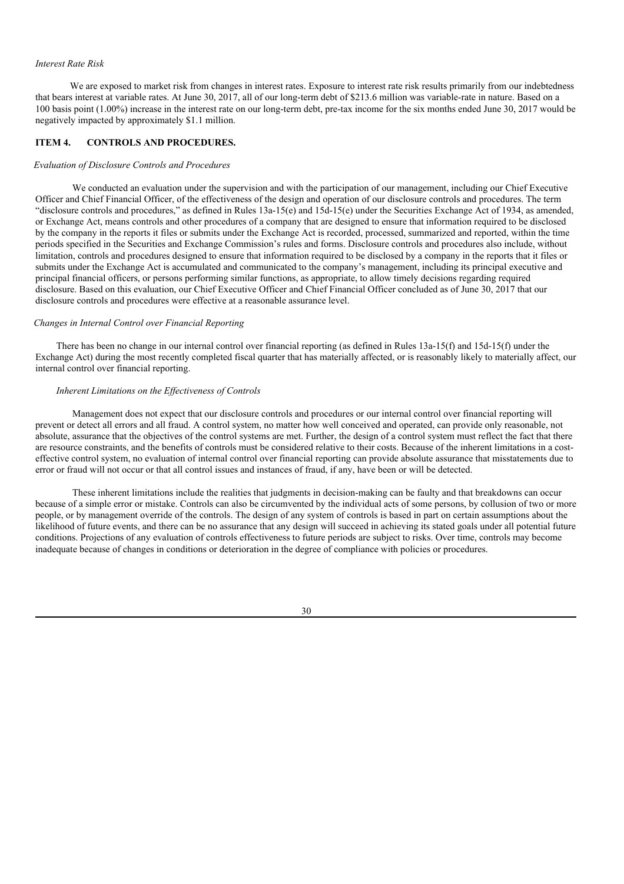*Interest Rate Risk*

We are exposed to market risk from changes in interest rates. Exposure to interest rate risk results primarily from our indebtedness that bears interest at variable rates. At June 30, 2017, all of our long-term debt of $213.6 million was variable-rate in nature. Based on a 100 basis point (1.00%) increase in the interest rate on our long-term debt, pre-tax income for the six months ended June 30, 2017 would be negatively impacted by approximately $1.1 million.

## ITEM 4. CONTROLS AND PROCEDURES.

*Evaluation of Disclosure Controls and Procedures*

We conducted an evaluation under the supervision and with the participation of our management, including our Chief Executive Officer and Chief Financial Officer, of the effectiveness of the design and operation of our disclosure controls and procedures. The term "disclosure controls and procedures," as defined in Rules 13a-15(e) and 15d-15(e) under the Securities Exchange Act of 1934, as amended, or Exchange Act, means controls and other procedures of a company that are designed to ensure that information required to be disclosed by the company in the reports it files or submits under the Exchange Act is recorded, processed, summarized and reported, within the time periods specified in the Securities and Exchange Commission's rules and forms. Disclosure controls and procedures also include, without limitation, controls and procedures designed to ensure that information required to be disclosed by a company in the reports that it files or submits under the Exchange Act is accumulated and communicated to the company's management, including its principal executive and principal financial officers, or persons performing similar functions, as appropriate, to allow timely decisions regarding required disclosure. Based on this evaluation, our Chief Executive Officer and Chief Financial Officer concluded as of June 30, 2017 that our disclosure controls and procedures were effective at a reasonable assurance level.

*Changes in Internal Control over Financial Reporting*

There has been no change in our internal control over financial reporting (as defined in Rules 13a-15(f) and 15d-15(f) under the Exchange Act) during the most recently completed fiscal quarter that has materially affected, or is reasonably likely to materially affect, our internal control over financial reporting.

*Inherent Limitations on the Effectiveness of Controls*

Management does not expect that our disclosure controls and procedures or our internal control over financial reporting will prevent or detect all errors and all fraud. A control system, no matter how well conceived and operated, can provide only reasonable, not absolute, assurance that the objectives of the control systems are met. Further, the design of a control system must reflect the fact that there are resource constraints, and the benefits of controls must be considered relative to their costs. Because of the inherent limitations in a cost-effective control system, no evaluation of internal control over financial reporting can provide absolute assurance that misstatements due to error or fraud will not occur or that all control issues and instances of fraud, if any, have been or will be detected.

These inherent limitations include the realities that judgments in decision-making can be faulty and that breakdowns can occur because of a simple error or mistake. Controls can also be circumvented by the individual acts of some persons, by collusion of two or more people, or by management override of the controls. The design of any system of controls is based in part on certain assumptions about the likelihood of future events, and there can be no assurance that any design will succeed in achieving its stated goals under all potential future conditions. Projections of any evaluation of controls effectiveness to future periods are subject to risks. Over time, controls may become inadequate because of changes in conditions or deterioration in the degree of compliance with policies or procedures.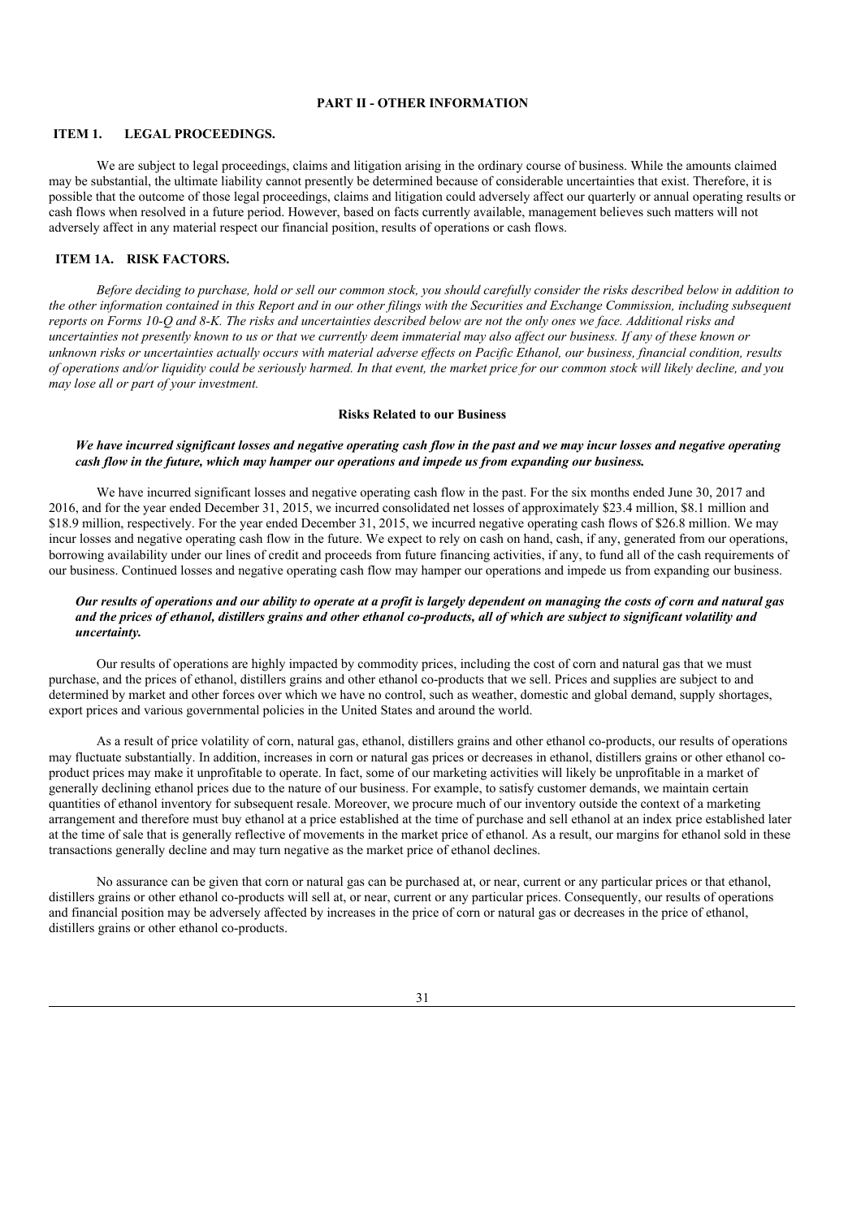## PART II - OTHER INFORMATION

### ITEM 1. LEGAL PROCEEDINGS.

We are subject to legal proceedings, claims and litigation arising in the ordinary course of business. While the amounts claimed may be substantial, the ultimate liability cannot presently be determined because of considerable uncertainties that exist. Therefore, it is possible that the outcome of those legal proceedings, claims and litigation could adversely affect our quarterly or annual operating results or cash flows when resolved in a future period. However, based on facts currently available, management believes such matters will not adversely affect in any material respect our financial position, results of operations or cash flows.

### ITEM 1A. RISK FACTORS.

*Before deciding to purchase, hold or sell our common stock, you should carefully consider the risks described below in addition to the other information contained in this Report and in our other filings with the Securities and Exchange Commission, including subsequent reports on Forms 10-Q and 8-K. The risks and uncertainties described below are not the only ones we face. Additional risks and uncertainties not presently known to us or that we currently deem immaterial may also affect our business. If any of these known or unknown risks or uncertainties actually occurs with material adverse effects on Pacific Ethanol, our business, financial condition, results of operations and/or liquidity could be seriously harmed. In that event, the market price for our common stock will likely decline, and you may lose all or part of your investment.*

#### Risks Related to our Business

***We have incurred significant losses and negative operating cash flow in the past and we may incur losses and negative operating cash flow in the future, which may hamper our operations and impede us from expanding our business.***

We have incurred significant losses and negative operating cash flow in the past. For the six months ended June 30, 2017 and 2016, and for the year ended December 31, 2015, we incurred consolidated net losses of approximately $23.4 million, $8.1 million and $18.9 million, respectively. For the year ended December 31, 2015, we incurred negative operating cash flows of $26.8 million. We may incur losses and negative operating cash flow in the future. We expect to rely on cash on hand, cash, if any, generated from our operations, borrowing availability under our lines of credit and proceeds from future financing activities, if any, to fund all of the cash requirements of our business. Continued losses and negative operating cash flow may hamper our operations and impede us from expanding our business.

***Our results of operations and our ability to operate at a profit is largely dependent on managing the costs of corn and natural gas and the prices of ethanol, distillers grains and other ethanol co-products, all of which are subject to significant volatility and uncertainty.***

Our results of operations are highly impacted by commodity prices, including the cost of corn and natural gas that we must purchase, and the prices of ethanol, distillers grains and other ethanol co-products that we sell. Prices and supplies are subject to and determined by market and other forces over which we have no control, such as weather, domestic and global demand, supply shortages, export prices and various governmental policies in the United States and around the world.

As a result of price volatility of corn, natural gas, ethanol, distillers grains and other ethanol co-products, our results of operations may fluctuate substantially. In addition, increases in corn or natural gas prices or decreases in ethanol, distillers grains or other ethanol co-product prices may make it unprofitable to operate. In fact, some of our marketing activities will likely be unprofitable in a market of generally declining ethanol prices due to the nature of our business. For example, to satisfy customer demands, we maintain certain quantities of ethanol inventory for subsequent resale. Moreover, we procure much of our inventory outside the context of a marketing arrangement and therefore must buy ethanol at a price established at the time of purchase and sell ethanol at an index price established later at the time of sale that is generally reflective of movements in the market price of ethanol. As a result, our margins for ethanol sold in these transactions generally decline and may turn negative as the market price of ethanol declines.

No assurance can be given that corn or natural gas can be purchased at, or near, current or any particular prices or that ethanol, distillers grains or other ethanol co-products will sell at, or near, current or any particular prices. Consequently, our results of operations and financial position may be adversely affected by increases in the price of corn or natural gas or decreases in the price of ethanol, distillers grains or other ethanol co-products.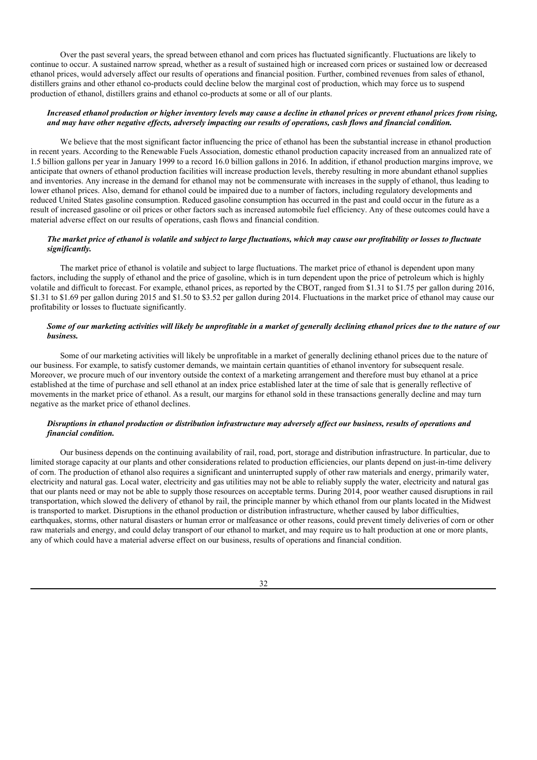Over the past several years, the spread between ethanol and corn prices has fluctuated significantly. Fluctuations are likely to continue to occur. A sustained narrow spread, whether as a result of sustained high or increased corn prices or sustained low or decreased ethanol prices, would adversely affect our results of operations and financial position. Further, combined revenues from sales of ethanol, distillers grains and other ethanol co-products could decline below the marginal cost of production, which may force us to suspend production of ethanol, distillers grains and ethanol co-products at some or all of our plants.

***Increased ethanol production or higher inventory levels may cause a decline in ethanol prices or prevent ethanol prices from rising, and may have other negative effects, adversely impacting our results of operations, cash flows and financial condition.***

We believe that the most significant factor influencing the price of ethanol has been the substantial increase in ethanol production in recent years. According to the Renewable Fuels Association, domestic ethanol production capacity increased from an annualized rate of 1.5 billion gallons per year in January 1999 to a record 16.0 billion gallons in 2016. In addition, if ethanol production margins improve, we anticipate that owners of ethanol production facilities will increase production levels, thereby resulting in more abundant ethanol supplies and inventories. Any increase in the demand for ethanol may not be commensurate with increases in the supply of ethanol, thus leading to lower ethanol prices. Also, demand for ethanol could be impaired due to a number of factors, including regulatory developments and reduced United States gasoline consumption. Reduced gasoline consumption has occurred in the past and could occur in the future as a result of increased gasoline or oil prices or other factors such as increased automobile fuel efficiency. Any of these outcomes could have a material adverse effect on our results of operations, cash flows and financial condition.

***The market price of ethanol is volatile and subject to large fluctuations, which may cause our profitability or losses to fluctuate significantly.***

The market price of ethanol is volatile and subject to large fluctuations. The market price of ethanol is dependent upon many factors, including the supply of ethanol and the price of gasoline, which is in turn dependent upon the price of petroleum which is highly volatile and difficult to forecast. For example, ethanol prices, as reported by the CBOT, ranged from $1.31 to $1.75 per gallon during 2016, $1.31 to $1.69 per gallon during 2015 and $1.50 to $3.52 per gallon during 2014. Fluctuations in the market price of ethanol may cause our profitability or losses to fluctuate significantly.

***Some of our marketing activities will likely be unprofitable in a market of generally declining ethanol prices due to the nature of our business.***

Some of our marketing activities will likely be unprofitable in a market of generally declining ethanol prices due to the nature of our business. For example, to satisfy customer demands, we maintain certain quantities of ethanol inventory for subsequent resale. Moreover, we procure much of our inventory outside the context of a marketing arrangement and therefore must buy ethanol at a price established at the time of purchase and sell ethanol at an index price established later at the time of sale that is generally reflective of movements in the market price of ethanol. As a result, our margins for ethanol sold in these transactions generally decline and may turn negative as the market price of ethanol declines.

***Disruptions in ethanol production or distribution infrastructure may adversely affect our business, results of operations and financial condition.***

Our business depends on the continuing availability of rail, road, port, storage and distribution infrastructure. In particular, due to limited storage capacity at our plants and other considerations related to production efficiencies, our plants depend on just-in-time delivery of corn. The production of ethanol also requires a significant and uninterrupted supply of other raw materials and energy, primarily water, electricity and natural gas. Local water, electricity and gas utilities may not be able to reliably supply the water, electricity and natural gas that our plants need or may not be able to supply those resources on acceptable terms. During 2014, poor weather caused disruptions in rail transportation, which slowed the delivery of ethanol by rail, the principle manner by which ethanol from our plants located in the Midwest is transported to market. Disruptions in the ethanol production or distribution infrastructure, whether caused by labor difficulties, earthquakes, storms, other natural disasters or human error or malfeasance or other reasons, could prevent timely deliveries of corn or other raw materials and energy, and could delay transport of our ethanol to market, and may require us to halt production at one or more plants, any of which could have a material adverse effect on our business, results of operations and financial condition.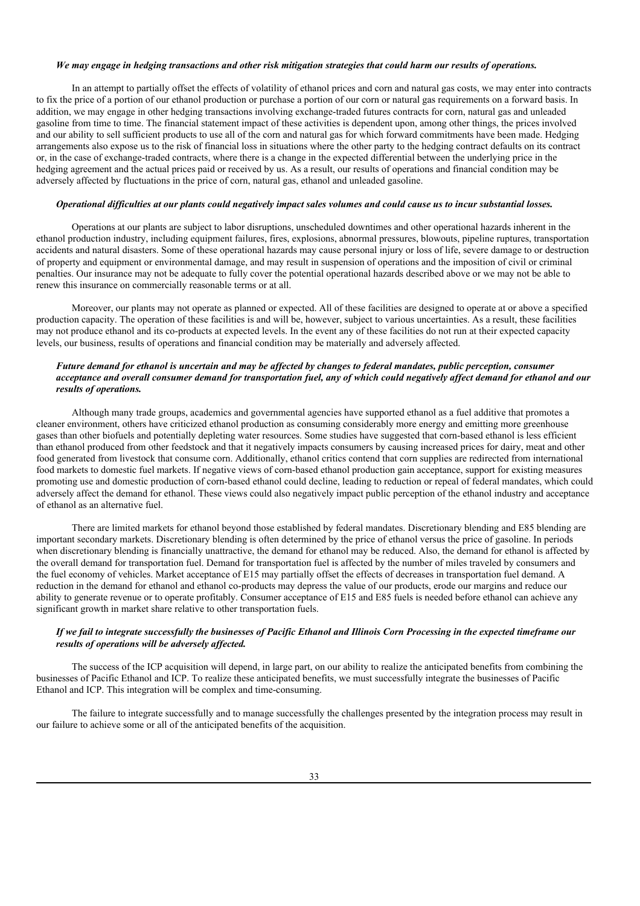***We may engage in hedging transactions and other risk mitigation strategies that could harm our results of operations.***

In an attempt to partially offset the effects of volatility of ethanol prices and corn and natural gas costs, we may enter into contracts to fix the price of a portion of our ethanol production or purchase a portion of our corn or natural gas requirements on a forward basis. In addition, we may engage in other hedging transactions involving exchange-traded futures contracts for corn, natural gas and unleaded gasoline from time to time. The financial statement impact of these activities is dependent upon, among other things, the prices involved and our ability to sell sufficient products to use all of the corn and natural gas for which forward commitments have been made. Hedging arrangements also expose us to the risk of financial loss in situations where the other party to the hedging contract defaults on its contract or, in the case of exchange-traded contracts, where there is a change in the expected differential between the underlying price in the hedging agreement and the actual prices paid or received by us. As a result, our results of operations and financial condition may be adversely affected by fluctuations in the price of corn, natural gas, ethanol and unleaded gasoline.

***Operational difficulties at our plants could negatively impact sales volumes and could cause us to incur substantial losses.***

Operations at our plants are subject to labor disruptions, unscheduled downtimes and other operational hazards inherent in the ethanol production industry, including equipment failures, fires, explosions, abnormal pressures, blowouts, pipeline ruptures, transportation accidents and natural disasters. Some of these operational hazards may cause personal injury or loss of life, severe damage to or destruction of property and equipment or environmental damage, and may result in suspension of operations and the imposition of civil or criminal penalties. Our insurance may not be adequate to fully cover the potential operational hazards described above or we may not be able to renew this insurance on commercially reasonable terms or at all.

Moreover, our plants may not operate as planned or expected. All of these facilities are designed to operate at or above a specified production capacity. The operation of these facilities is and will be, however, subject to various uncertainties. As a result, these facilities may not produce ethanol and its co-products at expected levels. In the event any of these facilities do not run at their expected capacity levels, our business, results of operations and financial condition may be materially and adversely affected.

***Future demand for ethanol is uncertain and may be affected by changes to federal mandates, public perception, consumer acceptance and overall consumer demand for transportation fuel, any of which could negatively affect demand for ethanol and our results of operations.***

Although many trade groups, academics and governmental agencies have supported ethanol as a fuel additive that promotes a cleaner environment, others have criticized ethanol production as consuming considerably more energy and emitting more greenhouse gases than other biofuels and potentially depleting water resources. Some studies have suggested that corn-based ethanol is less efficient than ethanol produced from other feedstock and that it negatively impacts consumers by causing increased prices for dairy, meat and other food generated from livestock that consume corn. Additionally, ethanol critics contend that corn supplies are redirected from international food markets to domestic fuel markets. If negative views of corn-based ethanol production gain acceptance, support for existing measures promoting use and domestic production of corn-based ethanol could decline, leading to reduction or repeal of federal mandates, which could adversely affect the demand for ethanol. These views could also negatively impact public perception of the ethanol industry and acceptance of ethanol as an alternative fuel.

There are limited markets for ethanol beyond those established by federal mandates. Discretionary blending and E85 blending are important secondary markets. Discretionary blending is often determined by the price of ethanol versus the price of gasoline. In periods when discretionary blending is financially unattractive, the demand for ethanol may be reduced. Also, the demand for ethanol is affected by the overall demand for transportation fuel. Demand for transportation fuel is affected by the number of miles traveled by consumers and the fuel economy of vehicles. Market acceptance of E15 may partially offset the effects of decreases in transportation fuel demand. A reduction in the demand for ethanol and ethanol co-products may depress the value of our products, erode our margins and reduce our ability to generate revenue or to operate profitably. Consumer acceptance of E15 and E85 fuels is needed before ethanol can achieve any significant growth in market share relative to other transportation fuels.

***If we fail to integrate successfully the businesses of Pacific Ethanol and Illinois Corn Processing in the expected timeframe our results of operations will be adversely affected.***

The success of the ICP acquisition will depend, in large part, on our ability to realize the anticipated benefits from combining the businesses of Pacific Ethanol and ICP. To realize these anticipated benefits, we must successfully integrate the businesses of Pacific Ethanol and ICP. This integration will be complex and time-consuming.

The failure to integrate successfully and to manage successfully the challenges presented by the integration process may result in our failure to achieve some or all of the anticipated benefits of the acquisition.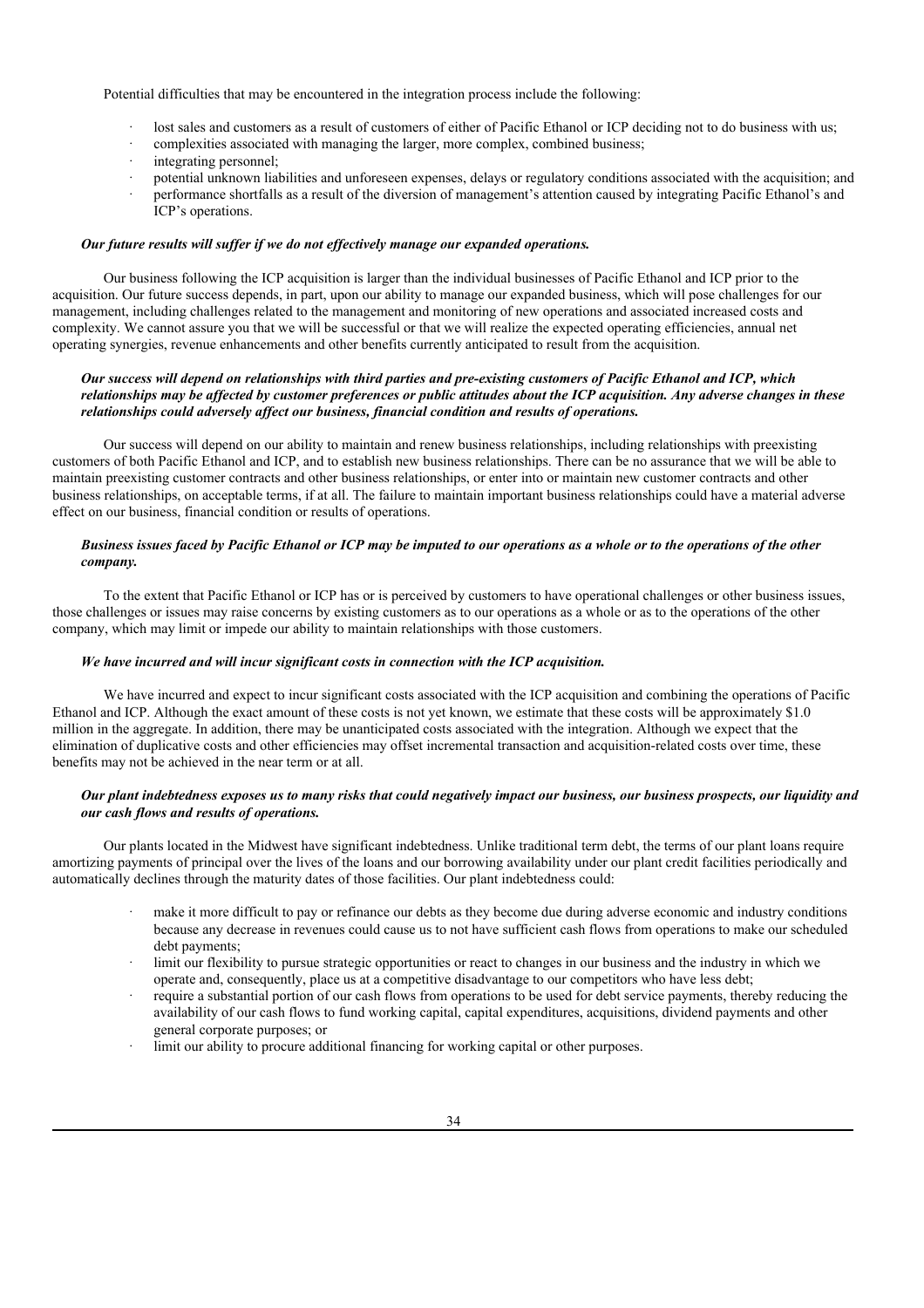Potential difficulties that may be encountered in the integration process include the following:

- lost sales and customers as a result of customers of either of Pacific Ethanol or ICP deciding not to do business with us;
- complexities associated with managing the larger, more complex, combined business;
- integrating personnel;
- potential unknown liabilities and unforeseen expenses, delays or regulatory conditions associated with the acquisition; and
- performance shortfalls as a result of the diversion of management's attention caused by integrating Pacific Ethanol's and ICP's operations.

***Our future results will suffer if we do not effectively manage our expanded operations.***

Our business following the ICP acquisition is larger than the individual businesses of Pacific Ethanol and ICP prior to the acquisition. Our future success depends, in part, upon our ability to manage our expanded business, which will pose challenges for our management, including challenges related to the management and monitoring of new operations and associated increased costs and complexity. We cannot assure you that we will be successful or that we will realize the expected operating efficiencies, annual net operating synergies, revenue enhancements and other benefits currently anticipated to result from the acquisition.

***Our success will depend on relationships with third parties and pre-existing customers of Pacific Ethanol and ICP, which relationships may be affected by customer preferences or public attitudes about the ICP acquisition. Any adverse changes in these relationships could adversely affect our business, financial condition and results of operations.***

Our success will depend on our ability to maintain and renew business relationships, including relationships with preexisting customers of both Pacific Ethanol and ICP, and to establish new business relationships. There can be no assurance that we will be able to maintain preexisting customer contracts and other business relationships, or enter into or maintain new customer contracts and other business relationships, on acceptable terms, if at all. The failure to maintain important business relationships could have a material adverse effect on our business, financial condition or results of operations.

***Business issues faced by Pacific Ethanol or ICP may be imputed to our operations as a whole or to the operations of the other company.***

To the extent that Pacific Ethanol or ICP has or is perceived by customers to have operational challenges or other business issues, those challenges or issues may raise concerns by existing customers as to our operations as a whole or as to the operations of the other company, which may limit or impede our ability to maintain relationships with those customers.

***We have incurred and will incur significant costs in connection with the ICP acquisition.***

We have incurred and expect to incur significant costs associated with the ICP acquisition and combining the operations of Pacific Ethanol and ICP. Although the exact amount of these costs is not yet known, we estimate that these costs will be approximately $1.0 million in the aggregate. In addition, there may be unanticipated costs associated with the integration. Although we expect that the elimination of duplicative costs and other efficiencies may offset incremental transaction and acquisition-related costs over time, these benefits may not be achieved in the near term or at all.

***Our plant indebtedness exposes us to many risks that could negatively impact our business, our business prospects, our liquidity and our cash flows and results of operations.***

Our plants located in the Midwest have significant indebtedness. Unlike traditional term debt, the terms of our plant loans require amortizing payments of principal over the lives of the loans and our borrowing availability under our plant credit facilities periodically and automatically declines through the maturity dates of those facilities. Our plant indebtedness could:

- make it more difficult to pay or refinance our debts as they become due during adverse economic and industry conditions because any decrease in revenues could cause us to not have sufficient cash flows from operations to make our scheduled debt payments;
- limit our flexibility to pursue strategic opportunities or react to changes in our business and the industry in which we operate and, consequently, place us at a competitive disadvantage to our competitors who have less debt;
- require a substantial portion of our cash flows from operations to be used for debt service payments, thereby reducing the availability of our cash flows to fund working capital, capital expenditures, acquisitions, dividend payments and other general corporate purposes; or
- limit our ability to procure additional financing for working capital or other purposes.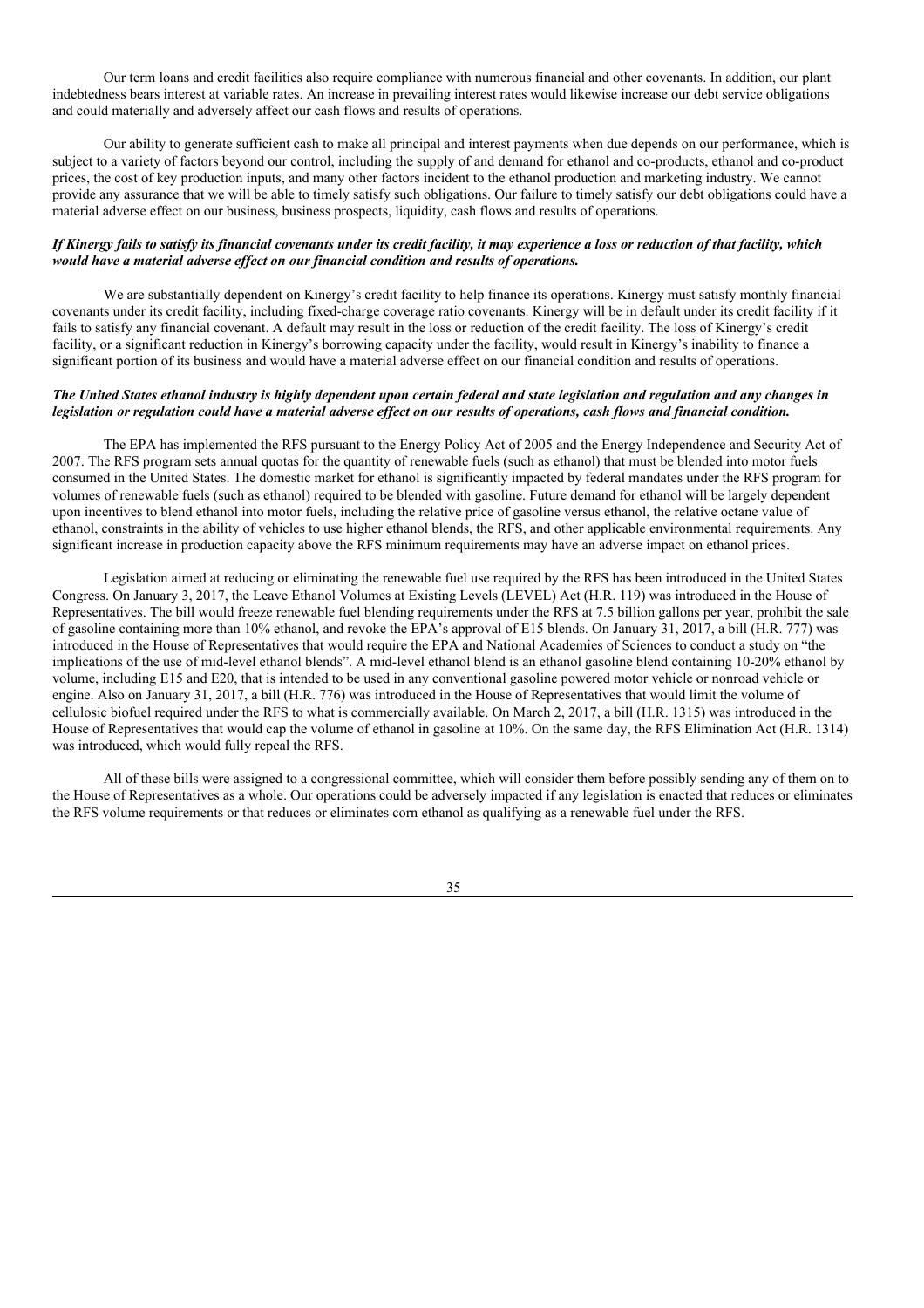Our term loans and credit facilities also require compliance with numerous financial and other covenants. In addition, our plant indebtedness bears interest at variable rates. An increase in prevailing interest rates would likewise increase our debt service obligations and could materially and adversely affect our cash flows and results of operations.

Our ability to generate sufficient cash to make all principal and interest payments when due depends on our performance, which is subject to a variety of factors beyond our control, including the supply of and demand for ethanol and co-products, ethanol and co-product prices, the cost of key production inputs, and many other factors incident to the ethanol production and marketing industry. We cannot provide any assurance that we will be able to timely satisfy such obligations. Our failure to timely satisfy our debt obligations could have a material adverse effect on our business, business prospects, liquidity, cash flows and results of operations.

***If Kinergy fails to satisfy its financial covenants under its credit facility, it may experience a loss or reduction of that facility, which would have a material adverse effect on our financial condition and results of operations.***

We are substantially dependent on Kinergy's credit facility to help finance its operations. Kinergy must satisfy monthly financial covenants under its credit facility, including fixed-charge coverage ratio covenants. Kinergy will be in default under its credit facility if it fails to satisfy any financial covenant. A default may result in the loss or reduction of the credit facility. The loss of Kinergy's credit facility, or a significant reduction in Kinergy's borrowing capacity under the facility, would result in Kinergy's inability to finance a significant portion of its business and would have a material adverse effect on our financial condition and results of operations.

***The United States ethanol industry is highly dependent upon certain federal and state legislation and regulation and any changes in legislation or regulation could have a material adverse effect on our results of operations, cash flows and financial condition.***

The EPA has implemented the RFS pursuant to the Energy Policy Act of 2005 and the Energy Independence and Security Act of 2007. The RFS program sets annual quotas for the quantity of renewable fuels (such as ethanol) that must be blended into motor fuels consumed in the United States. The domestic market for ethanol is significantly impacted by federal mandates under the RFS program for volumes of renewable fuels (such as ethanol) required to be blended with gasoline. Future demand for ethanol will be largely dependent upon incentives to blend ethanol into motor fuels, including the relative price of gasoline versus ethanol, the relative octane value of ethanol, constraints in the ability of vehicles to use higher ethanol blends, the RFS, and other applicable environmental requirements. Any significant increase in production capacity above the RFS minimum requirements may have an adverse impact on ethanol prices.

Legislation aimed at reducing or eliminating the renewable fuel use required by the RFS has been introduced in the United States Congress. On January 3, 2017, the Leave Ethanol Volumes at Existing Levels (LEVEL) Act (H.R. 119) was introduced in the House of Representatives. The bill would freeze renewable fuel blending requirements under the RFS at 7.5 billion gallons per year, prohibit the sale of gasoline containing more than 10% ethanol, and revoke the EPA's approval of E15 blends. On January 31, 2017, a bill (H.R. 777) was introduced in the House of Representatives that would require the EPA and National Academies of Sciences to conduct a study on "the implications of the use of mid-level ethanol blends". A mid-level ethanol blend is an ethanol gasoline blend containing 10-20% ethanol by volume, including E15 and E20, that is intended to be used in any conventional gasoline powered motor vehicle or nonroad vehicle or engine. Also on January 31, 2017, a bill (H.R. 776) was introduced in the House of Representatives that would limit the volume of cellulosic biofuel required under the RFS to what is commercially available. On March 2, 2017, a bill (H.R. 1315) was introduced in the House of Representatives that would cap the volume of ethanol in gasoline at 10%. On the same day, the RFS Elimination Act (H.R. 1314) was introduced, which would fully repeal the RFS.

All of these bills were assigned to a congressional committee, which will consider them before possibly sending any of them on to the House of Representatives as a whole. Our operations could be adversely impacted if any legislation is enacted that reduces or eliminates the RFS volume requirements or that reduces or eliminates corn ethanol as qualifying as a renewable fuel under the RFS.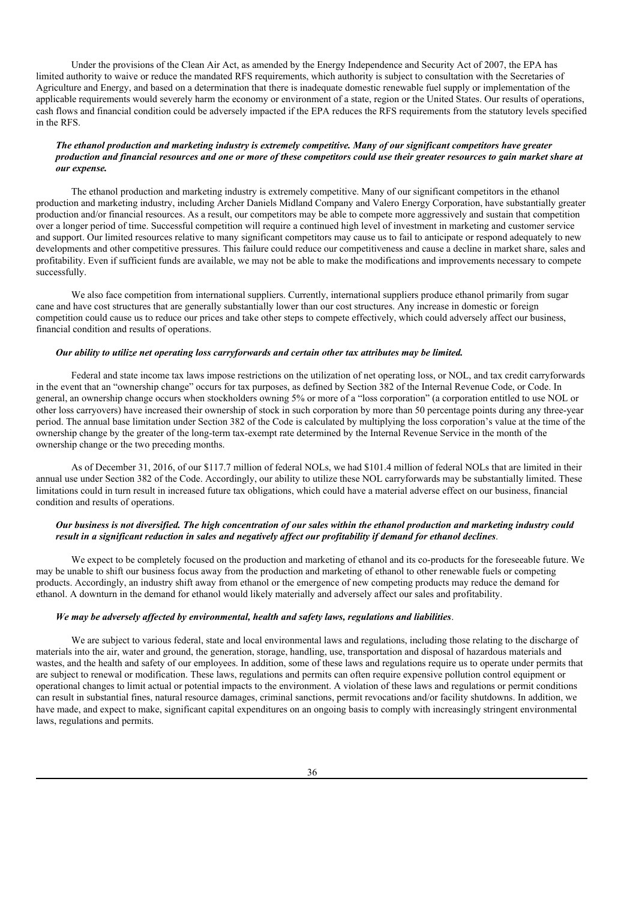Under the provisions of the Clean Air Act, as amended by the Energy Independence and Security Act of 2007, the EPA has limited authority to waive or reduce the mandated RFS requirements, which authority is subject to consultation with the Secretaries of Agriculture and Energy, and based on a determination that there is inadequate domestic renewable fuel supply or implementation of the applicable requirements would severely harm the economy or environment of a state, region or the United States. Our results of operations, cash flows and financial condition could be adversely impacted if the EPA reduces the RFS requirements from the statutory levels specified in the RFS.

***The ethanol production and marketing industry is extremely competitive. Many of our significant competitors have greater production and financial resources and one or more of these competitors could use their greater resources to gain market share at our expense.***

The ethanol production and marketing industry is extremely competitive. Many of our significant competitors in the ethanol production and marketing industry, including Archer Daniels Midland Company and Valero Energy Corporation, have substantially greater production and/or financial resources. As a result, our competitors may be able to compete more aggressively and sustain that competition over a longer period of time. Successful competition will require a continued high level of investment in marketing and customer service and support. Our limited resources relative to many significant competitors may cause us to fail to anticipate or respond adequately to new developments and other competitive pressures. This failure could reduce our competitiveness and cause a decline in market share, sales and profitability. Even if sufficient funds are available, we may not be able to make the modifications and improvements necessary to compete successfully.

We also face competition from international suppliers. Currently, international suppliers produce ethanol primarily from sugar cane and have cost structures that are generally substantially lower than our cost structures. Any increase in domestic or foreign competition could cause us to reduce our prices and take other steps to compete effectively, which could adversely affect our business, financial condition and results of operations.

***Our ability to utilize net operating loss carryforwards and certain other tax attributes may be limited.***

Federal and state income tax laws impose restrictions on the utilization of net operating loss, or NOL, and tax credit carryforwards in the event that an "ownership change" occurs for tax purposes, as defined by Section 382 of the Internal Revenue Code, or Code. In general, an ownership change occurs when stockholders owning 5% or more of a "loss corporation" (a corporation entitled to use NOL or other loss carryovers) have increased their ownership of stock in such corporation by more than 50 percentage points during any three-year period. The annual base limitation under Section 382 of the Code is calculated by multiplying the loss corporation's value at the time of the ownership change by the greater of the long-term tax-exempt rate determined by the Internal Revenue Service in the month of the ownership change or the two preceding months.

As of December 31, 2016, of our $117.7 million of federal NOLs, we had $101.4 million of federal NOLs that are limited in their annual use under Section 382 of the Code. Accordingly, our ability to utilize these NOL carryforwards may be substantially limited. These limitations could in turn result in increased future tax obligations, which could have a material adverse effect on our business, financial condition and results of operations.

***Our business is not diversified. The high concentration of our sales within the ethanol production and marketing industry could result in a significant reduction in sales and negatively affect our profitability if demand for ethanol declines***.

We expect to be completely focused on the production and marketing of ethanol and its co-products for the foreseeable future. We may be unable to shift our business focus away from the production and marketing of ethanol to other renewable fuels or competing products. Accordingly, an industry shift away from ethanol or the emergence of new competing products may reduce the demand for ethanol. A downturn in the demand for ethanol would likely materially and adversely affect our sales and profitability.

***We may be adversely affected by environmental, health and safety laws, regulations and liabilities***.

We are subject to various federal, state and local environmental laws and regulations, including those relating to the discharge of materials into the air, water and ground, the generation, storage, handling, use, transportation and disposal of hazardous materials and wastes, and the health and safety of our employees. In addition, some of these laws and regulations require us to operate under permits that are subject to renewal or modification. These laws, regulations and permits can often require expensive pollution control equipment or operational changes to limit actual or potential impacts to the environment. A violation of these laws and regulations or permit conditions can result in substantial fines, natural resource damages, criminal sanctions, permit revocations and/or facility shutdowns. In addition, we have made, and expect to make, significant capital expenditures on an ongoing basis to comply with increasingly stringent environmental laws, regulations and permits.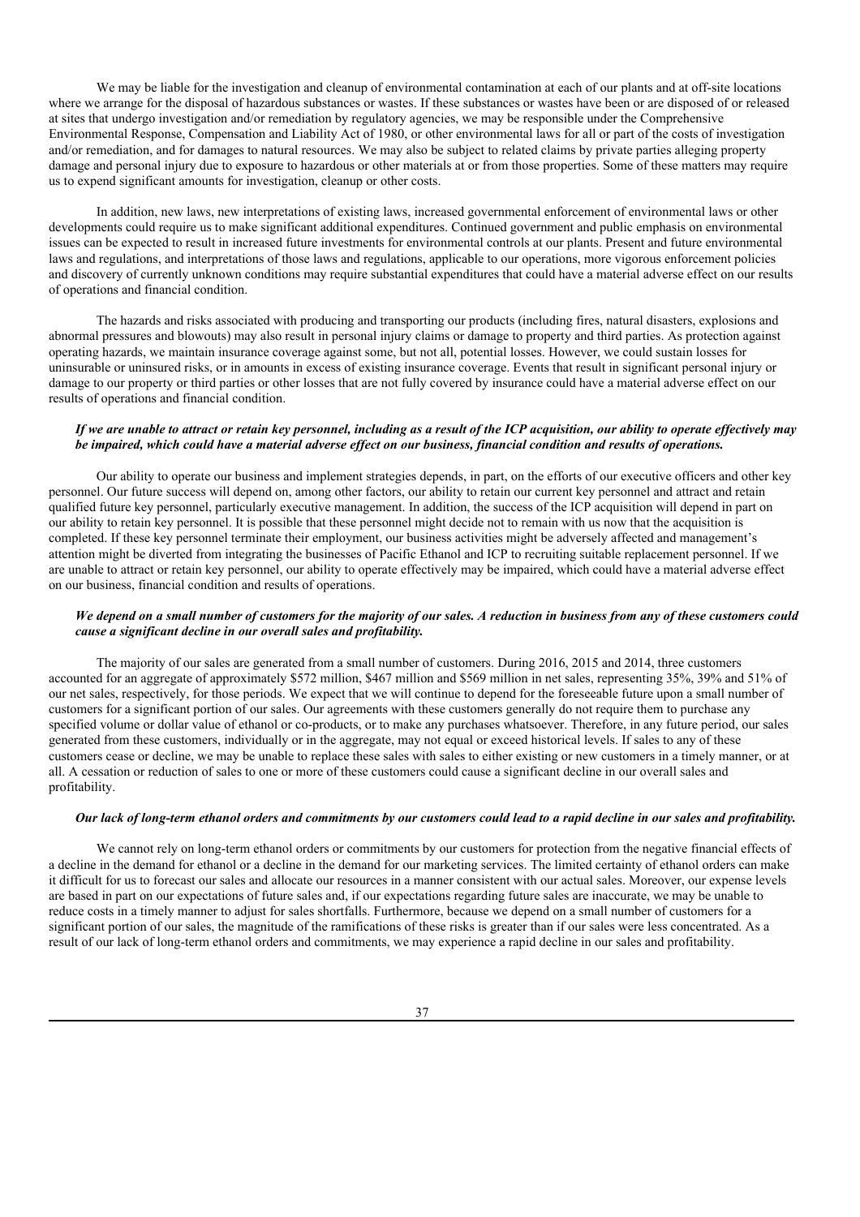We may be liable for the investigation and cleanup of environmental contamination at each of our plants and at off-site locations where we arrange for the disposal of hazardous substances or wastes. If these substances or wastes have been or are disposed of or released at sites that undergo investigation and/or remediation by regulatory agencies, we may be responsible under the Comprehensive Environmental Response, Compensation and Liability Act of 1980, or other environmental laws for all or part of the costs of investigation and/or remediation, and for damages to natural resources. We may also be subject to related claims by private parties alleging property damage and personal injury due to exposure to hazardous or other materials at or from those properties. Some of these matters may require us to expend significant amounts for investigation, cleanup or other costs.

In addition, new laws, new interpretations of existing laws, increased governmental enforcement of environmental laws or other developments could require us to make significant additional expenditures. Continued government and public emphasis on environmental issues can be expected to result in increased future investments for environmental controls at our plants. Present and future environmental laws and regulations, and interpretations of those laws and regulations, applicable to our operations, more vigorous enforcement policies and discovery of currently unknown conditions may require substantial expenditures that could have a material adverse effect on our results of operations and financial condition.

The hazards and risks associated with producing and transporting our products (including fires, natural disasters, explosions and abnormal pressures and blowouts) may also result in personal injury claims or damage to property and third parties. As protection against operating hazards, we maintain insurance coverage against some, but not all, potential losses. However, we could sustain losses for uninsurable or uninsured risks, or in amounts in excess of existing insurance coverage. Events that result in significant personal injury or damage to our property or third parties or other losses that are not fully covered by insurance could have a material adverse effect on our results of operations and financial condition.

***If we are unable to attract or retain key personnel, including as a result of the ICP acquisition, our ability to operate effectively may be impaired, which could have a material adverse effect on our business, financial condition and results of operations.***

Our ability to operate our business and implement strategies depends, in part, on the efforts of our executive officers and other key personnel. Our future success will depend on, among other factors, our ability to retain our current key personnel and attract and retain qualified future key personnel, particularly executive management. In addition, the success of the ICP acquisition will depend in part on our ability to retain key personnel. It is possible that these personnel might decide not to remain with us now that the acquisition is completed. If these key personnel terminate their employment, our business activities might be adversely affected and management's attention might be diverted from integrating the businesses of Pacific Ethanol and ICP to recruiting suitable replacement personnel. If we are unable to attract or retain key personnel, our ability to operate effectively may be impaired, which could have a material adverse effect on our business, financial condition and results of operations.

***We depend on a small number of customers for the majority of our sales. A reduction in business from any of these customers could cause a significant decline in our overall sales and profitability.***

The majority of our sales are generated from a small number of customers. During 2016, 2015 and 2014, three customers accounted for an aggregate of approximately $572 million, $467 million and $569 million in net sales, representing 35%, 39% and 51% of our net sales, respectively, for those periods. We expect that we will continue to depend for the foreseeable future upon a small number of customers for a significant portion of our sales. Our agreements with these customers generally do not require them to purchase any specified volume or dollar value of ethanol or co-products, or to make any purchases whatsoever. Therefore, in any future period, our sales generated from these customers, individually or in the aggregate, may not equal or exceed historical levels. If sales to any of these customers cease or decline, we may be unable to replace these sales with sales to either existing or new customers in a timely manner, or at all. A cessation or reduction of sales to one or more of these customers could cause a significant decline in our overall sales and profitability.

***Our lack of long-term ethanol orders and commitments by our customers could lead to a rapid decline in our sales and profitability.***

We cannot rely on long-term ethanol orders or commitments by our customers for protection from the negative financial effects of a decline in the demand for ethanol or a decline in the demand for our marketing services. The limited certainty of ethanol orders can make it difficult for us to forecast our sales and allocate our resources in a manner consistent with our actual sales. Moreover, our expense levels are based in part on our expectations of future sales and, if our expectations regarding future sales are inaccurate, we may be unable to reduce costs in a timely manner to adjust for sales shortfalls. Furthermore, because we depend on a small number of customers for a significant portion of our sales, the magnitude of the ramifications of these risks is greater than if our sales were less concentrated. As a result of our lack of long-term ethanol orders and commitments, we may experience a rapid decline in our sales and profitability.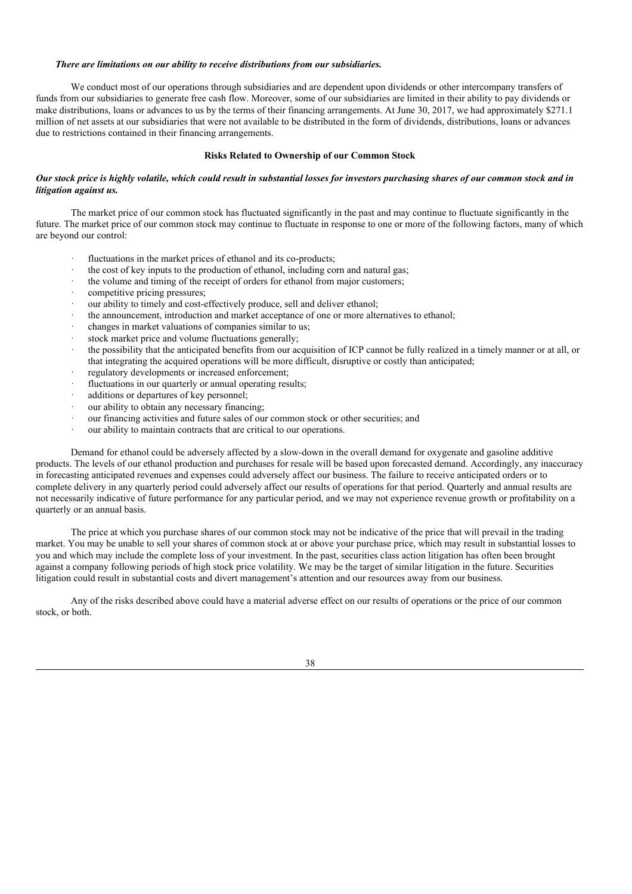*There are limitations on our ability to receive distributions from our subsidiaries.*

We conduct most of our operations through subsidiaries and are dependent upon dividends or other intercompany transfers of funds from our subsidiaries to generate free cash flow. Moreover, some of our subsidiaries are limited in their ability to pay dividends or make distributions, loans or advances to us by the terms of their financing arrangements. At June 30, 2017, we had approximately $271.1 million of net assets at our subsidiaries that were not available to be distributed in the form of dividends, distributions, loans or advances due to restrictions contained in their financing arrangements.

**Risks Related to Ownership of our Common Stock**

***Our stock price is highly volatile, which could result in substantial losses for investors purchasing shares of our common stock and in litigation against us.***

The market price of our common stock has fluctuated significantly in the past and may continue to fluctuate significantly in the future. The market price of our common stock may continue to fluctuate in response to one or more of the following factors, many of which are beyond our control:

- fluctuations in the market prices of ethanol and its co-products;
- the cost of key inputs to the production of ethanol, including corn and natural gas;
- the volume and timing of the receipt of orders for ethanol from major customers;
- competitive pricing pressures;
- our ability to timely and cost-effectively produce, sell and deliver ethanol;
- the announcement, introduction and market acceptance of one or more alternatives to ethanol;
- changes in market valuations of companies similar to us;
- stock market price and volume fluctuations generally;
- the possibility that the anticipated benefits from our acquisition of ICP cannot be fully realized in a timely manner or at all, or that integrating the acquired operations will be more difficult, disruptive or costly than anticipated;
- regulatory developments or increased enforcement;
- fluctuations in our quarterly or annual operating results;
- additions or departures of key personnel;
- our ability to obtain any necessary financing;
- our financing activities and future sales of our common stock or other securities; and
- our ability to maintain contracts that are critical to our operations.

Demand for ethanol could be adversely affected by a slow-down in the overall demand for oxygenate and gasoline additive products. The levels of our ethanol production and purchases for resale will be based upon forecasted demand. Accordingly, any inaccuracy in forecasting anticipated revenues and expenses could adversely affect our business. The failure to receive anticipated orders or to complete delivery in any quarterly period could adversely affect our results of operations for that period. Quarterly and annual results are not necessarily indicative of future performance for any particular period, and we may not experience revenue growth or profitability on a quarterly or an annual basis.

The price at which you purchase shares of our common stock may not be indicative of the price that will prevail in the trading market. You may be unable to sell your shares of common stock at or above your purchase price, which may result in substantial losses to you and which may include the complete loss of your investment. In the past, securities class action litigation has often been brought against a company following periods of high stock price volatility. We may be the target of similar litigation in the future. Securities litigation could result in substantial costs and divert management's attention and our resources away from our business.

Any of the risks described above could have a material adverse effect on our results of operations or the price of our common stock, or both.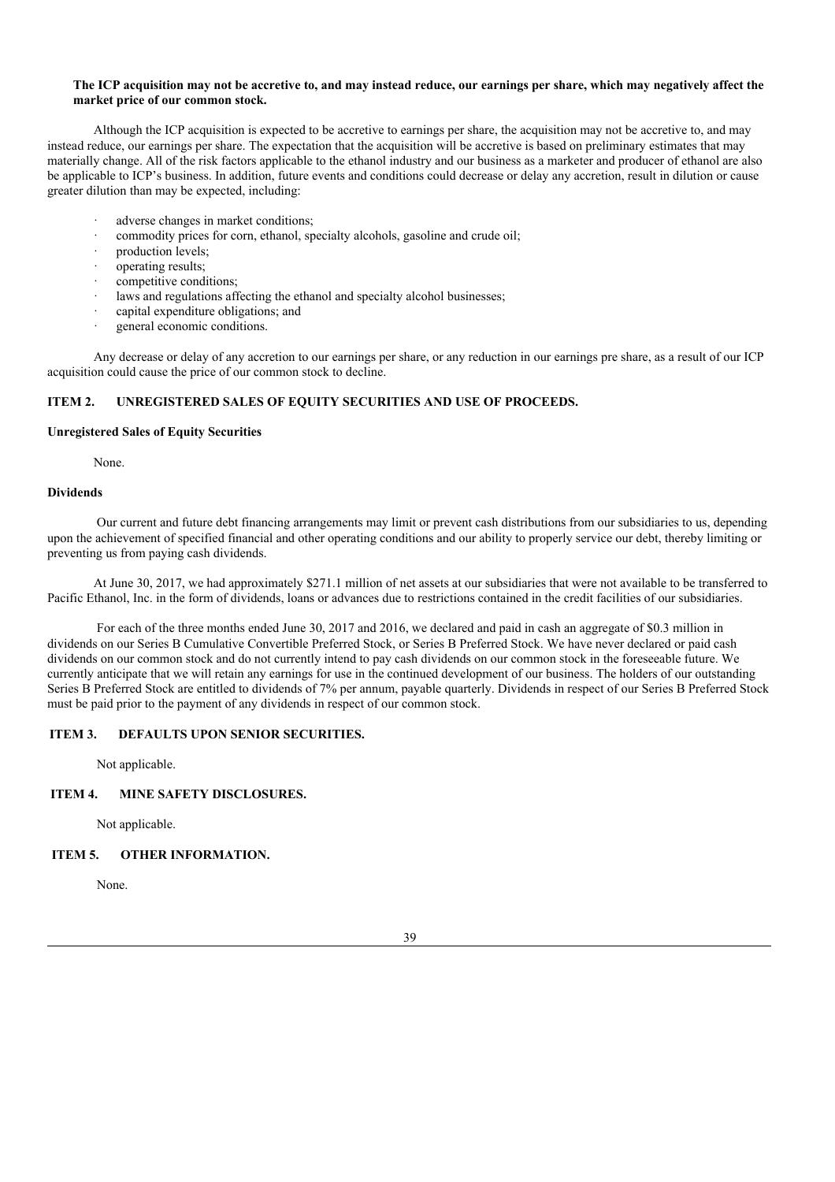**The ICP acquisition may not be accretive to, and may instead reduce, our earnings per share, which may negatively affect the market price of our common stock.**

Although the ICP acquisition is expected to be accretive to earnings per share, the acquisition may not be accretive to, and may instead reduce, our earnings per share. The expectation that the acquisition will be accretive is based on preliminary estimates that may materially change. All of the risk factors applicable to the ethanol industry and our business as a marketer and producer of ethanol are also be applicable to ICP's business. In addition, future events and conditions could decrease or delay any accretion, result in dilution or cause greater dilution than may be expected, including:

- adverse changes in market conditions;
- commodity prices for corn, ethanol, specialty alcohols, gasoline and crude oil;
- production levels;
- operating results;
- competitive conditions;
- laws and regulations affecting the ethanol and specialty alcohol businesses;
- capital expenditure obligations; and
- general economic conditions.

Any decrease or delay of any accretion to our earnings per share, or any reduction in our earnings pre share, as a result of our ICP acquisition could cause the price of our common stock to decline.

## ITEM 2. UNREGISTERED SALES OF EQUITY SECURITIES AND USE OF PROCEEDS.

**Unregistered Sales of Equity Securities**

None.

**Dividends**

Our current and future debt financing arrangements may limit or prevent cash distributions from our subsidiaries to us, depending upon the achievement of specified financial and other operating conditions and our ability to properly service our debt, thereby limiting or preventing us from paying cash dividends.

At June 30, 2017, we had approximately $271.1 million of net assets at our subsidiaries that were not available to be transferred to Pacific Ethanol, Inc. in the form of dividends, loans or advances due to restrictions contained in the credit facilities of our subsidiaries.

For each of the three months ended June 30, 2017 and 2016, we declared and paid in cash an aggregate of $0.3 million in dividends on our Series B Cumulative Convertible Preferred Stock, or Series B Preferred Stock. We have never declared or paid cash dividends on our common stock and do not currently intend to pay cash dividends on our common stock in the foreseeable future. We currently anticipate that we will retain any earnings for use in the continued development of our business. The holders of our outstanding Series B Preferred Stock are entitled to dividends of 7% per annum, payable quarterly. Dividends in respect of our Series B Preferred Stock must be paid prior to the payment of any dividends in respect of our common stock.

## ITEM 3. DEFAULTS UPON SENIOR SECURITIES.

Not applicable.

## ITEM 4. MINE SAFETY DISCLOSURES.

Not applicable.

## ITEM 5. OTHER INFORMATION.

None.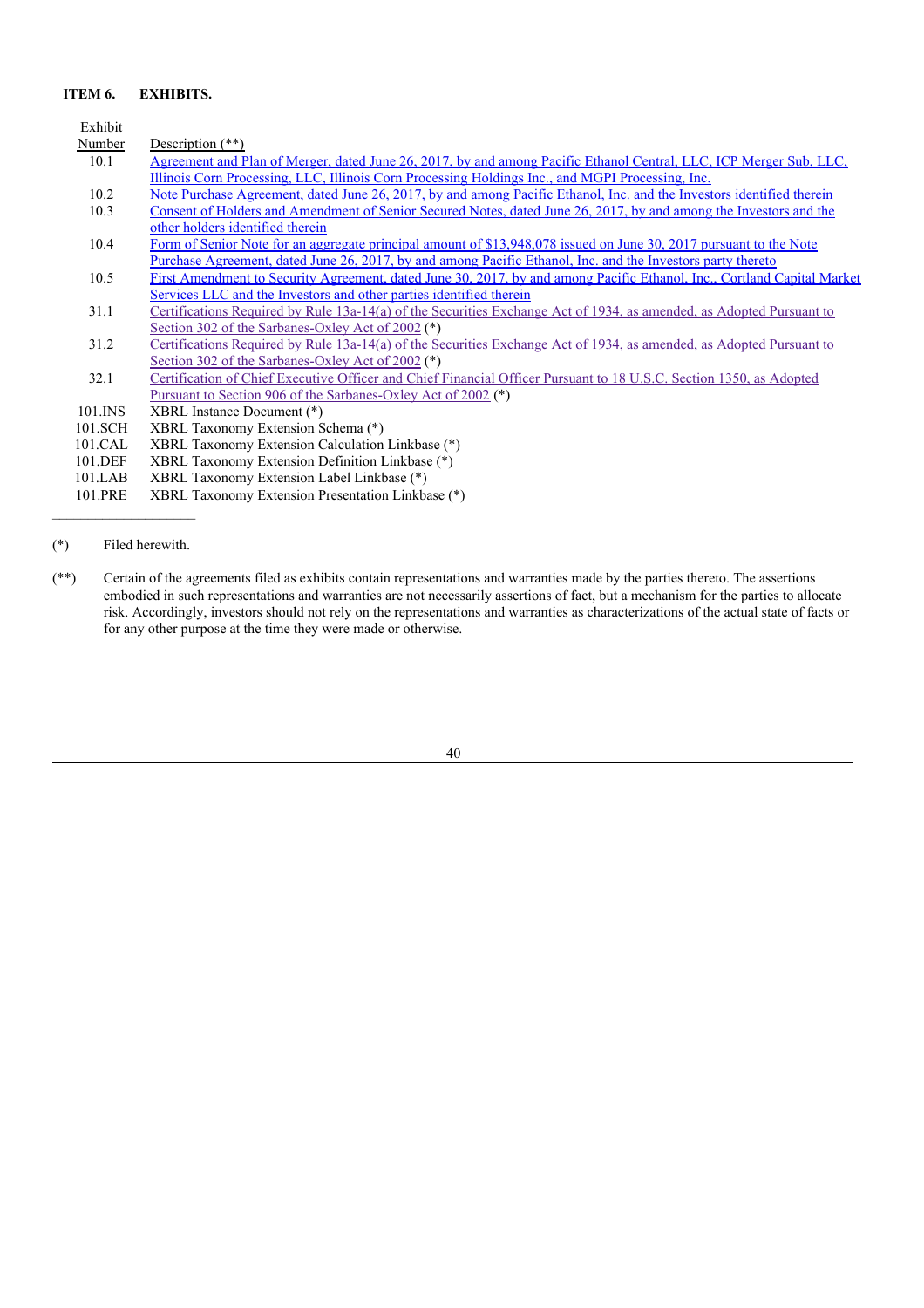**ITEM 6. EXHIBITS.**

| Exhibit Number | Description (**) |
|---|---|
| 10.1 | Agreement and Plan of Merger, dated June 26, 2017, by and among Pacific Ethanol Central, LLC, ICP Merger Sub, LLC, Illinois Corn Processing, LLC, Illinois Corn Processing Holdings Inc., and MGPI Processing, Inc. |
| 10.2 | Note Purchase Agreement, dated June 26, 2017, by and among Pacific Ethanol, Inc. and the Investors identified therein |
| 10.3 | Consent of Holders and Amendment of Senior Secured Notes, dated June 26, 2017, by and among the Investors and the other holders identified therein |
| 10.4 | Form of Senior Note for an aggregate principal amount of $13,948,078 issued on June 30, 2017 pursuant to the Note Purchase Agreement, dated June 26, 2017, by and among Pacific Ethanol, Inc. and the Investors party thereto |
| 10.5 | First Amendment to Security Agreement, dated June 30, 2017, by and among Pacific Ethanol, Inc., Cortland Capital Market Services LLC and the Investors and other parties identified therein |
| 31.1 | Certifications Required by Rule 13a-14(a) of the Securities Exchange Act of 1934, as amended, as Adopted Pursuant to Section 302 of the Sarbanes-Oxley Act of 2002 (*) |
| 31.2 | Certifications Required by Rule 13a-14(a) of the Securities Exchange Act of 1934, as amended, as Adopted Pursuant to Section 302 of the Sarbanes-Oxley Act of 2002 (*) |
| 32.1 | Certification of Chief Executive Officer and Chief Financial Officer Pursuant to 18 U.S.C. Section 1350, as Adopted Pursuant to Section 906 of the Sarbanes-Oxley Act of 2002 (*) |
| 101.INS | XBRL Instance Document (*) |
| 101.SCH | XBRL Taxonomy Extension Schema (*) |
| 101.CAL | XBRL Taxonomy Extension Calculation Linkbase (*) |
| 101.DEF | XBRL Taxonomy Extension Definition Linkbase (*) |
| 101.LAB | XBRL Taxonomy Extension Label Linkbase (*) |
| 101.PRE | XBRL Taxonomy Extension Presentation Linkbase (*) |

---

(*) Filed herewith.

(**) Certain of the agreements filed as exhibits contain representations and warranties made by the parties thereto. The assertions embodied in such representations and warranties are not necessarily assertions of fact, but a mechanism for the parties to allocate risk. Accordingly, investors should not rely on the representations and warranties as characterizations of the actual state of facts or for any other purpose at the time they were made or otherwise.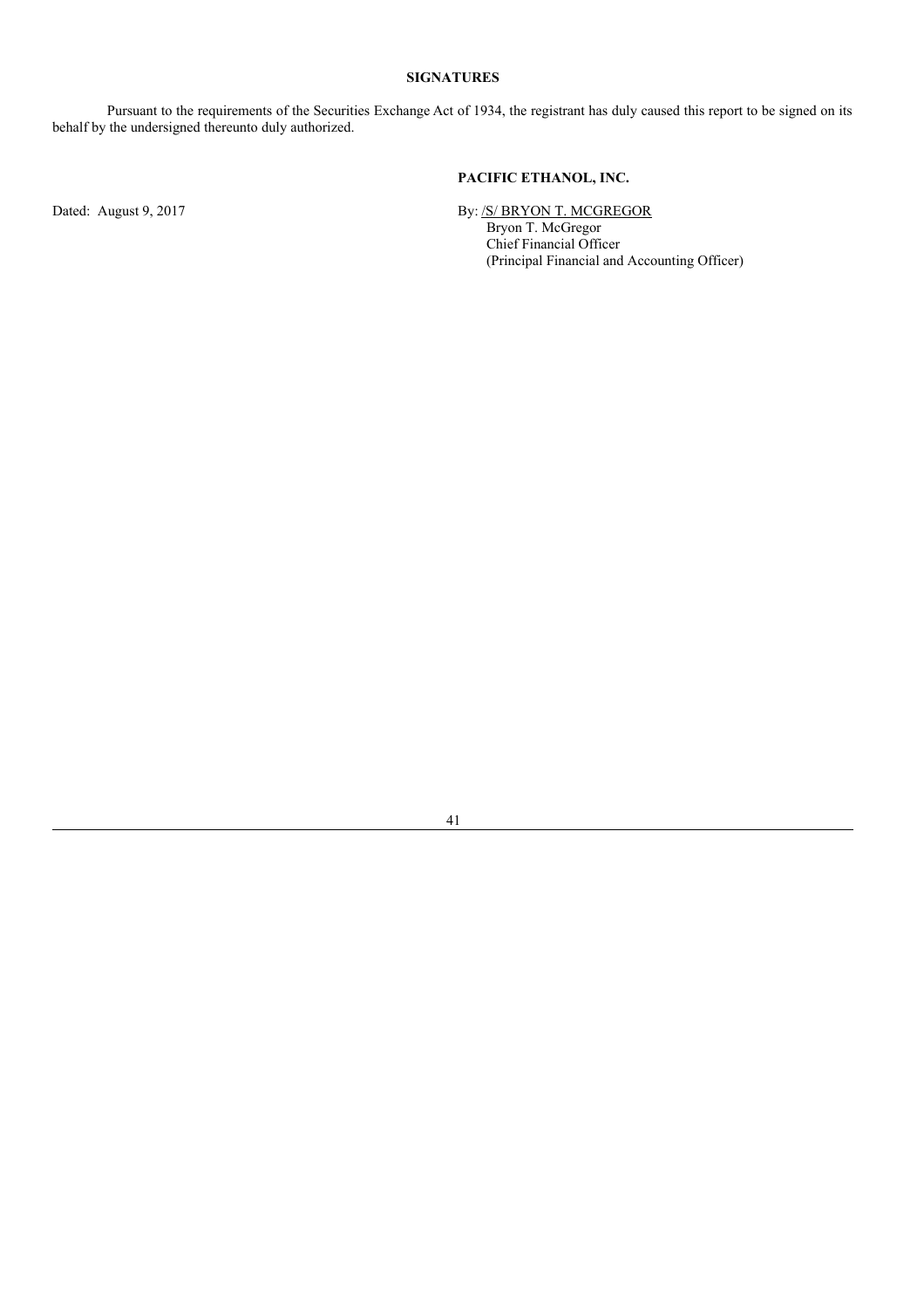## SIGNATURES

Pursuant to the requirements of the Securities Exchange Act of 1934, the registrant has duly caused this report to be signed on its behalf by the undersigned thereunto duly authorized.

**PACIFIC ETHANOL, INC.**

Dated: August 9, 2017

By: /S/ BRYON T. MCGREGOR
Bryon T. McGregor
Chief Financial Officer
(Principal Financial and Accounting Officer)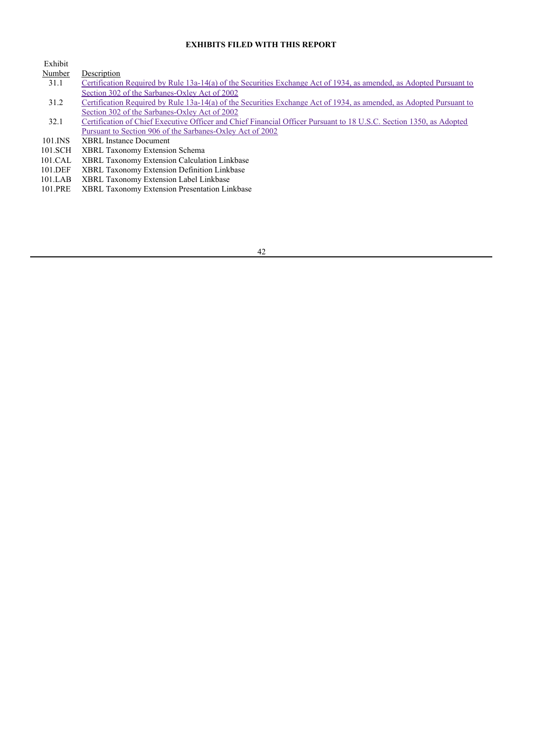**EXHIBITS FILED WITH THIS REPORT**

| Exhibit Number | Description |
|---|---|
| 31.1 | Certification Required by Rule 13a-14(a) of the Securities Exchange Act of 1934, as amended, as Adopted Pursuant to Section 302 of the Sarbanes-Oxley Act of 2002 |
| 31.2 | Certification Required by Rule 13a-14(a) of the Securities Exchange Act of 1934, as amended, as Adopted Pursuant to Section 302 of the Sarbanes-Oxley Act of 2002 |
| 32.1 | Certification of Chief Executive Officer and Chief Financial Officer Pursuant to 18 U.S.C. Section 1350, as Adopted Pursuant to Section 906 of the Sarbanes-Oxley Act of 2002 |
| 101.INS | XBRL Instance Document |
| 101.SCH | XBRL Taxonomy Extension Schema |
| 101.CAL | XBRL Taxonomy Extension Calculation Linkbase |
| 101.DEF | XBRL Taxonomy Extension Definition Linkbase |
| 101.LAB | XBRL Taxonomy Extension Label Linkbase |
| 101.PRE | XBRL Taxonomy Extension Presentation Linkbase |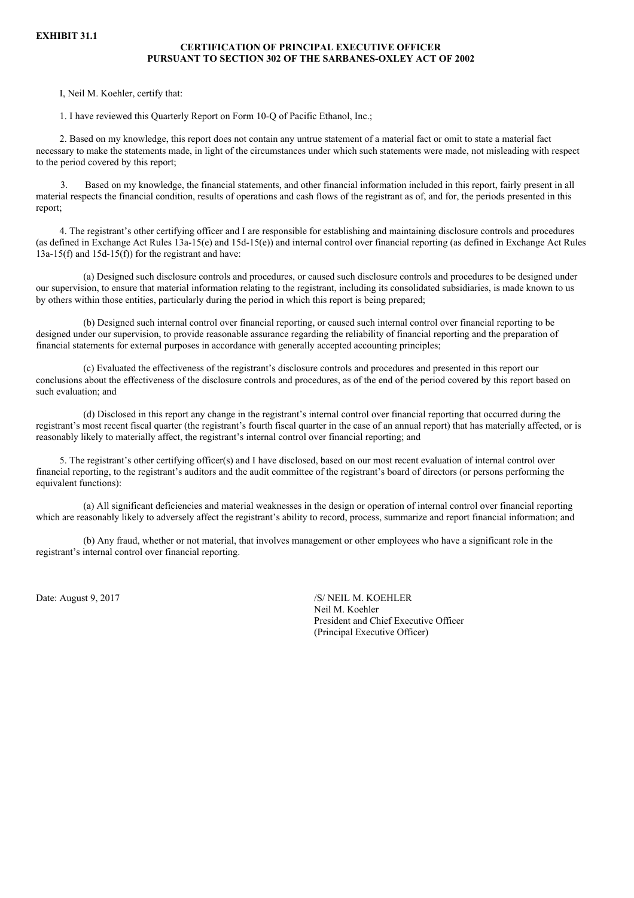**EXHIBIT 31.1**

**CERTIFICATION OF PRINCIPAL EXECUTIVE OFFICER PURSUANT TO SECTION 302 OF THE SARBANES-OXLEY ACT OF 2002**

I, Neil M. Koehler, certify that:

1. I have reviewed this Quarterly Report on Form 10-Q of Pacific Ethanol, Inc.;

2. Based on my knowledge, this report does not contain any untrue statement of a material fact or omit to state a material fact necessary to make the statements made, in light of the circumstances under which such statements were made, not misleading with respect to the period covered by this report;

3. Based on my knowledge, the financial statements, and other financial information included in this report, fairly present in all material respects the financial condition, results of operations and cash flows of the registrant as of, and for, the periods presented in this report;

4. The registrant's other certifying officer and I are responsible for establishing and maintaining disclosure controls and procedures (as defined in Exchange Act Rules 13a-15(e) and 15d-15(e)) and internal control over financial reporting (as defined in Exchange Act Rules 13a-15(f) and 15d-15(f)) for the registrant and have:

(a) Designed such disclosure controls and procedures, or caused such disclosure controls and procedures to be designed under our supervision, to ensure that material information relating to the registrant, including its consolidated subsidiaries, is made known to us by others within those entities, particularly during the period in which this report is being prepared;

(b) Designed such internal control over financial reporting, or caused such internal control over financial reporting to be designed under our supervision, to provide reasonable assurance regarding the reliability of financial reporting and the preparation of financial statements for external purposes in accordance with generally accepted accounting principles;

(c) Evaluated the effectiveness of the registrant's disclosure controls and procedures and presented in this report our conclusions about the effectiveness of the disclosure controls and procedures, as of the end of the period covered by this report based on such evaluation; and

(d) Disclosed in this report any change in the registrant's internal control over financial reporting that occurred during the registrant's most recent fiscal quarter (the registrant's fourth fiscal quarter in the case of an annual report) that has materially affected, or is reasonably likely to materially affect, the registrant's internal control over financial reporting; and

5. The registrant's other certifying officer(s) and I have disclosed, based on our most recent evaluation of internal control over financial reporting, to the registrant's auditors and the audit committee of the registrant's board of directors (or persons performing the equivalent functions):

(a) All significant deficiencies and material weaknesses in the design or operation of internal control over financial reporting which are reasonably likely to adversely affect the registrant's ability to record, process, summarize and report financial information; and

(b) Any fraud, whether or not material, that involves management or other employees who have a significant role in the registrant's internal control over financial reporting.

Date: August 9, 2017

/S/ NEIL M. KOEHLER
Neil M. Koehler
President and Chief Executive Officer
(Principal Executive Officer)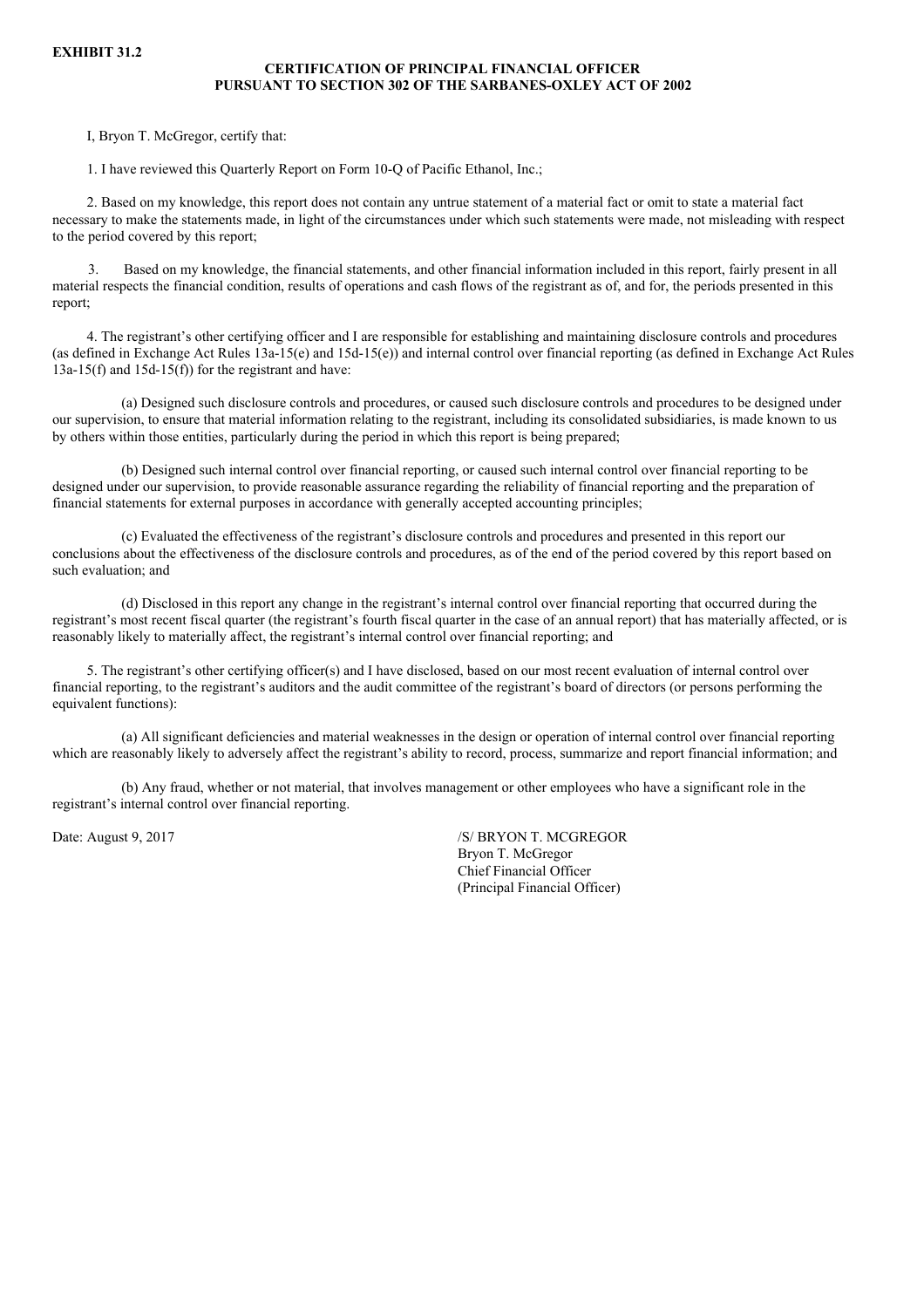**EXHIBIT 31.2**

**CERTIFICATION OF PRINCIPAL FINANCIAL OFFICER**
**PURSUANT TO SECTION 302 OF THE SARBANES-OXLEY ACT OF 2002**

I, Bryon T. McGregor, certify that:

1. I have reviewed this Quarterly Report on Form 10-Q of Pacific Ethanol, Inc.;

2. Based on my knowledge, this report does not contain any untrue statement of a material fact or omit to state a material fact necessary to make the statements made, in light of the circumstances under which such statements were made, not misleading with respect to the period covered by this report;

3. Based on my knowledge, the financial statements, and other financial information included in this report, fairly present in all material respects the financial condition, results of operations and cash flows of the registrant as of, and for, the periods presented in this report;

4. The registrant's other certifying officer and I are responsible for establishing and maintaining disclosure controls and procedures (as defined in Exchange Act Rules 13a-15(e) and 15d-15(e)) and internal control over financial reporting (as defined in Exchange Act Rules 13a-15(f) and 15d-15(f)) for the registrant and have:

(a) Designed such disclosure controls and procedures, or caused such disclosure controls and procedures to be designed under our supervision, to ensure that material information relating to the registrant, including its consolidated subsidiaries, is made known to us by others within those entities, particularly during the period in which this report is being prepared;

(b) Designed such internal control over financial reporting, or caused such internal control over financial reporting to be designed under our supervision, to provide reasonable assurance regarding the reliability of financial reporting and the preparation of financial statements for external purposes in accordance with generally accepted accounting principles;

(c) Evaluated the effectiveness of the registrant's disclosure controls and procedures and presented in this report our conclusions about the effectiveness of the disclosure controls and procedures, as of the end of the period covered by this report based on such evaluation; and

(d) Disclosed in this report any change in the registrant's internal control over financial reporting that occurred during the registrant's most recent fiscal quarter (the registrant's fourth fiscal quarter in the case of an annual report) that has materially affected, or is reasonably likely to materially affect, the registrant's internal control over financial reporting; and

5. The registrant's other certifying officer(s) and I have disclosed, based on our most recent evaluation of internal control over financial reporting, to the registrant's auditors and the audit committee of the registrant's board of directors (or persons performing the equivalent functions):

(a) All significant deficiencies and material weaknesses in the design or operation of internal control over financial reporting which are reasonably likely to adversely affect the registrant's ability to record, process, summarize and report financial information; and

(b) Any fraud, whether or not material, that involves management or other employees who have a significant role in the registrant's internal control over financial reporting.

Date: August 9, 2017

/S/ BRYON T. MCGREGOR
Bryon T. McGregor
Chief Financial Officer
(Principal Financial Officer)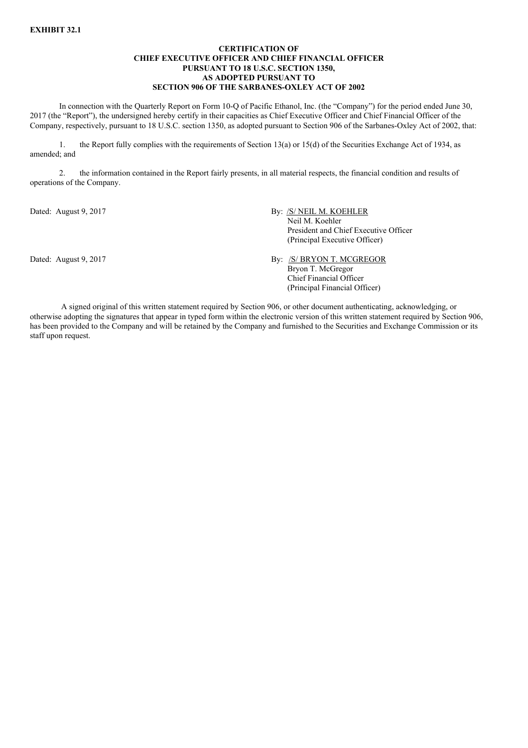**EXHIBIT 32.1**

**CERTIFICATION OF**
**CHIEF EXECUTIVE OFFICER AND CHIEF FINANCIAL OFFICER**
**PURSUANT TO 18 U.S.C. SECTION 1350,**
**AS ADOPTED PURSUANT TO**
**SECTION 906 OF THE SARBANES-OXLEY ACT OF 2002**

In connection with the Quarterly Report on Form 10-Q of Pacific Ethanol, Inc. (the "Company") for the period ended June 30, 2017 (the "Report"), the undersigned hereby certify in their capacities as Chief Executive Officer and Chief Financial Officer of the Company, respectively, pursuant to 18 U.S.C. section 1350, as adopted pursuant to Section 906 of the Sarbanes-Oxley Act of 2002, that:

1. the Report fully complies with the requirements of Section 13(a) or 15(d) of the Securities Exchange Act of 1934, as amended; and

2. the information contained in the Report fairly presents, in all material respects, the financial condition and results of operations of the Company.

Dated: August 9, 2017

By: /S/ NEIL M. KOEHLER
Neil M. Koehler
President and Chief Executive Officer
(Principal Executive Officer)

Dated: August 9, 2017

By: /S/ BRYON T. MCGREGOR
Bryon T. McGregor
Chief Financial Officer
(Principal Financial Officer)

A signed original of this written statement required by Section 906, or other document authenticating, acknowledging, or otherwise adopting the signatures that appear in typed form within the electronic version of this written statement required by Section 906, has been provided to the Company and will be retained by the Company and furnished to the Securities and Exchange Commission or its staff upon request.